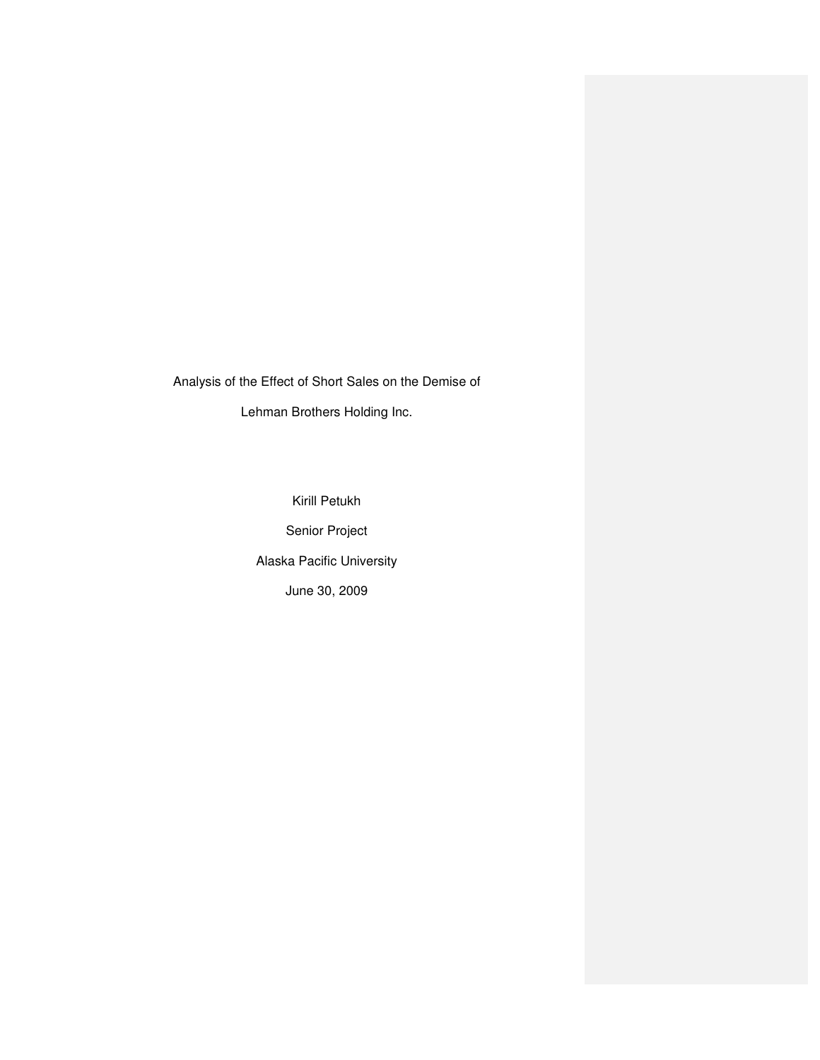# Analysis of the Effect of Short Sales on the Demise of Lehman Brothers Holding Inc.

Kirill Petukh

Senior Project

Alaska Pacific University

June 30, 2009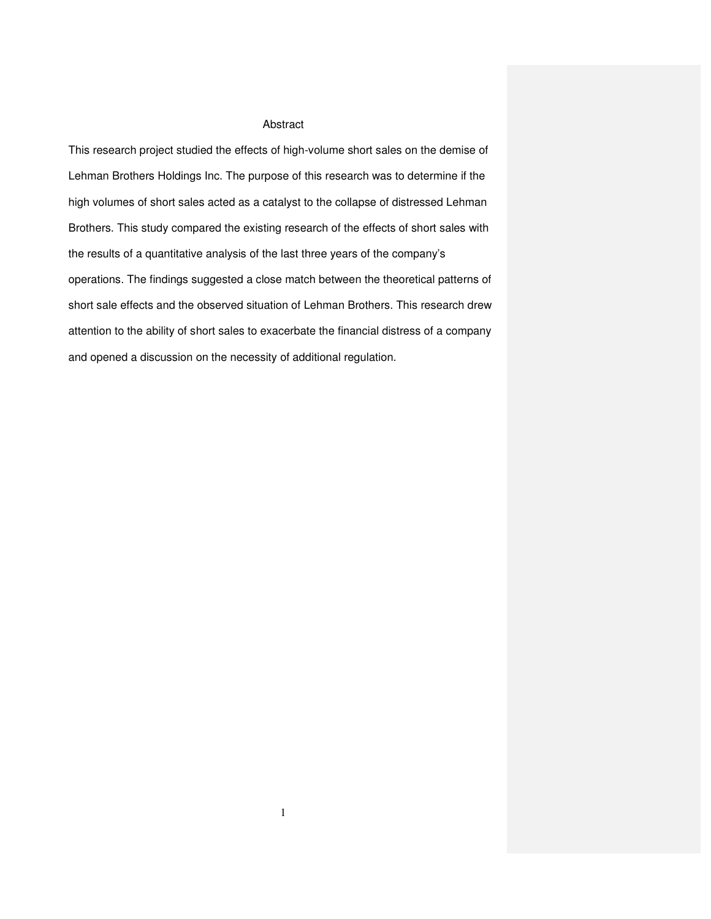# Abstract

This research project studied the effects of high-volume short sales on the demise of Lehman Brothers Holdings Inc. The purpose of this research was to determine if the high volumes of short sales acted as a catalyst to the collapse of distressed Lehman Brothers. This study compared the existing research of the effects of short sales with the results of a quantitative analysis of the last three years of the company's operations. The findings suggested a close match between the theoretical patterns of short sale effects and the observed situation of Lehman Brothers. This research drew attention to the ability of short sales to exacerbate the financial distress of a company and opened a discussion on the necessity of additional regulation.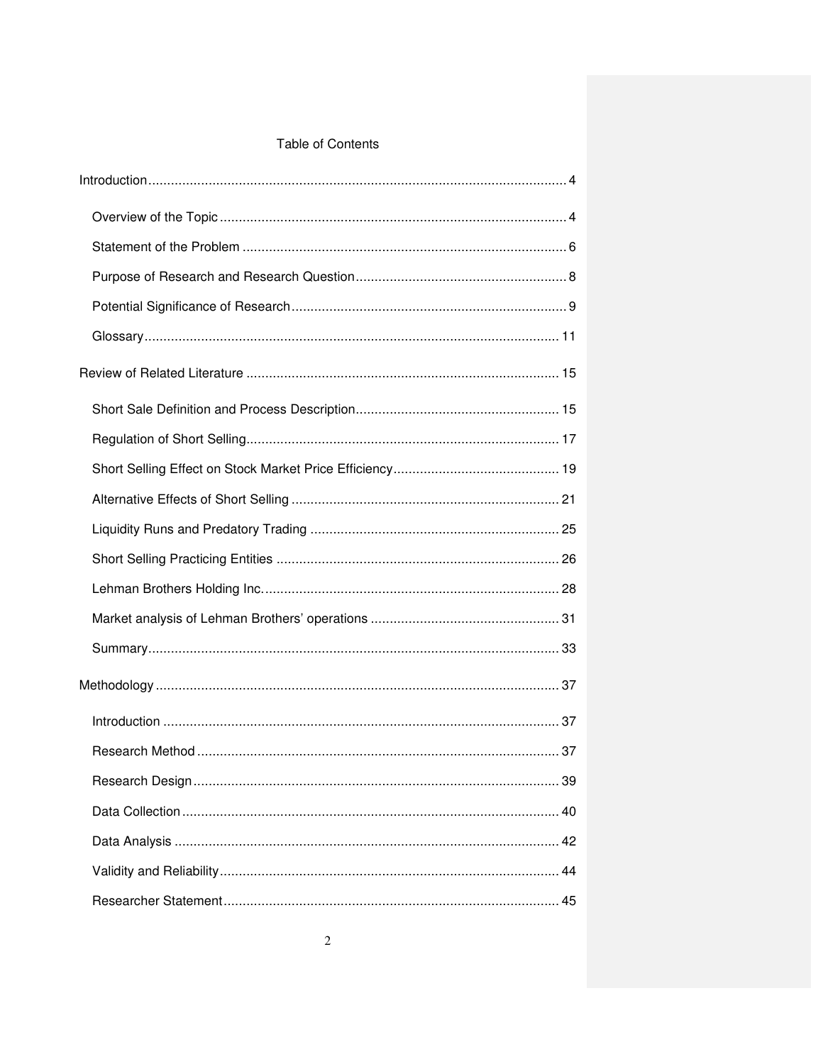# Table of Contents

Introduction ..... 4

- Overview of the Topic ..... 4
- Statement of the Problem ..... 6
- Purpose of Research and Research Question ..... 8
- Potential Significance of Research ..... 9
- Glossary ..... 11

Review of Related Literature ..... 15

- Short Sale Definition and Process Description ..... 15
- Regulation of Short Selling ..... 17
- Short Selling Effect on Stock Market Price Efficiency ..... 19
- Alternative Effects of Short Selling ..... 21
- Liquidity Runs and Predatory Trading ..... 25
- Short Selling Practicing Entities ..... 26
- Lehman Brothers Holding Inc. ..... 28
- Market analysis of Lehman Brothers' operations ..... 31
- Summary ..... 33

Methodology ..... 37

- Introduction ..... 37
- Research Method ..... 37
- Research Design ..... 39
- Data Collection ..... 40
- Data Analysis ..... 42
- Validity and Reliability ..... 44
- Researcher Statement ..... 45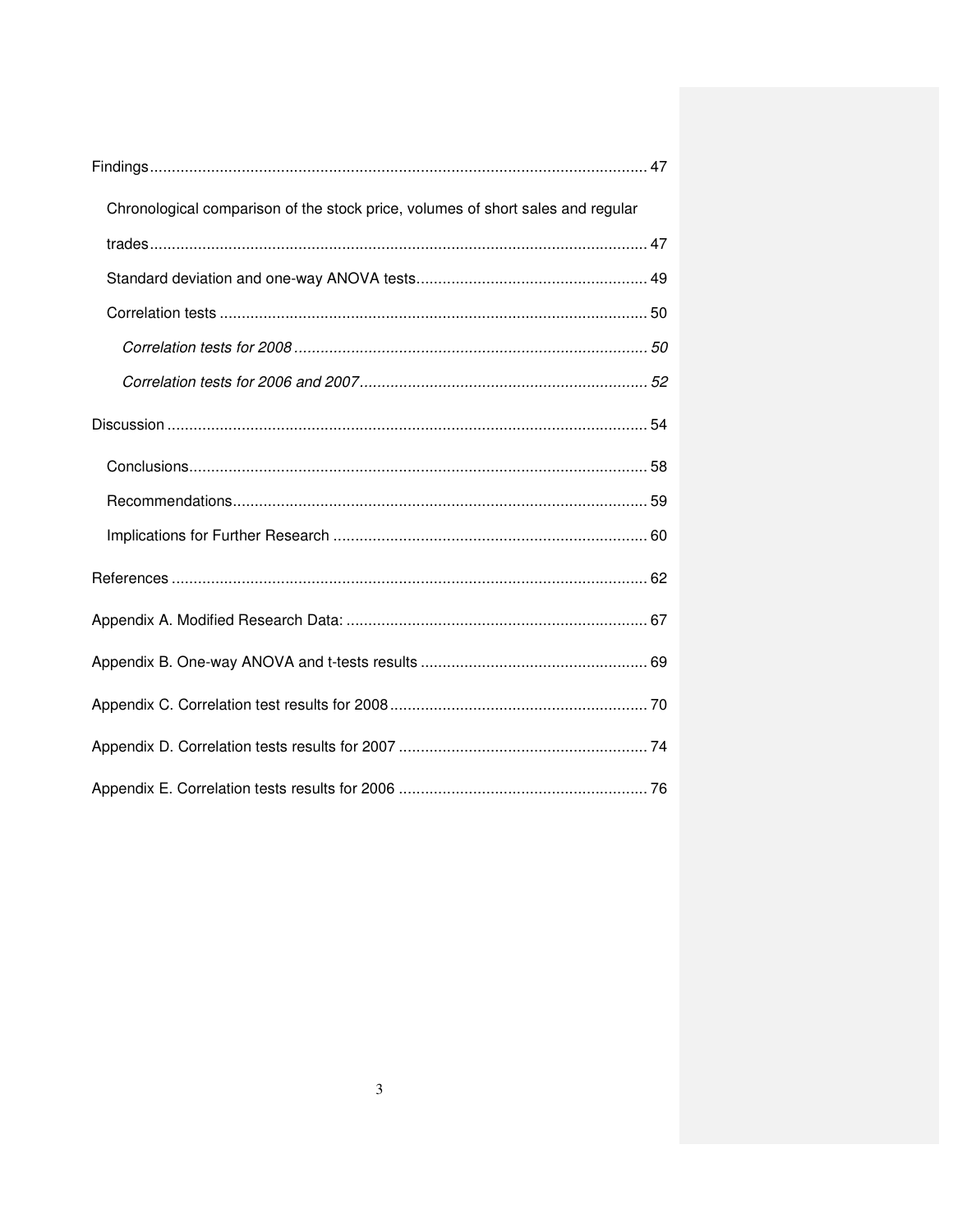Findings ................................................................................................................. 47

  Chronological comparison of the stock price, volumes of short sales and regular trades ................................................................................................................. 47

  Standard deviation and one-way ANOVA tests .................................................... 49

  Correlation tests ................................................................................................. 50

    *Correlation tests for 2008 ................................................................................ 50*

    *Correlation tests for 2006 and 2007 ................................................................. 52*

Discussion ............................................................................................................. 54

  Conclusions ........................................................................................................ 58

  Recommendations .............................................................................................. 59

  Implications for Further Research ....................................................................... 60

References ............................................................................................................ 62

Appendix A. Modified Research Data: .................................................................... 67

Appendix B. One-way ANOVA and t-tests results .................................................... 69

Appendix C. Correlation test results for 2008 ........................................................... 70

Appendix D. Correlation tests results for 2007 ......................................................... 74

Appendix E. Correlation tests results for 2006 ......................................................... 76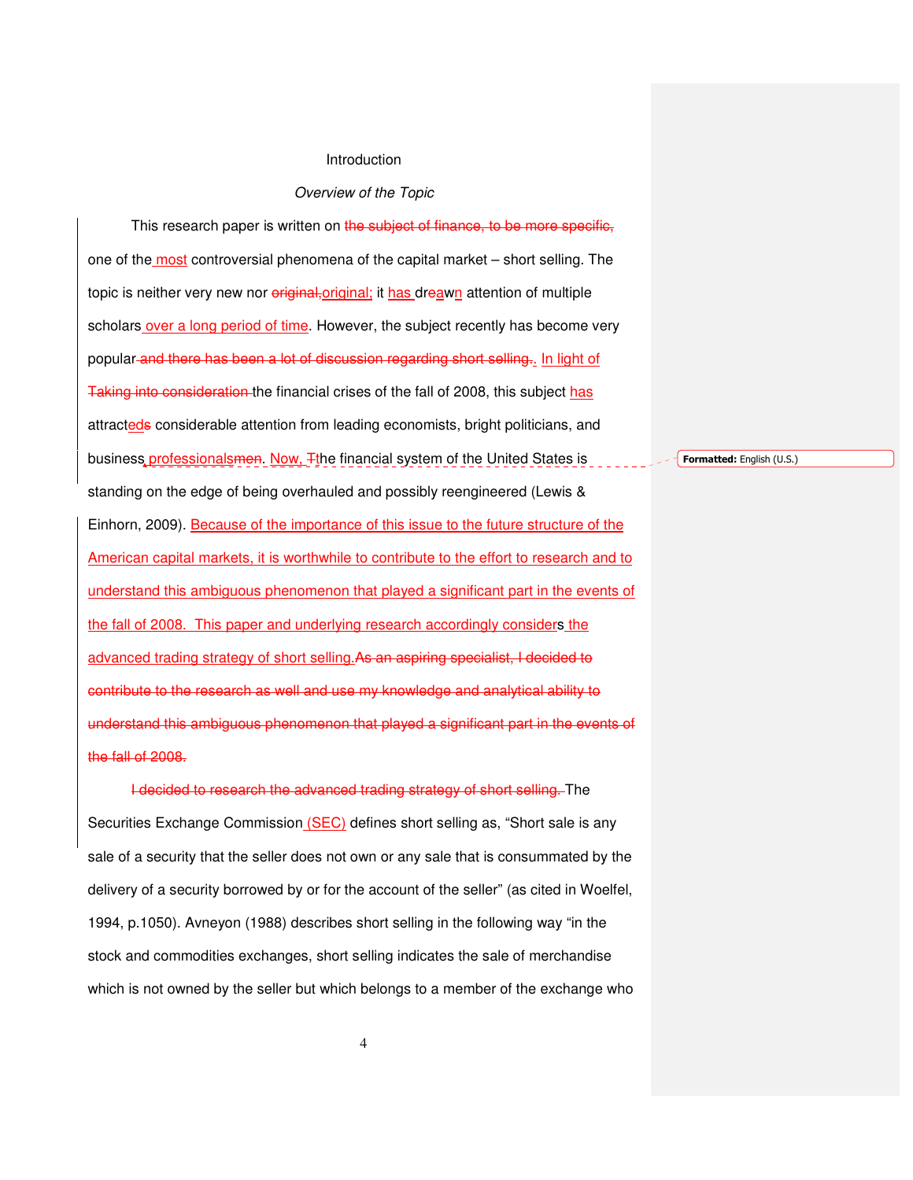# Introduction

## *Overview of the Topic*

This research paper is written on ~~the subject of finance, to be more specific,~~ one of the most controversial phenomena of the capital market – short selling. The topic is neither very new nor ~~original,~~original; it has dr~~e~~awn attention of multiple scholars over a long period of time. However, the subject recently has become very popular~~ and there has been a lot of discussion regarding short selling.~~. In light of ~~Taking into consideration~~ the financial crises of the fall of 2008, this subject has attracted~~s~~ considerable attention from leading economists, bright politicians, and business, professionals~~men~~. Now, ~~T~~the financial system of the United States is standing on the edge of being overhauled and possibly reengineered (Lewis & Einhorn, 2009). Because of the importance of this issue to the future structure of the American capital markets, it is worthwhile to contribute to the effort to research and to understand this ambiguous phenomenon that played a significant part in the events of the fall of 2008. This paper and underlying research accordingly considers the advanced trading strategy of short selling.~~As an aspiring specialist, I decided to contribute to the research as well and use my knowledge and analytical ability to understand this ambiguous phenomenon that played a significant part in the events of the fall of 2008.~~

~~I decided to research the advanced trading strategy of short selling.~~ The Securities Exchange Commission (SEC) defines short selling as, "Short sale is any sale of a security that the seller does not own or any sale that is consummated by the delivery of a security borrowed by or for the account of the seller" (as cited in Woelfel, 1994, p.1050). Avneyon (1988) describes short selling in the following way "in the stock and commodities exchanges, short selling indicates the sale of merchandise which is not owned by the seller but which belongs to a member of the exchange who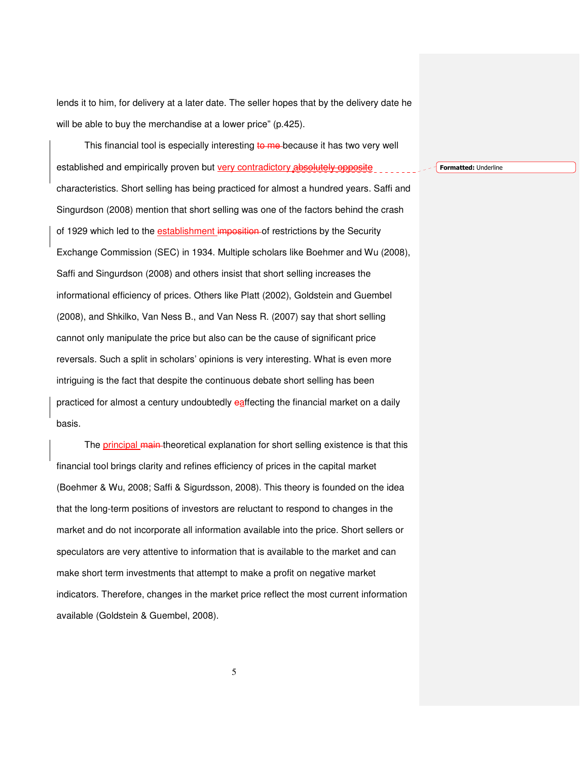lends it to him, for delivery at a later date. The seller hopes that by the delivery date he will be able to buy the merchandise at a lower price" (p.425).

This financial tool is especially interesting to me because it has two very well established and empirically proven but very contradictory absolutely opposite characteristics. Short selling has being practiced for almost a hundred years. Saffi and Singurdson (2008) mention that short selling was one of the factors behind the crash of 1929 which led to the establishment imposition of restrictions by the Security Exchange Commission (SEC) in 1934. Multiple scholars like Boehmer and Wu (2008), Saffi and Singurdson (2008) and others insist that short selling increases the informational efficiency of prices. Others like Platt (2002), Goldstein and Guembel (2008), and Shkilko, Van Ness B., and Van Ness R. (2007) say that short selling cannot only manipulate the price but also can be the cause of significant price reversals. Such a split in scholars' opinions is very interesting. What is even more intriguing is the fact that despite the continuous debate short selling has been practiced for almost a century undoubtedly eaffecting the financial market on a daily basis.

The principal main theoretical explanation for short selling existence is that this financial tool brings clarity and refines efficiency of prices in the capital market (Boehmer & Wu, 2008; Saffi & Sigurdsson, 2008). This theory is founded on the idea that the long-term positions of investors are reluctant to respond to changes in the market and do not incorporate all information available into the price. Short sellers or speculators are very attentive to information that is available to the market and can make short term investments that attempt to make a profit on negative market indicators. Therefore, changes in the market price reflect the most current information available (Goldstein & Guembel, 2008).

Formatted: Underline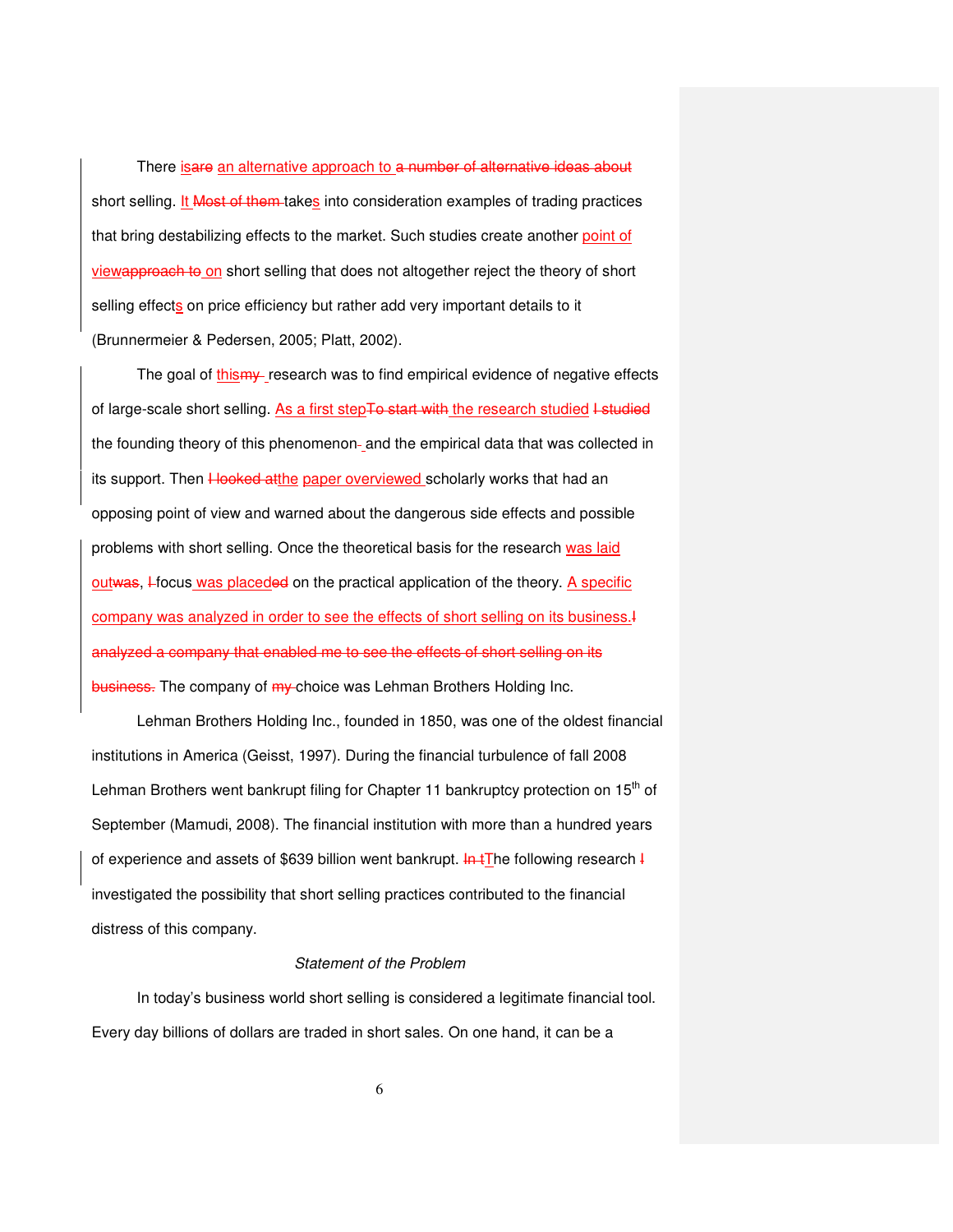There is~~are~~ an alternative approach to ~~a number of alternative ideas about~~ short selling. It ~~Most of them~~ takes into consideration examples of trading practices that bring destabilizing effects to the market. Such studies create another point of view~~approach to~~ on short selling that does not altogether reject the theory of short selling effects on price efficiency but rather add very important details to it (Brunnermeier & Pedersen, 2005; Platt, 2002).

The goal of this~~my~~ research was to find empirical evidence of negative effects of large-scale short selling. As a first step~~To start with~~ the research studied ~~I studied~~ the founding theory of this phenomenon~~-~~ and the empirical data that was collected in its support. Then ~~I looked at~~the paper overviewed scholarly works that had an opposing point of view and warned about the dangerous side effects and possible problems with short selling. Once the theoretical basis for the research was laid out~~was~~, ~~I~~ focus was placed~~ed~~ on the practical application of the theory. A specific company was analyzed in order to see the effects of short selling on its business.~~I analyzed a company that enabled me to see the effects of short selling on its business.~~ The company of ~~my~~ choice was Lehman Brothers Holding Inc.

Lehman Brothers Holding Inc., founded in 1850, was one of the oldest financial institutions in America (Geisst, 1997). During the financial turbulence of fall 2008 Lehman Brothers went bankrupt filing for Chapter 11 bankruptcy protection on 15th of September (Mamudi, 2008). The financial institution with more than a hundred years of experience and assets of $639 billion went bankrupt. ~~In t~~The following research ~~I~~ investigated the possibility that short selling practices contributed to the financial distress of this company.

## *Statement of the Problem*

In today's business world short selling is considered a legitimate financial tool. Every day billions of dollars are traded in short sales. On one hand, it can be a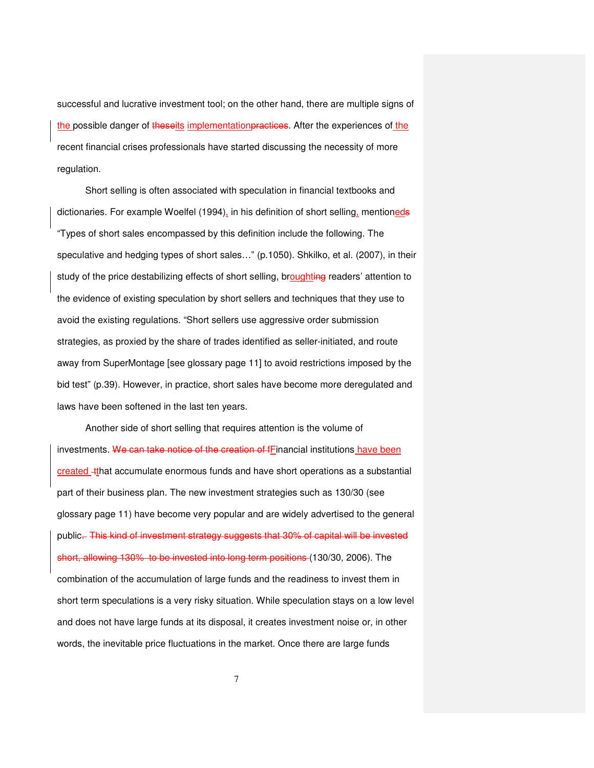successful and lucrative investment tool; on the other hand, there are multiple signs of the possible danger of its implementation. After the experiences of the recent financial crises professionals have started discussing the necessity of more regulation.

Short selling is often associated with speculation in financial textbooks and dictionaries. For example Woelfel (1994), in his definition of short selling, mentioned "Types of short sales encompassed by this definition include the following. The speculative and hedging types of short sales…" (p.1050). Shkilko, et al. (2007), in their study of the price destabilizing effects of short selling, brought readers' attention to the evidence of existing speculation by short sellers and techniques that they use to avoid the existing regulations. "Short sellers use aggressive order submission strategies, as proxied by the share of trades identified as seller-initiated, and route away from SuperMontage [see glossary page 11] to avoid restrictions imposed by the bid test" (p.39). However, in practice, short sales have become more deregulated and laws have been softened in the last ten years.

Another side of short selling that requires attention is the volume of investments. Financial institutions have been created that accumulate enormous funds and have short operations as a substantial part of their business plan. The new investment strategies such as 130/30 (see glossary page 11) have become very popular and are widely advertised to the general public (130/30, 2006). The combination of the accumulation of large funds and the readiness to invest them in short term speculations is a very risky situation. While speculation stays on a low level and does not have large funds at its disposal, it creates investment noise or, in other words, the inevitable price fluctuations in the market. Once there are large funds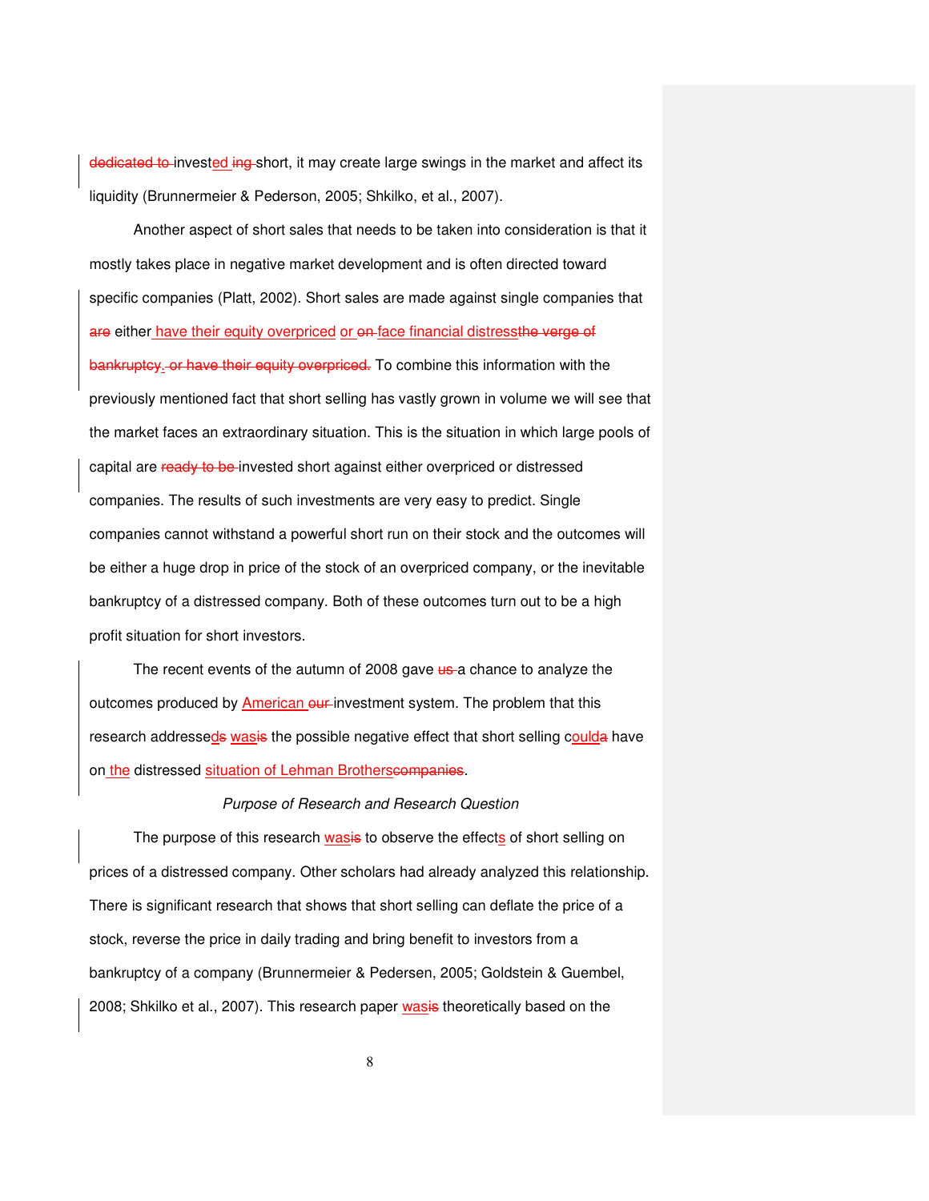~~dedicated to~~ invested~~ing~~ short, it may create large swings in the market and affect its liquidity (Brunnermeier & Pederson, 2005; Shkilko, et al., 2007).

Another aspect of short sales that needs to be taken into consideration is that it mostly takes place in negative market development and is often directed toward specific companies (Platt, 2002). Short sales are made against single companies that ~~are~~ either have their equity overpriced or ~~on~~ face financial distress~~the verge of bankruptcy~~. ~~or have their equity overpriced.~~ To combine this information with the previously mentioned fact that short selling has vastly grown in volume we will see that the market faces an extraordinary situation. This is the situation in which large pools of capital are ~~ready to be~~ invested short against either overpriced or distressed companies. The results of such investments are very easy to predict. Single companies cannot withstand a powerful short run on their stock and the outcomes will be either a huge drop in price of the stock of an overpriced company, or the inevitable bankruptcy of a distressed company. Both of these outcomes turn out to be a high profit situation for short investors.

The recent events of the autumn of 2008 gave ~~us~~ a chance to analyze the outcomes produced by American ~~our~~ investment system. The problem that this research addressed~~s~~ was~~is~~ the possible negative effect that short selling could~~a~~ have on the distressed situation of Lehman Brothers~~companies~~.

*Purpose of Research and Research Question*

The purpose of this research was~~is~~ to observe the effects of short selling on prices of a distressed company. Other scholars had already analyzed this relationship. There is significant research that shows that short selling can deflate the price of a stock, reverse the price in daily trading and bring benefit to investors from a bankruptcy of a company (Brunnermeier & Pedersen, 2005; Goldstein & Guembel, 2008; Shkilko et al., 2007). This research paper was~~is~~ theoretically based on the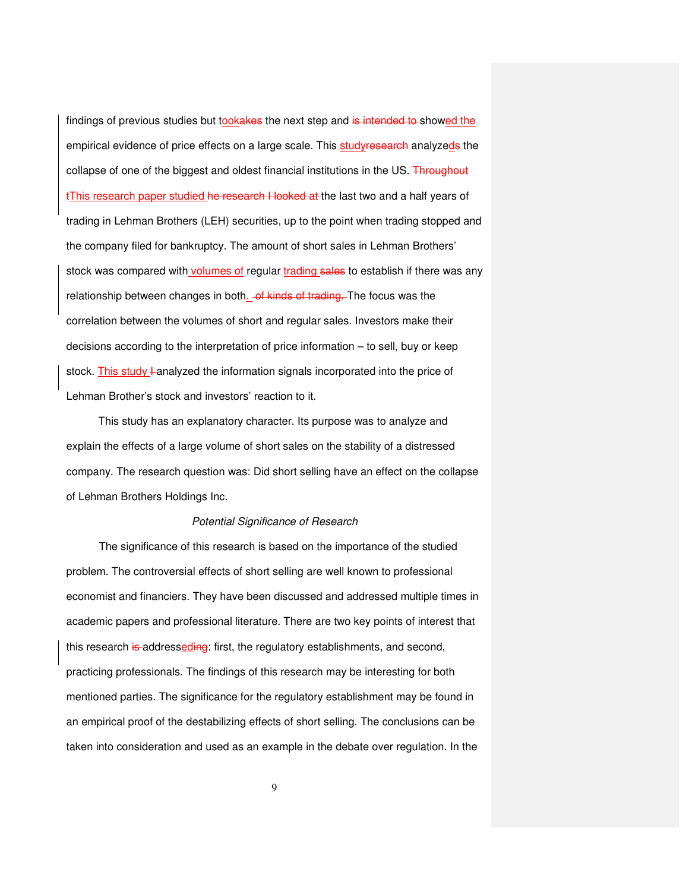findings of previous studies but took the next step and showed the empirical evidence of price effects on a large scale. This study analyzed the collapse of one of the biggest and oldest financial institutions in the US. This research paper studied the last two and a half years of trading in Lehman Brothers (LEH) securities, up to the point when trading stopped and the company filed for bankruptcy. The amount of short sales in Lehman Brothers' stock was compared with volumes of regular trading to establish if there was any relationship between changes in both. The focus was the correlation between the volumes of short and regular sales. Investors make their decisions according to the interpretation of price information – to sell, buy or keep stock. This study analyzed the information signals incorporated into the price of Lehman Brother's stock and investors' reaction to it.

This study has an explanatory character. Its purpose was to analyze and explain the effects of a large volume of short sales on the stability of a distressed company. The research question was: Did short selling have an effect on the collapse of Lehman Brothers Holdings Inc.

*Potential Significance of Research*

The significance of this research is based on the importance of the studied problem. The controversial effects of short selling are well known to professional economist and financiers. They have been discussed and addressed multiple times in academic papers and professional literature. There are two key points of interest that this research addressed: first, the regulatory establishments, and second, practicing professionals. The findings of this research may be interesting for both mentioned parties. The significance for the regulatory establishment may be found in an empirical proof of the destabilizing effects of short selling. The conclusions can be taken into consideration and used as an example in the debate over regulation. In the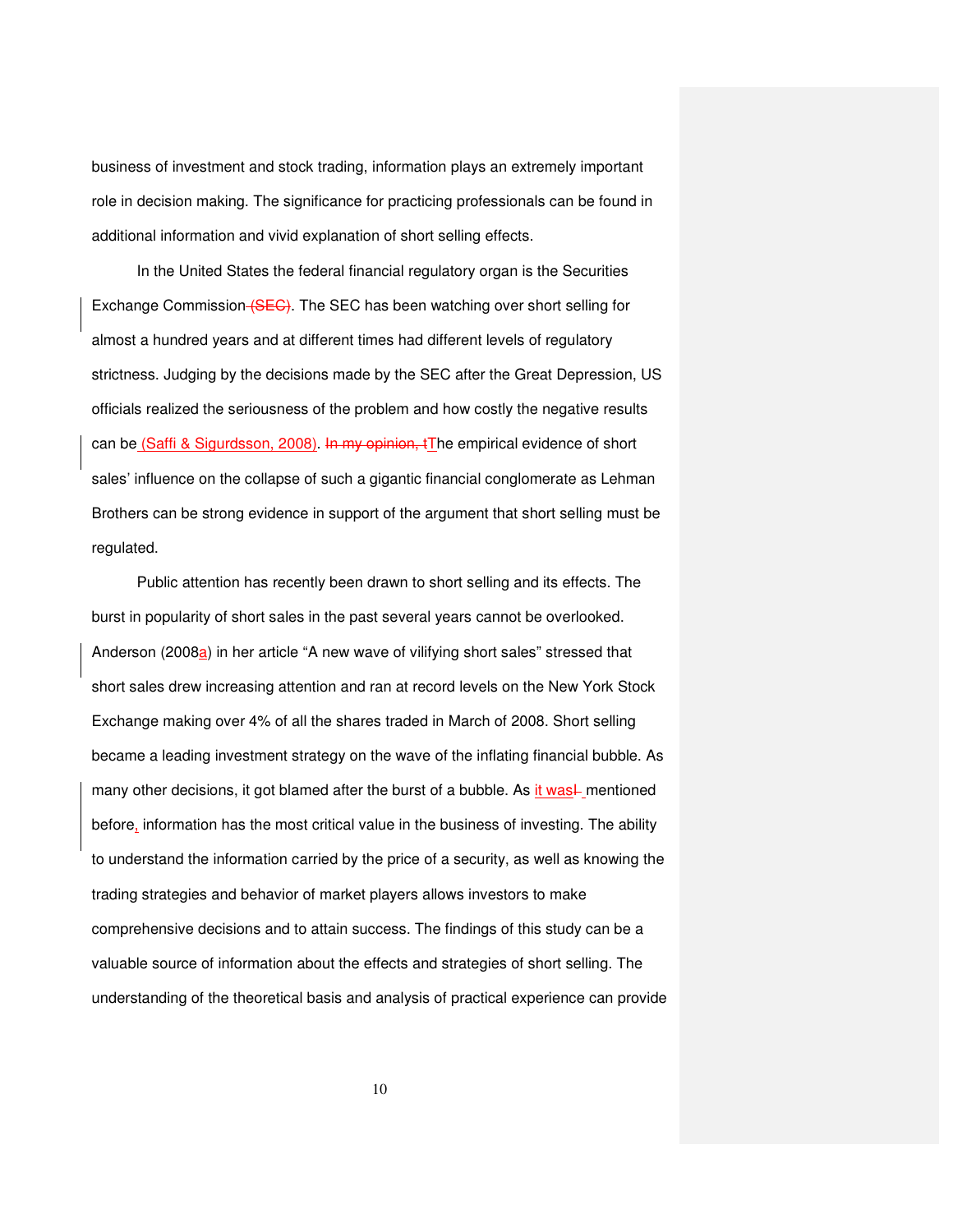business of investment and stock trading, information plays an extremely important role in decision making. The significance for practicing professionals can be found in additional information and vivid explanation of short selling effects.

In the United States the federal financial regulatory organ is the Securities Exchange Commission. The SEC has been watching over short selling for almost a hundred years and at different times had different levels of regulatory strictness. Judging by the decisions made by the SEC after the Great Depression, US officials realized the seriousness of the problem and how costly the negative results can be (Saffi & Sigurdsson, 2008). The empirical evidence of short sales' influence on the collapse of such a gigantic financial conglomerate as Lehman Brothers can be strong evidence in support of the argument that short selling must be regulated.

Public attention has recently been drawn to short selling and its effects. The burst in popularity of short sales in the past several years cannot be overlooked. Anderson (2008a) in her article "A new wave of vilifying short sales" stressed that short sales drew increasing attention and ran at record levels on the New York Stock Exchange making over 4% of all the shares traded in March of 2008. Short selling became a leading investment strategy on the wave of the inflating financial bubble. As many other decisions, it got blamed after the burst of a bubble. As it was mentioned before, information has the most critical value in the business of investing. The ability to understand the information carried by the price of a security, as well as knowing the trading strategies and behavior of market players allows investors to make comprehensive decisions and to attain success. The findings of this study can be a valuable source of information about the effects and strategies of short selling. The understanding of the theoretical basis and analysis of practical experience can provide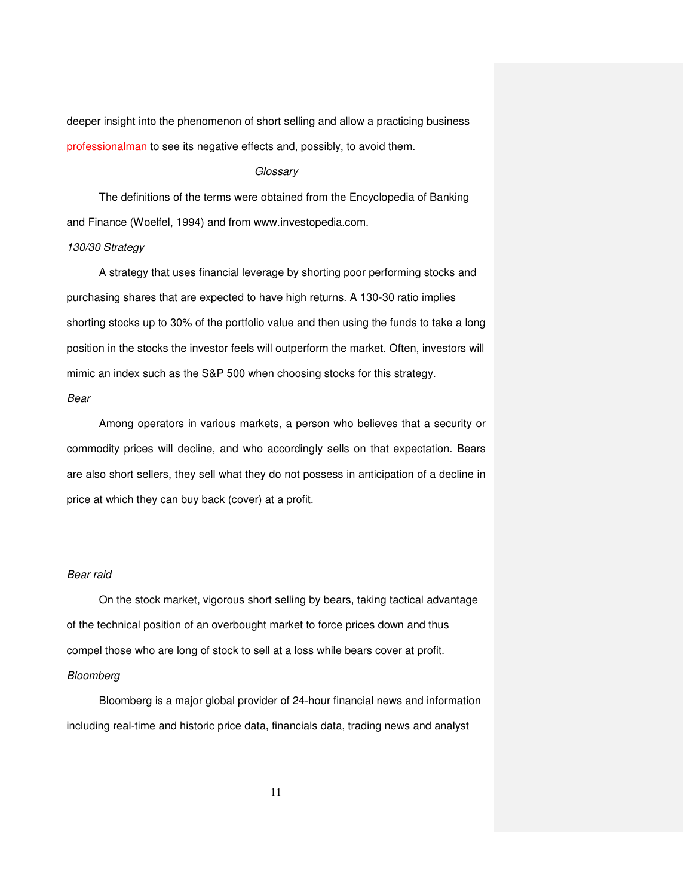deeper insight into the phenomenon of short selling and allow a practicing business professional~~man~~ to see its negative effects and, possibly, to avoid them.

*Glossary*

The definitions of the terms were obtained from the Encyclopedia of Banking and Finance (Woelfel, 1994) and from www.investopedia.com.

*130/30 Strategy*

A strategy that uses financial leverage by shorting poor performing stocks and purchasing shares that are expected to have high returns. A 130-30 ratio implies shorting stocks up to 30% of the portfolio value and then using the funds to take a long position in the stocks the investor feels will outperform the market. Often, investors will mimic an index such as the S&P 500 when choosing stocks for this strategy.

*Bear*

Among operators in various markets, a person who believes that a security or commodity prices will decline, and who accordingly sells on that expectation. Bears are also short sellers, they sell what they do not possess in anticipation of a decline in price at which they can buy back (cover) at a profit.

*Bear raid*

On the stock market, vigorous short selling by bears, taking tactical advantage of the technical position of an overbought market to force prices down and thus compel those who are long of stock to sell at a loss while bears cover at profit.

*Bloomberg*

Bloomberg is a major global provider of 24-hour financial news and information including real-time and historic price data, financials data, trading news and analyst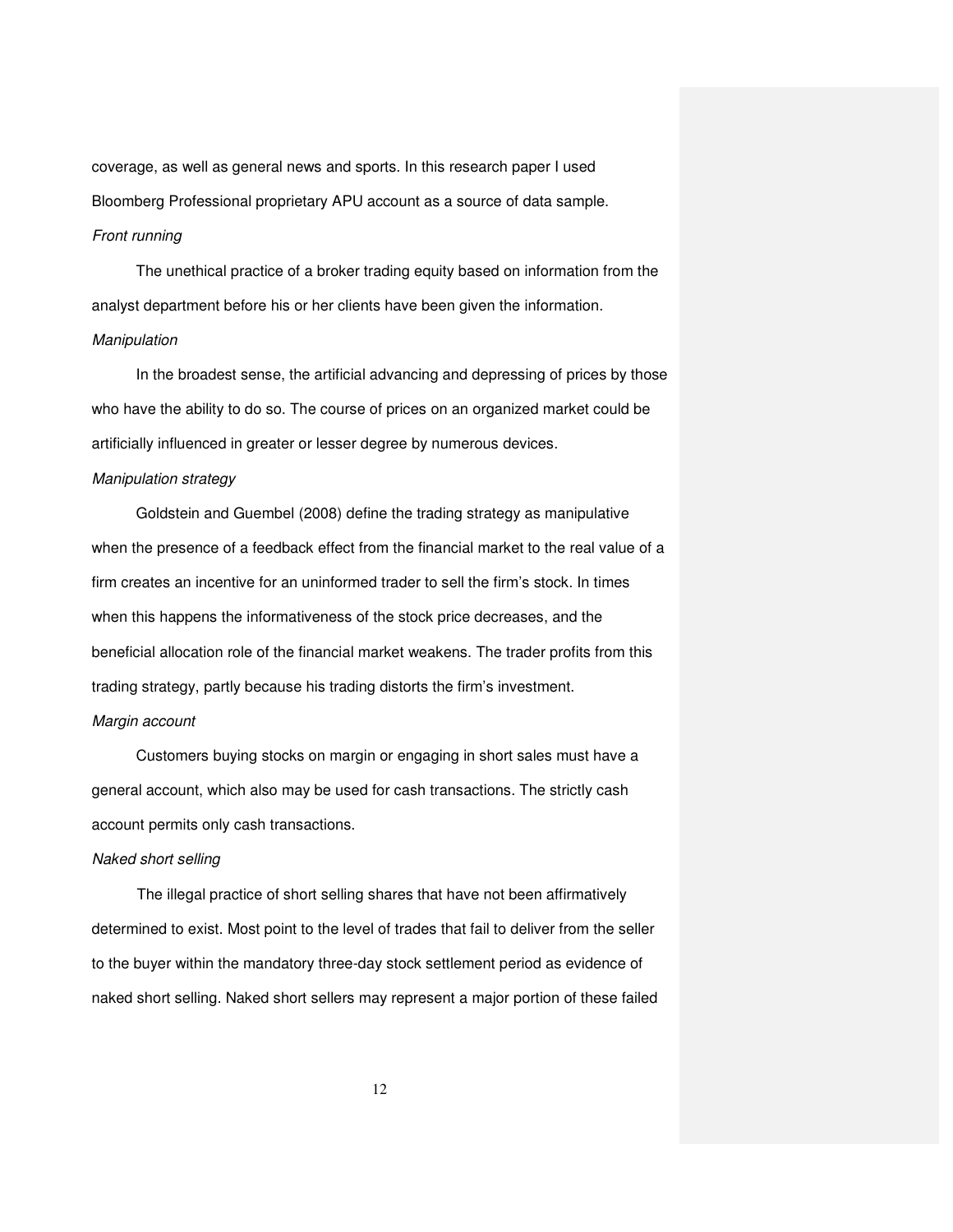coverage, as well as general news and sports. In this research paper I used Bloomberg Professional proprietary APU account as a source of data sample.

*Front running*

The unethical practice of a broker trading equity based on information from the analyst department before his or her clients have been given the information.

*Manipulation*

In the broadest sense, the artificial advancing and depressing of prices by those who have the ability to do so. The course of prices on an organized market could be artificially influenced in greater or lesser degree by numerous devices.

*Manipulation strategy*

Goldstein and Guembel (2008) define the trading strategy as manipulative when the presence of a feedback effect from the financial market to the real value of a firm creates an incentive for an uninformed trader to sell the firm's stock. In times when this happens the informativeness of the stock price decreases, and the beneficial allocation role of the financial market weakens. The trader profits from this trading strategy, partly because his trading distorts the firm's investment.

*Margin account*

Customers buying stocks on margin or engaging in short sales must have a general account, which also may be used for cash transactions. The strictly cash account permits only cash transactions.

*Naked short selling*

The illegal practice of short selling shares that have not been affirmatively determined to exist. Most point to the level of trades that fail to deliver from the seller to the buyer within the mandatory three-day stock settlement period as evidence of naked short selling. Naked short sellers may represent a major portion of these failed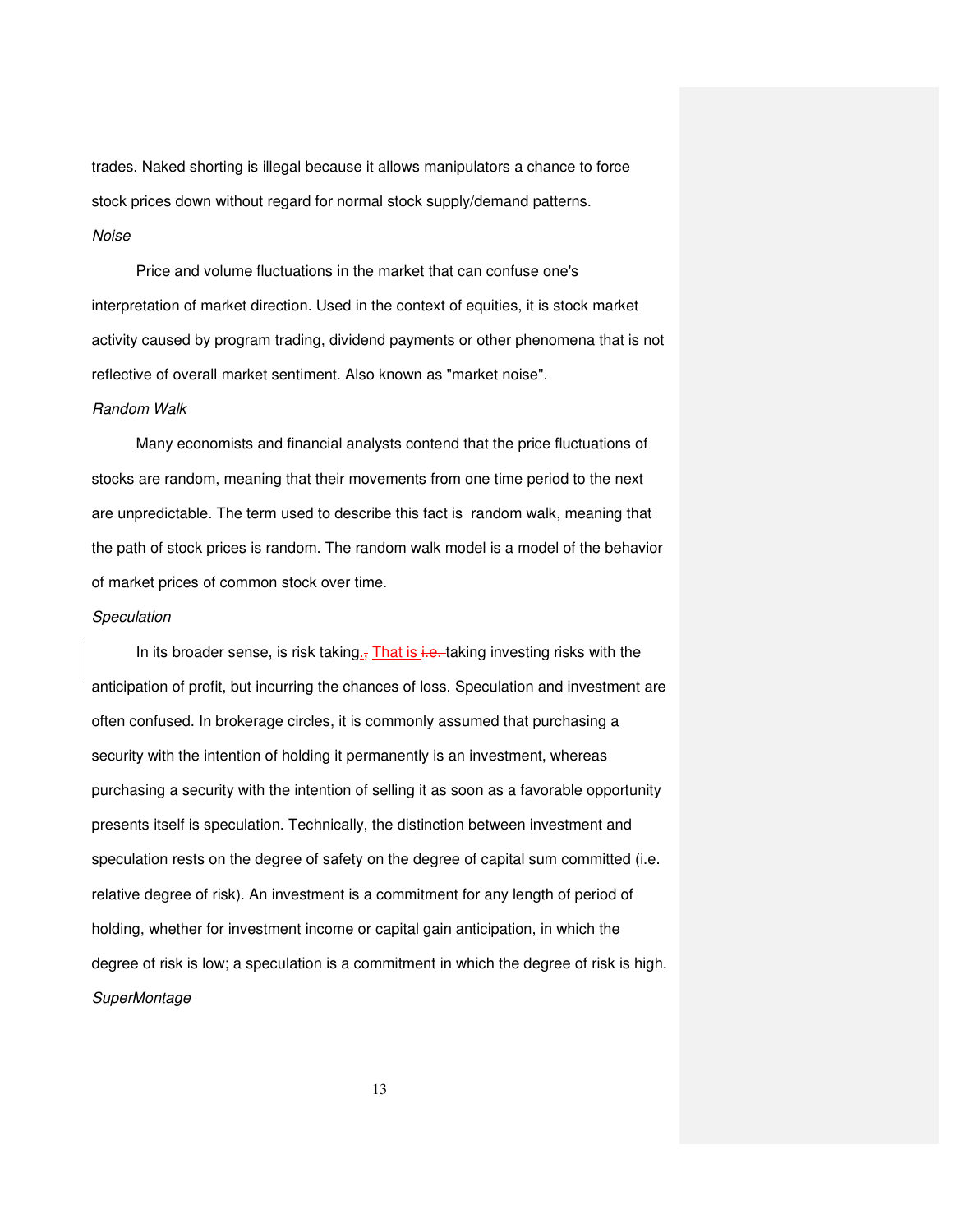trades. Naked shorting is illegal because it allows manipulators a chance to force stock prices down without regard for normal stock supply/demand patterns.

*Noise*

Price and volume fluctuations in the market that can confuse one's interpretation of market direction. Used in the context of equities, it is stock market activity caused by program trading, dividend payments or other phenomena that is not reflective of overall market sentiment. Also known as "market noise".

*Random Walk*

Many economists and financial analysts contend that the price fluctuations of stocks are random, meaning that their movements from one time period to the next are unpredictable. The term used to describe this fact is random walk, meaning that the path of stock prices is random. The random walk model is a model of the behavior of market prices of common stock over time.

*Speculation*

In its broader sense, is risk taking. That is taking investing risks with the anticipation of profit, but incurring the chances of loss. Speculation and investment are often confused. In brokerage circles, it is commonly assumed that purchasing a security with the intention of holding it permanently is an investment, whereas purchasing a security with the intention of selling it as soon as a favorable opportunity presents itself is speculation. Technically, the distinction between investment and speculation rests on the degree of safety on the degree of capital sum committed (i.e. relative degree of risk). An investment is a commitment for any length of period of holding, whether for investment income or capital gain anticipation, in which the degree of risk is low; a speculation is a commitment in which the degree of risk is high.

*SuperMontage*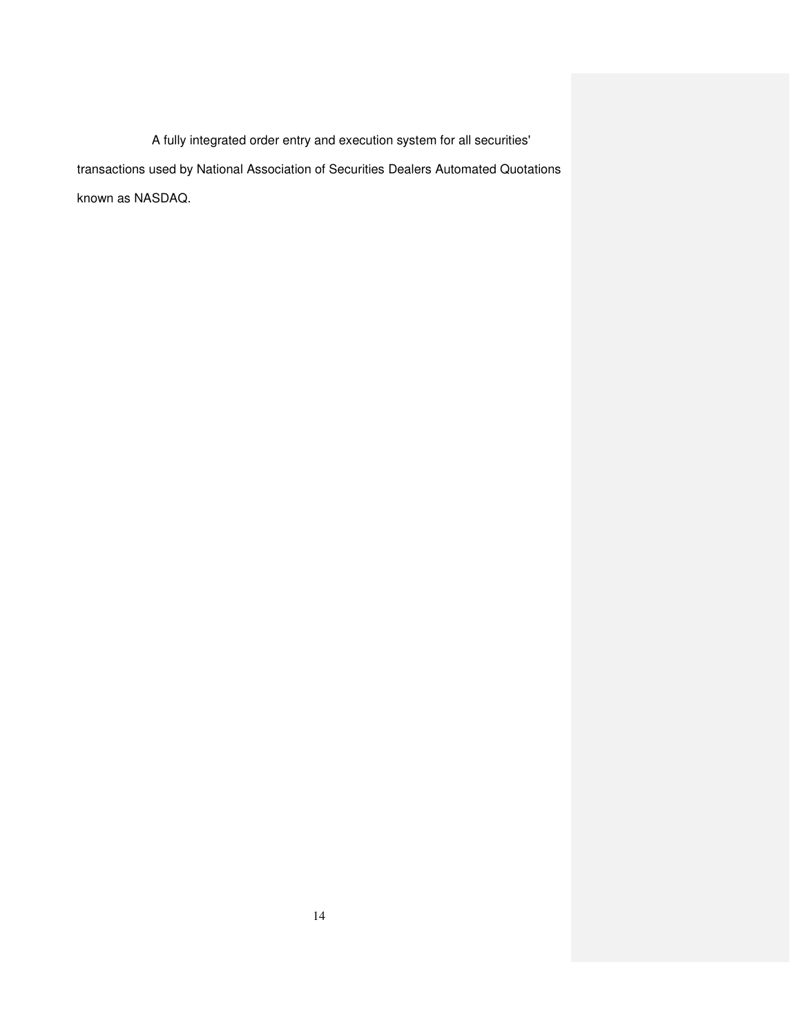A fully integrated order entry and execution system for all securities' transactions used by National Association of Securities Dealers Automated Quotations known as NASDAQ.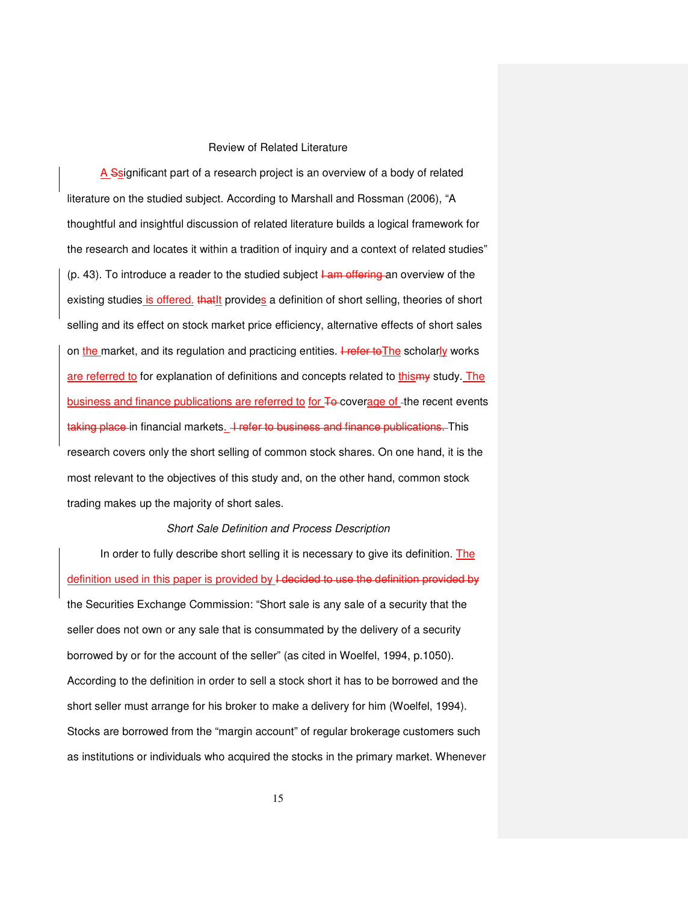# Review of Related Literature

A significant part of a research project is an overview of a body of related literature on the studied subject. According to Marshall and Rossman (2006), "A thoughtful and insightful discussion of related literature builds a logical framework for the research and locates it within a tradition of inquiry and a context of related studies" (p. 43). To introduce a reader to the studied subject an overview of the existing studies is offered. It provides a definition of short selling, theories of short selling and its effect on stock market price efficiency, alternative effects of short sales on the market, and its regulation and practicing entities. The scholarly works are referred to for explanation of definitions and concepts related to this study. The business and finance publications are referred to for coverage of the recent events in financial markets. This research covers only the short selling of common stock shares. On one hand, it is the most relevant to the objectives of this study and, on the other hand, common stock trading makes up the majority of short sales.

## *Short Sale Definition and Process Description*

In order to fully describe short selling it is necessary to give its definition. The definition used in this paper is provided by the Securities Exchange Commission: "Short sale is any sale of a security that the seller does not own or any sale that is consummated by the delivery of a security borrowed by or for the account of the seller" (as cited in Woelfel, 1994, p.1050). According to the definition in order to sell a stock short it has to be borrowed and the short seller must arrange for his broker to make a delivery for him (Woelfel, 1994). Stocks are borrowed from the "margin account" of regular brokerage customers such as institutions or individuals who acquired the stocks in the primary market. Whenever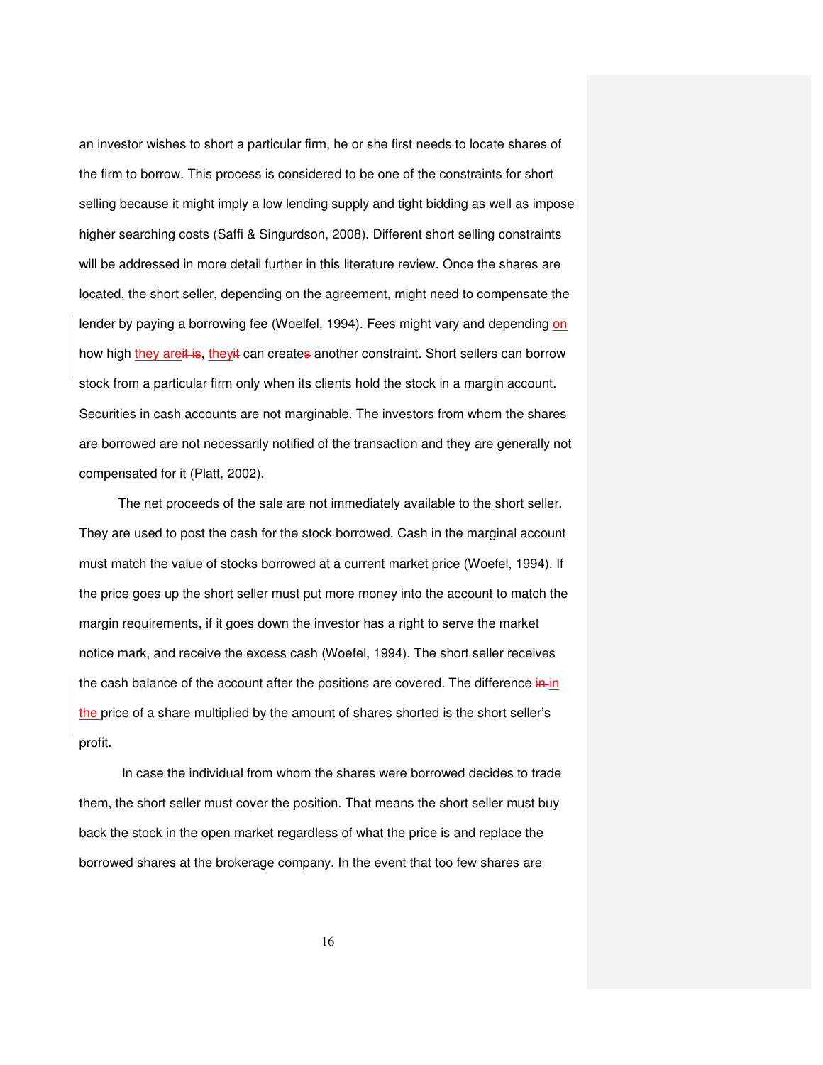an investor wishes to short a particular firm, he or she first needs to locate shares of the firm to borrow. This process is considered to be one of the constraints for short selling because it might imply a low lending supply and tight bidding as well as impose higher searching costs (Saffi & Singurdson, 2008). Different short selling constraints will be addressed in more detail further in this literature review. Once the shares are located, the short seller, depending on the agreement, might need to compensate the lender by paying a borrowing fee (Woelfel, 1994). Fees might vary and depending on how high they are, they can create another constraint. Short sellers can borrow stock from a particular firm only when its clients hold the stock in a margin account. Securities in cash accounts are not marginable. The investors from whom the shares are borrowed are not necessarily notified of the transaction and they are generally not compensated for it (Platt, 2002).

The net proceeds of the sale are not immediately available to the short seller. They are used to post the cash for the stock borrowed. Cash in the marginal account must match the value of stocks borrowed at a current market price (Woefel, 1994). If the price goes up the short seller must put more money into the account to match the margin requirements, if it goes down the investor has a right to serve the market notice mark, and receive the excess cash (Woefel, 1994). The short seller receives the cash balance of the account after the positions are covered. The difference in the price of a share multiplied by the amount of shares shorted is the short seller's profit.

In case the individual from whom the shares were borrowed decides to trade them, the short seller must cover the position. That means the short seller must buy back the stock in the open market regardless of what the price is and replace the borrowed shares at the brokerage company. In the event that too few shares are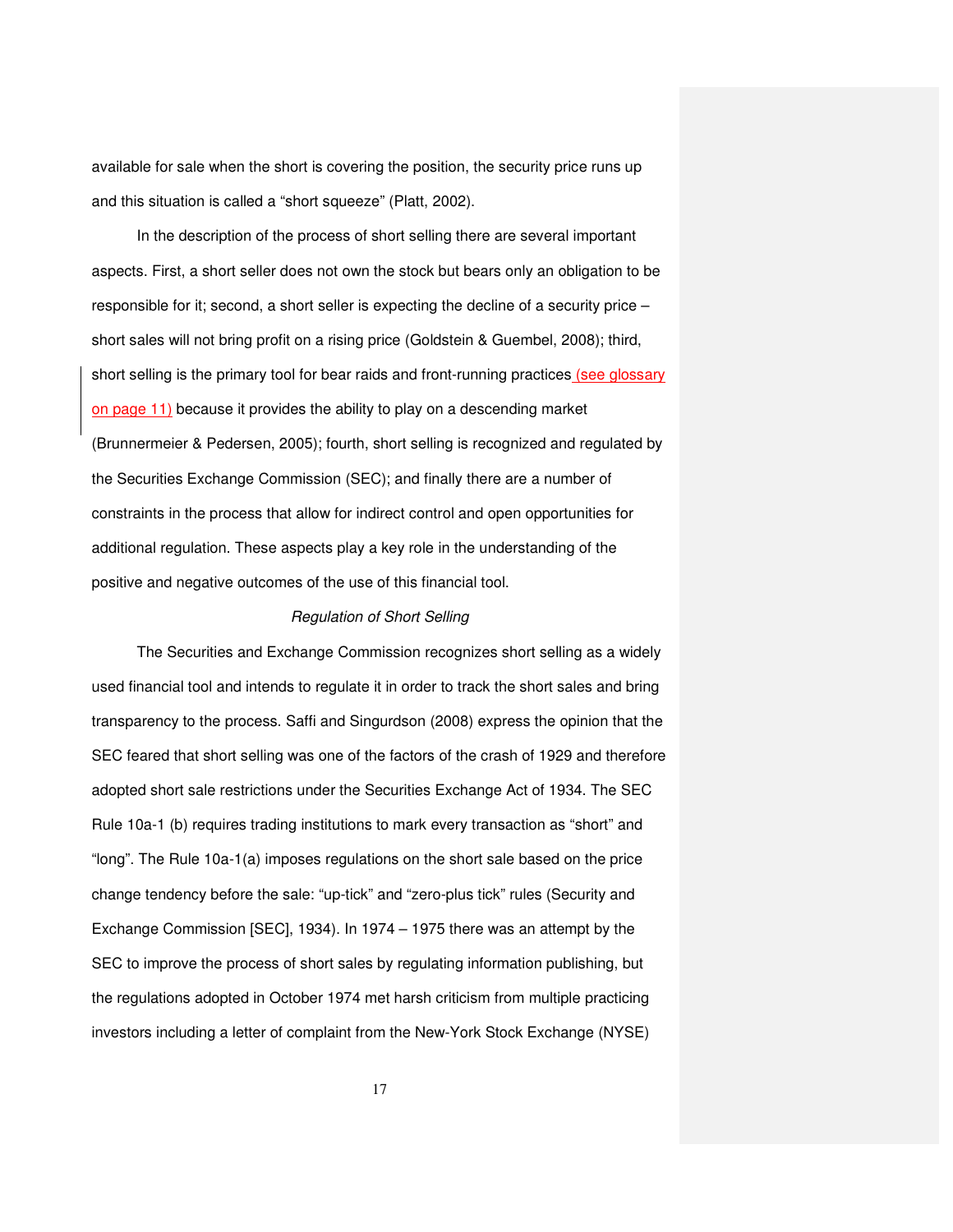available for sale when the short is covering the position, the security price runs up and this situation is called a “short squeeze” (Platt, 2002).

In the description of the process of short selling there are several important aspects. First, a short seller does not own the stock but bears only an obligation to be responsible for it; second, a short seller is expecting the decline of a security price – short sales will not bring profit on a rising price (Goldstein & Guembel, 2008); third, short selling is the primary tool for bear raids and front-running practices (see glossary on page 11) because it provides the ability to play on a descending market (Brunnermeier & Pedersen, 2005); fourth, short selling is recognized and regulated by the Securities Exchange Commission (SEC); and finally there are a number of constraints in the process that allow for indirect control and open opportunities for additional regulation. These aspects play a key role in the understanding of the positive and negative outcomes of the use of this financial tool.

*Regulation of Short Selling*

The Securities and Exchange Commission recognizes short selling as a widely used financial tool and intends to regulate it in order to track the short sales and bring transparency to the process. Saffi and Singurdson (2008) express the opinion that the SEC feared that short selling was one of the factors of the crash of 1929 and therefore adopted short sale restrictions under the Securities Exchange Act of 1934. The SEC Rule 10a-1 (b) requires trading institutions to mark every transaction as “short” and “long”. The Rule 10a-1(a) imposes regulations on the short sale based on the price change tendency before the sale: “up-tick” and “zero-plus tick” rules (Security and Exchange Commission [SEC], 1934). In 1974 – 1975 there was an attempt by the SEC to improve the process of short sales by regulating information publishing, but the regulations adopted in October 1974 met harsh criticism from multiple practicing investors including a letter of complaint from the New-York Stock Exchange (NYSE)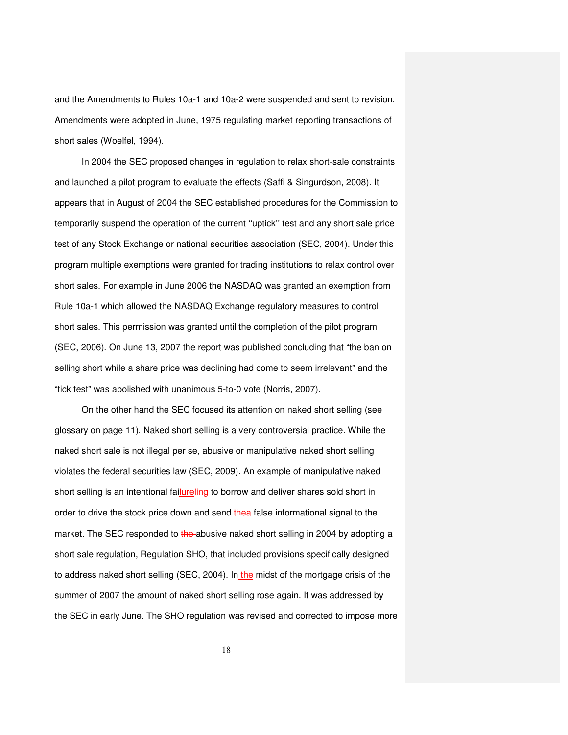and the Amendments to Rules 10a-1 and 10a-2 were suspended and sent to revision. Amendments were adopted in June, 1975 regulating market reporting transactions of short sales (Woelfel, 1994).

In 2004 the SEC proposed changes in regulation to relax short-sale constraints and launched a pilot program to evaluate the effects (Saffi & Singurdson, 2008). It appears that in August of 2004 the SEC established procedures for the Commission to temporarily suspend the operation of the current "uptick" test and any short sale price test of any Stock Exchange or national securities association (SEC, 2004). Under this program multiple exemptions were granted for trading institutions to relax control over short sales. For example in June 2006 the NASDAQ was granted an exemption from Rule 10a-1 which allowed the NASDAQ Exchange regulatory measures to control short sales. This permission was granted until the completion of the pilot program (SEC, 2006). On June 13, 2007 the report was published concluding that "the ban on selling short while a share price was declining had come to seem irrelevant" and the "tick test" was abolished with unanimous 5-to-0 vote (Norris, 2007).

On the other hand the SEC focused its attention on naked short selling (see glossary on page 11). Naked short selling is a very controversial practice. While the naked short sale is not illegal per se, abusive or manipulative naked short selling violates the federal securities law (SEC, 2009). An example of manipulative naked short selling is an intentional failure to borrow and deliver shares sold short in order to drive the stock price down and send a false informational signal to the market. The SEC responded to abusive naked short selling in 2004 by adopting a short sale regulation, Regulation SHO, that included provisions specifically designed to address naked short selling (SEC, 2004). In the midst of the mortgage crisis of the summer of 2007 the amount of naked short selling rose again. It was addressed by the SEC in early June. The SHO regulation was revised and corrected to impose more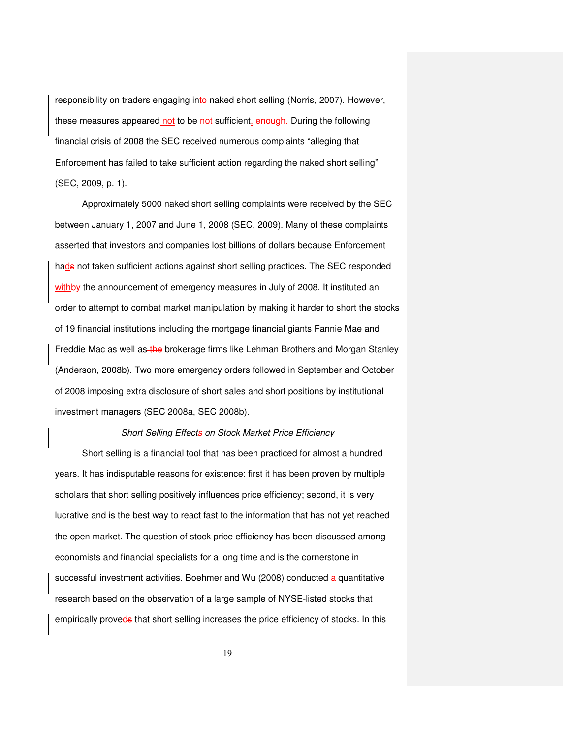responsibility on traders engaging in~~to~~ naked short selling (Norris, 2007). However, these measures appeared not to be ~~not~~ sufficient. ~~enough.~~ During the following financial crisis of 2008 the SEC received numerous complaints "alleging that Enforcement has failed to take sufficient action regarding the naked short selling" (SEC, 2009, p. 1).

Approximately 5000 naked short selling complaints were received by the SEC between January 1, 2007 and June 1, 2008 (SEC, 2009). Many of these complaints asserted that investors and companies lost billions of dollars because Enforcement had~~s~~ not taken sufficient actions against short selling practices. The SEC responded with~~by~~ the announcement of emergency measures in July of 2008. It instituted an order to attempt to combat market manipulation by making it harder to short the stocks of 19 financial institutions including the mortgage financial giants Fannie Mae and Freddie Mac as well as ~~the~~ brokerage firms like Lehman Brothers and Morgan Stanley (Anderson, 2008b). Two more emergency orders followed in September and October of 2008 imposing extra disclosure of short sales and short positions by institutional investment managers (SEC 2008a, SEC 2008b).

### *Short Selling Effects on Stock Market Price Efficiency*

Short selling is a financial tool that has been practiced for almost a hundred years. It has indisputable reasons for existence: first it has been proven by multiple scholars that short selling positively influences price efficiency; second, it is very lucrative and is the best way to react fast to the information that has not yet reached the open market. The question of stock price efficiency has been discussed among economists and financial specialists for a long time and is the cornerstone in successful investment activities. Boehmer and Wu (2008) conducted ~~a~~ quantitative research based on the observation of a large sample of NYSE-listed stocks that empirically proved~~s~~ that short selling increases the price efficiency of stocks. In this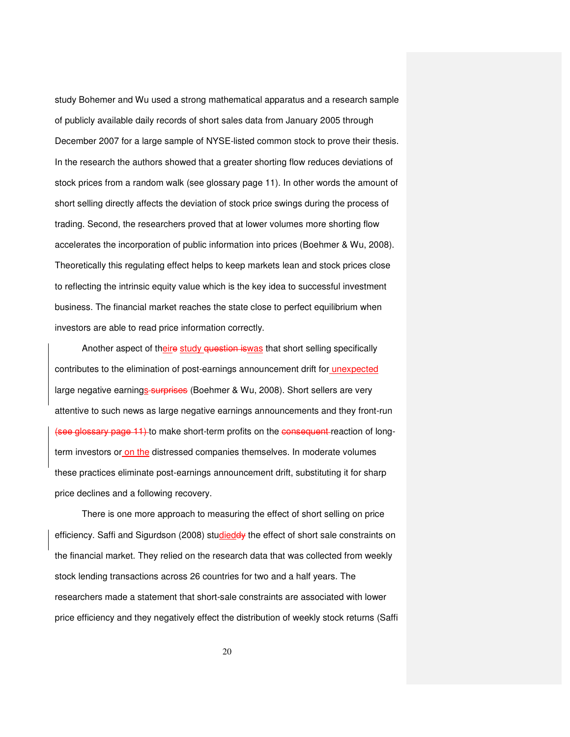study Bohemer and Wu used a strong mathematical apparatus and a research sample of publicly available daily records of short sales data from January 2005 through December 2007 for a large sample of NYSE-listed common stock to prove their thesis. In the research the authors showed that a greater shorting flow reduces deviations of stock prices from a random walk (see glossary page 11). In other words the amount of short selling directly affects the deviation of stock price swings during the process of trading. Second, the researchers proved that at lower volumes more shorting flow accelerates the incorporation of public information into prices (Boehmer & Wu, 2008). Theoretically this regulating effect helps to keep markets lean and stock prices close to reflecting the intrinsic equity value which is the key idea to successful investment business. The financial market reaches the state close to perfect equilibrium when investors are able to read price information correctly.

Another aspect of their~~e~~ study ~~question is~~was that short selling specifically contributes to the elimination of post-earnings announcement drift for unexpected large negative earnings~~ surprises~~ (Boehmer & Wu, 2008). Short sellers are very attentive to such news as large negative earnings announcements and they front-run ~~(see glossary page 11)~~ to make short-term profits on the ~~consequent~~ reaction of long-term investors or on the distressed companies themselves. In moderate volumes these practices eliminate post-earnings announcement drift, substituting it for sharp price declines and a following recovery.

There is one more approach to measuring the effect of short selling on price efficiency. Saffi and Sigurdson (2008) studied~~dy~~ the effect of short sale constraints on the financial market. They relied on the research data that was collected from weekly stock lending transactions across 26 countries for two and a half years. The researchers made a statement that short-sale constraints are associated with lower price efficiency and they negatively effect the distribution of weekly stock returns (Saffi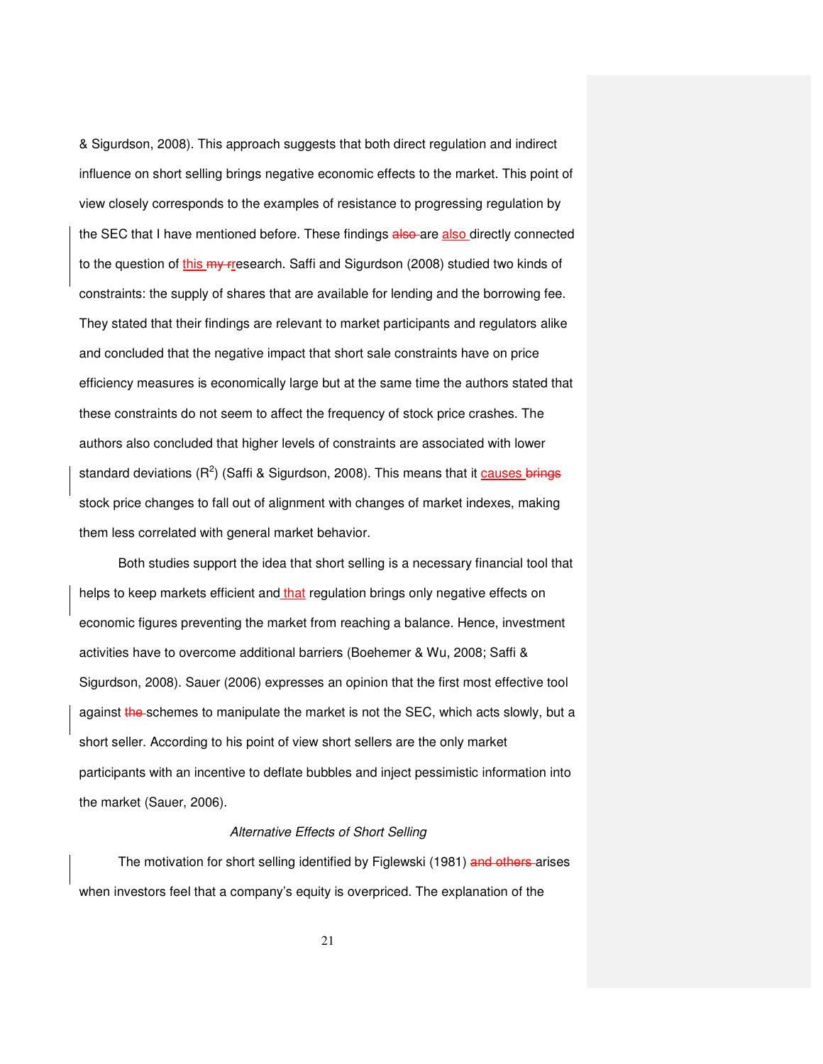& Sigurdson, 2008). This approach suggests that both direct regulation and indirect influence on short selling brings negative economic effects to the market. This point of view closely corresponds to the examples of resistance to progressing regulation by the SEC that I have mentioned before. These findings are also directly connected to the question of this research. Saffi and Sigurdson (2008) studied two kinds of constraints: the supply of shares that are available for lending and the borrowing fee. They stated that their findings are relevant to market participants and regulators alike and concluded that the negative impact that short sale constraints have on price efficiency measures is economically large but at the same time the authors stated that these constraints do not seem to affect the frequency of stock price crashes. The authors also concluded that higher levels of constraints are associated with lower standard deviations ($R^2$) (Saffi & Sigurdson, 2008). This means that it causes stock price changes to fall out of alignment with changes of market indexes, making them less correlated with general market behavior.

Both studies support the idea that short selling is a necessary financial tool that helps to keep markets efficient and that regulation brings only negative effects on economic figures preventing the market from reaching a balance. Hence, investment activities have to overcome additional barriers (Boehemer & Wu, 2008; Saffi & Sigurdson, 2008). Sauer (2006) expresses an opinion that the first most effective tool against schemes to manipulate the market is not the SEC, which acts slowly, but a short seller. According to his point of view short sellers are the only market participants with an incentive to deflate bubbles and inject pessimistic information into the market (Sauer, 2006).

### *Alternative Effects of Short Selling*

The motivation for short selling identified by Figlewski (1981) arises when investors feel that a company's equity is overpriced. The explanation of the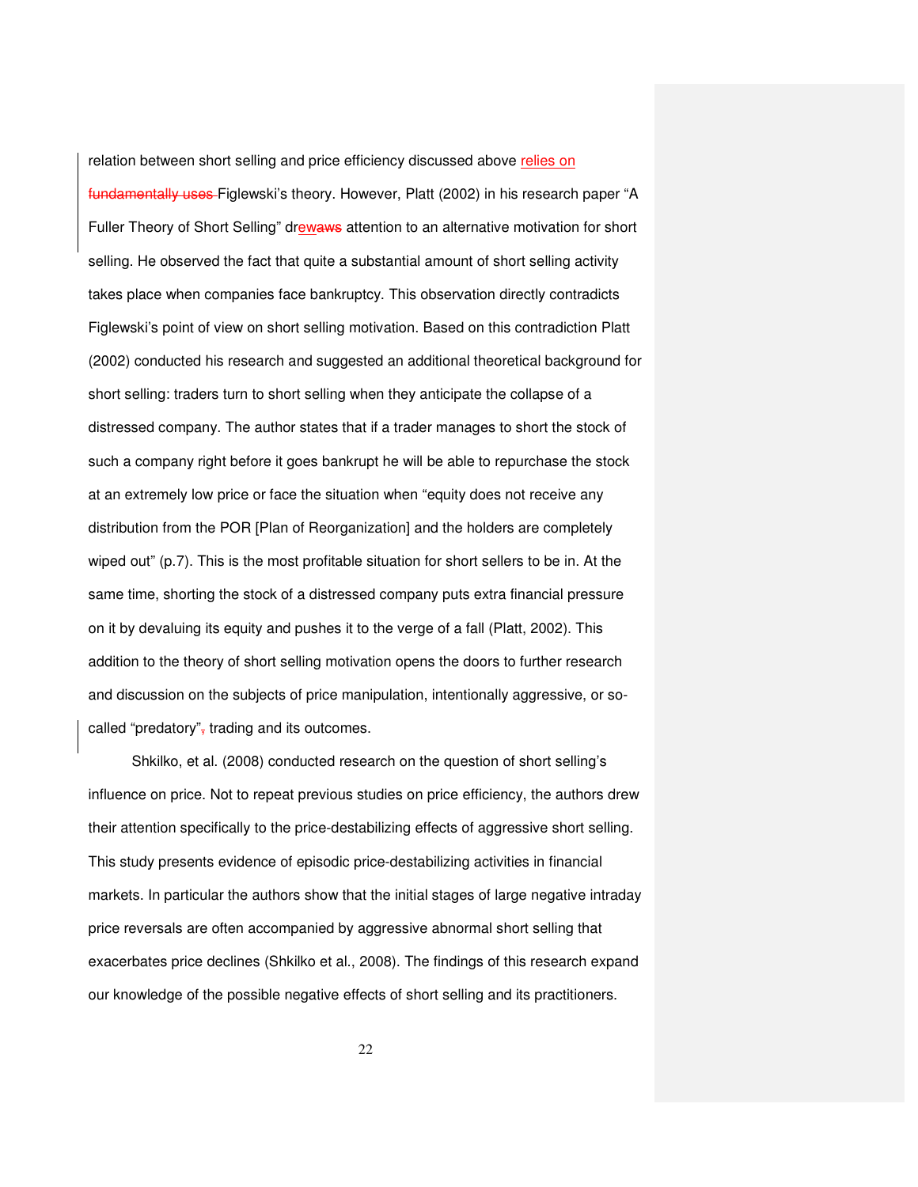relation between short selling and price efficiency discussed above relies on Figlewski's theory. However, Platt (2002) in his research paper "A Fuller Theory of Short Selling" drew attention to an alternative motivation for short selling. He observed the fact that quite a substantial amount of short selling activity takes place when companies face bankruptcy. This observation directly contradicts Figlewski's point of view on short selling motivation. Based on this contradiction Platt (2002) conducted his research and suggested an additional theoretical background for short selling: traders turn to short selling when they anticipate the collapse of a distressed company. The author states that if a trader manages to short the stock of such a company right before it goes bankrupt he will be able to repurchase the stock at an extremely low price or face the situation when "equity does not receive any distribution from the POR [Plan of Reorganization] and the holders are completely wiped out" (p.7). This is the most profitable situation for short sellers to be in. At the same time, shorting the stock of a distressed company puts extra financial pressure on it by devaluing its equity and pushes it to the verge of a fall (Platt, 2002). This addition to the theory of short selling motivation opens the doors to further research and discussion on the subjects of price manipulation, intentionally aggressive, or so-called "predatory" trading and its outcomes.

Shkilko, et al. (2008) conducted research on the question of short selling's influence on price. Not to repeat previous studies on price efficiency, the authors drew their attention specifically to the price-destabilizing effects of aggressive short selling. This study presents evidence of episodic price-destabilizing activities in financial markets. In particular the authors show that the initial stages of large negative intraday price reversals are often accompanied by aggressive abnormal short selling that exacerbates price declines (Shkilko et al., 2008). The findings of this research expand our knowledge of the possible negative effects of short selling and its practitioners.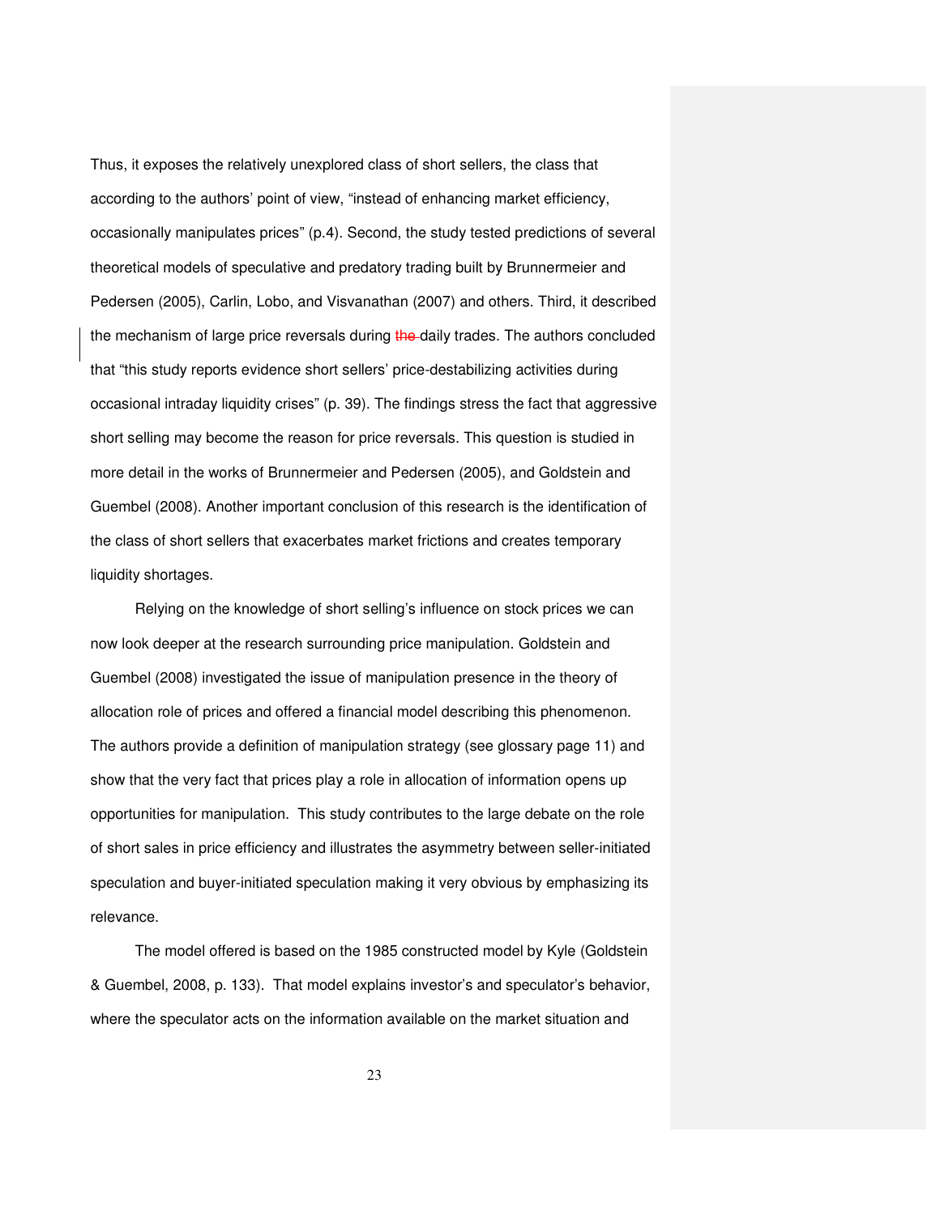Thus, it exposes the relatively unexplored class of short sellers, the class that according to the authors' point of view, "instead of enhancing market efficiency, occasionally manipulates prices" (p.4). Second, the study tested predictions of several theoretical models of speculative and predatory trading built by Brunnermeier and Pedersen (2005), Carlin, Lobo, and Visvanathan (2007) and others. Third, it described the mechanism of large price reversals during the daily trades. The authors concluded that "this study reports evidence short sellers' price-destabilizing activities during occasional intraday liquidity crises" (p. 39). The findings stress the fact that aggressive short selling may become the reason for price reversals. This question is studied in more detail in the works of Brunnermeier and Pedersen (2005), and Goldstein and Guembel (2008). Another important conclusion of this research is the identification of the class of short sellers that exacerbates market frictions and creates temporary liquidity shortages.

Relying on the knowledge of short selling's influence on stock prices we can now look deeper at the research surrounding price manipulation. Goldstein and Guembel (2008) investigated the issue of manipulation presence in the theory of allocation role of prices and offered a financial model describing this phenomenon. The authors provide a definition of manipulation strategy (see glossary page 11) and show that the very fact that prices play a role in allocation of information opens up opportunities for manipulation. This study contributes to the large debate on the role of short sales in price efficiency and illustrates the asymmetry between seller-initiated speculation and buyer-initiated speculation making it very obvious by emphasizing its relevance.

The model offered is based on the 1985 constructed model by Kyle (Goldstein & Guembel, 2008, p. 133). That model explains investor's and speculator's behavior, where the speculator acts on the information available on the market situation and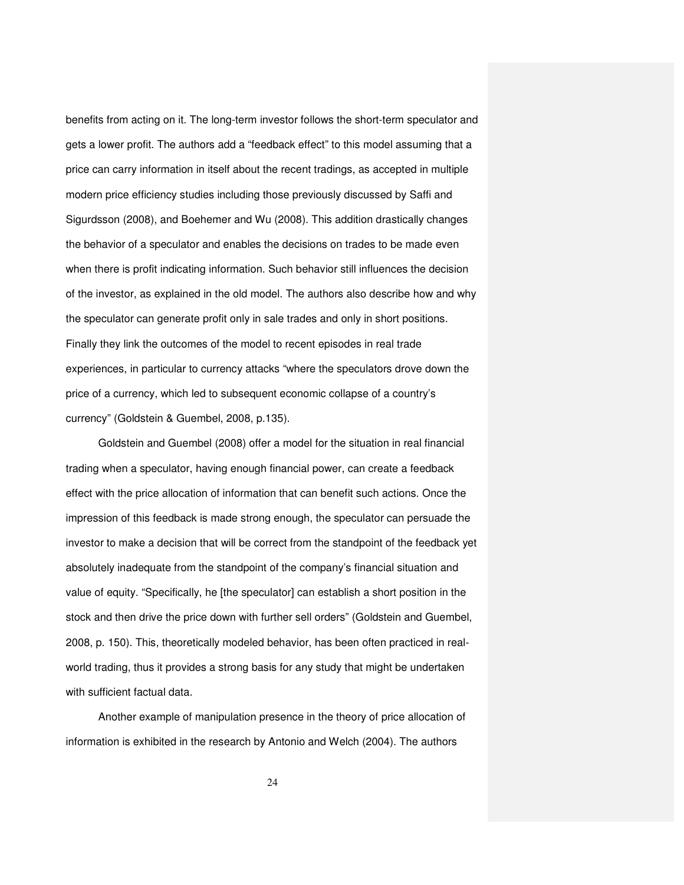benefits from acting on it. The long-term investor follows the short-term speculator and gets a lower profit. The authors add a "feedback effect" to this model assuming that a price can carry information in itself about the recent tradings, as accepted in multiple modern price efficiency studies including those previously discussed by Saffi and Sigurdsson (2008), and Boehemer and Wu (2008). This addition drastically changes the behavior of a speculator and enables the decisions on trades to be made even when there is profit indicating information. Such behavior still influences the decision of the investor, as explained in the old model. The authors also describe how and why the speculator can generate profit only in sale trades and only in short positions. Finally they link the outcomes of the model to recent episodes in real trade experiences, in particular to currency attacks "where the speculators drove down the price of a currency, which led to subsequent economic collapse of a country's currency" (Goldstein & Guembel, 2008, p.135).

Goldstein and Guembel (2008) offer a model for the situation in real financial trading when a speculator, having enough financial power, can create a feedback effect with the price allocation of information that can benefit such actions. Once the impression of this feedback is made strong enough, the speculator can persuade the investor to make a decision that will be correct from the standpoint of the feedback yet absolutely inadequate from the standpoint of the company's financial situation and value of equity. "Specifically, he [the speculator] can establish a short position in the stock and then drive the price down with further sell orders" (Goldstein and Guembel, 2008, p. 150). This, theoretically modeled behavior, has been often practiced in real-world trading, thus it provides a strong basis for any study that might be undertaken with sufficient factual data.

Another example of manipulation presence in the theory of price allocation of information is exhibited in the research by Antonio and Welch (2004). The authors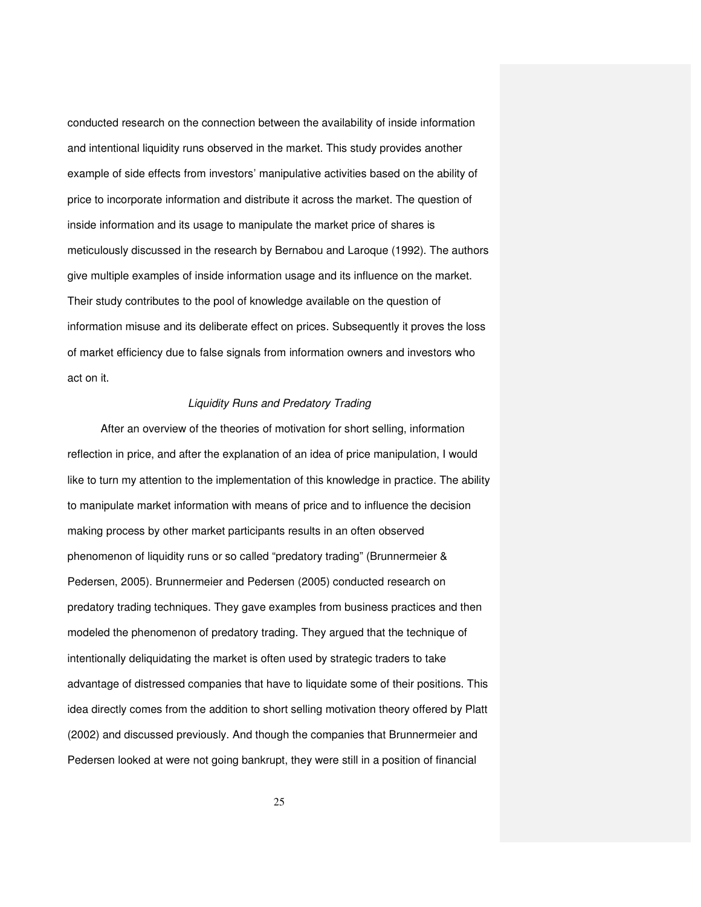conducted research on the connection between the availability of inside information and intentional liquidity runs observed in the market. This study provides another example of side effects from investors' manipulative activities based on the ability of price to incorporate information and distribute it across the market. The question of inside information and its usage to manipulate the market price of shares is meticulously discussed in the research by Bernabou and Laroque (1992). The authors give multiple examples of inside information usage and its influence on the market. Their study contributes to the pool of knowledge available on the question of information misuse and its deliberate effect on prices. Subsequently it proves the loss of market efficiency due to false signals from information owners and investors who act on it.

### *Liquidity Runs and Predatory Trading*

After an overview of the theories of motivation for short selling, information reflection in price, and after the explanation of an idea of price manipulation, I would like to turn my attention to the implementation of this knowledge in practice. The ability to manipulate market information with means of price and to influence the decision making process by other market participants results in an often observed phenomenon of liquidity runs or so called "predatory trading" (Brunnermeier & Pedersen, 2005). Brunnermeier and Pedersen (2005) conducted research on predatory trading techniques. They gave examples from business practices and then modeled the phenomenon of predatory trading. They argued that the technique of intentionally deliquidating the market is often used by strategic traders to take advantage of distressed companies that have to liquidate some of their positions. This idea directly comes from the addition to short selling motivation theory offered by Platt (2002) and discussed previously. And though the companies that Brunnermeier and Pedersen looked at were not going bankrupt, they were still in a position of financial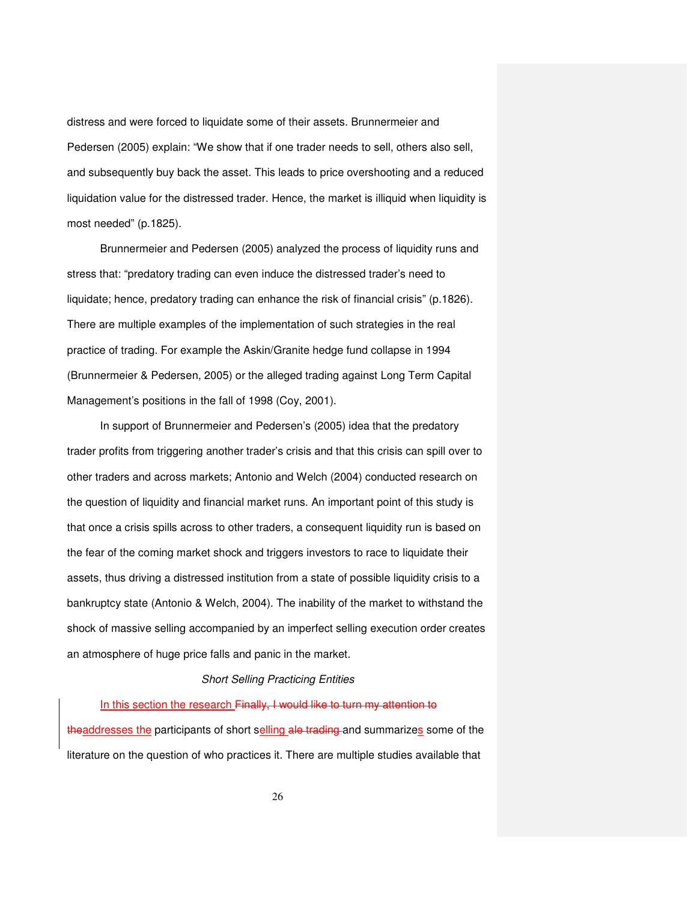distress and were forced to liquidate some of their assets. Brunnermeier and Pedersen (2005) explain: "We show that if one trader needs to sell, others also sell, and subsequently buy back the asset. This leads to price overshooting and a reduced liquidation value for the distressed trader. Hence, the market is illiquid when liquidity is most needed" (p.1825).

Brunnermeier and Pedersen (2005) analyzed the process of liquidity runs and stress that: "predatory trading can even induce the distressed trader's need to liquidate; hence, predatory trading can enhance the risk of financial crisis" (p.1826). There are multiple examples of the implementation of such strategies in the real practice of trading. For example the Askin/Granite hedge fund collapse in 1994 (Brunnermeier & Pedersen, 2005) or the alleged trading against Long Term Capital Management's positions in the fall of 1998 (Coy, 2001).

In support of Brunnermeier and Pedersen's (2005) idea that the predatory trader profits from triggering another trader's crisis and that this crisis can spill over to other traders and across markets; Antonio and Welch (2004) conducted research on the question of liquidity and financial market runs. An important point of this study is that once a crisis spills across to other traders, a consequent liquidity run is based on the fear of the coming market shock and triggers investors to race to liquidate their assets, thus driving a distressed institution from a state of possible liquidity crisis to a bankruptcy state (Antonio & Welch, 2004). The inability of the market to withstand the shock of massive selling accompanied by an imperfect selling execution order creates an atmosphere of huge price falls and panic in the market.

*Short Selling Practicing Entities*

In this section the research addresses the participants of short selling and summarizes some of the literature on the question of who practices it. There are multiple studies available that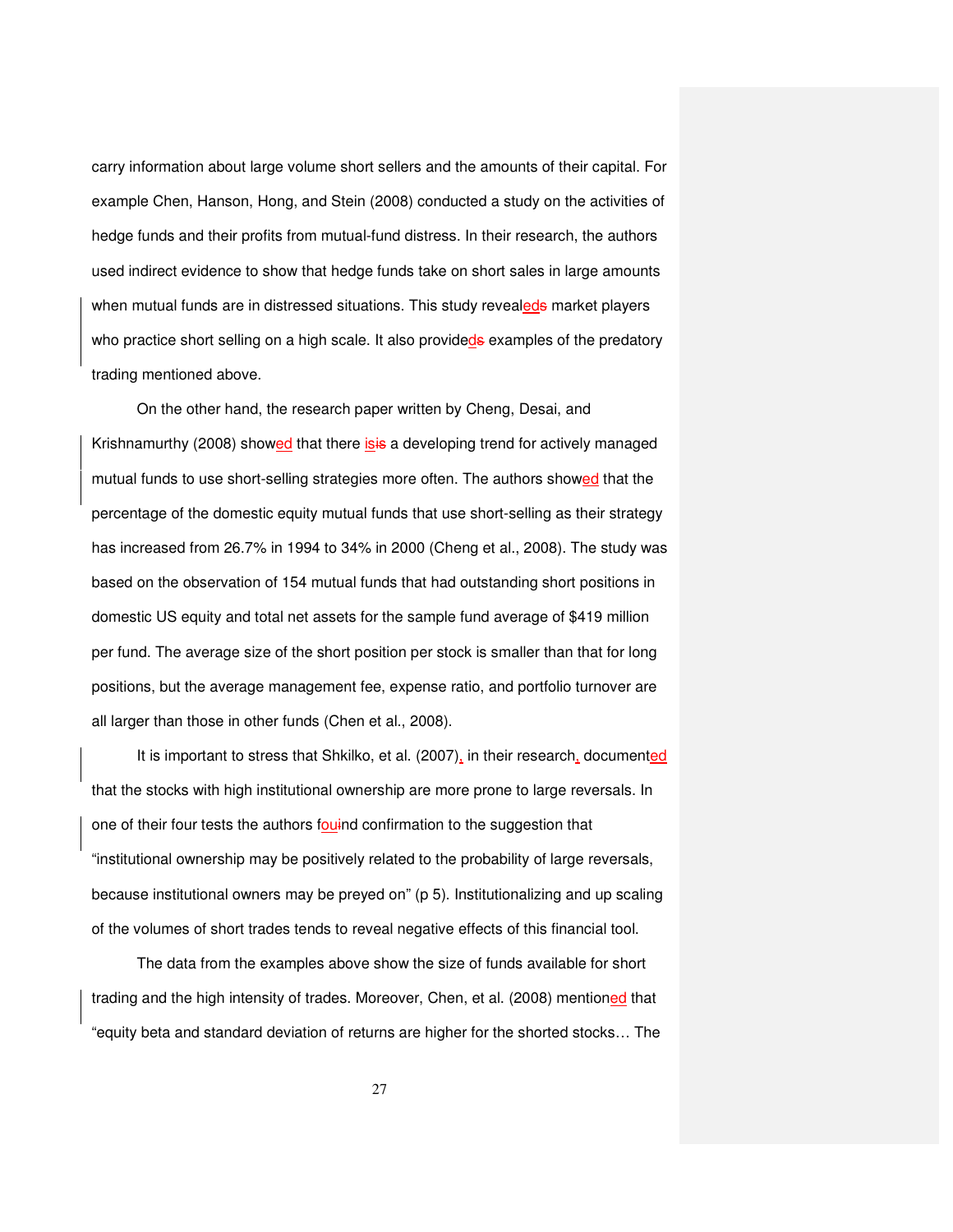carry information about large volume short sellers and the amounts of their capital. For example Chen, Hanson, Hong, and Stein (2008) conducted a study on the activities of hedge funds and their profits from mutual-fund distress. In their research, the authors used indirect evidence to show that hedge funds take on short sales in large amounts when mutual funds are in distressed situations. This study revealed market players who practice short selling on a high scale. It also provided examples of the predatory trading mentioned above.

On the other hand, the research paper written by Cheng, Desai, and Krishnamurthy (2008) showed that there is a developing trend for actively managed mutual funds to use short-selling strategies more often. The authors showed that the percentage of the domestic equity mutual funds that use short-selling as their strategy has increased from 26.7% in 1994 to 34% in 2000 (Cheng et al., 2008). The study was based on the observation of 154 mutual funds that had outstanding short positions in domestic US equity and total net assets for the sample fund average of $419 million per fund. The average size of the short position per stock is smaller than that for long positions, but the average management fee, expense ratio, and portfolio turnover are all larger than those in other funds (Chen et al., 2008).

It is important to stress that Shkilko, et al. (2007), in their research, documented that the stocks with high institutional ownership are more prone to large reversals. In one of their four tests the authors found confirmation to the suggestion that "institutional ownership may be positively related to the probability of large reversals, because institutional owners may be preyed on" (p 5). Institutionalizing and up scaling of the volumes of short trades tends to reveal negative effects of this financial tool.

The data from the examples above show the size of funds available for short trading and the high intensity of trades. Moreover, Chen, et al. (2008) mentioned that "equity beta and standard deviation of returns are higher for the shorted stocks… The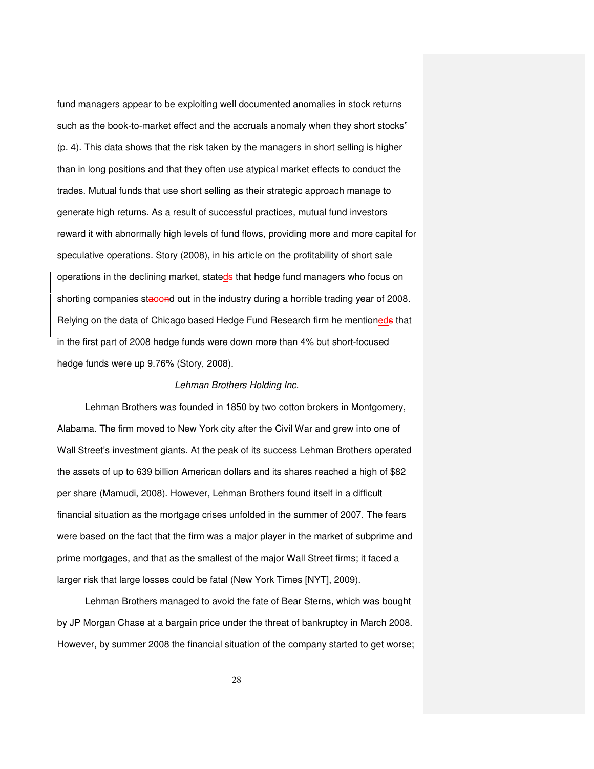fund managers appear to be exploiting well documented anomalies in stock returns such as the book-to-market effect and the accruals anomaly when they short stocks" (p. 4). This data shows that the risk taken by the managers in short selling is higher than in long positions and that they often use atypical market effects to conduct the trades. Mutual funds that use short selling as their strategic approach manage to generate high returns. As a result of successful practices, mutual fund investors reward it with abnormally high levels of fund flows, providing more and more capital for speculative operations. Story (2008), in his article on the profitability of short sale operations in the declining market, stated that hedge fund managers who focus on shorting companies stood out in the industry during a horrible trading year of 2008. Relying on the data of Chicago based Hedge Fund Research firm he mentioned that in the first part of 2008 hedge funds were down more than 4% but short-focused hedge funds were up 9.76% (Story, 2008).

### *Lehman Brothers Holding Inc.*

Lehman Brothers was founded in 1850 by two cotton brokers in Montgomery, Alabama. The firm moved to New York city after the Civil War and grew into one of Wall Street's investment giants. At the peak of its success Lehman Brothers operated the assets of up to 639 billion American dollars and its shares reached a high of $82 per share (Mamudi, 2008). However, Lehman Brothers found itself in a difficult financial situation as the mortgage crises unfolded in the summer of 2007. The fears were based on the fact that the firm was a major player in the market of subprime and prime mortgages, and that as the smallest of the major Wall Street firms; it faced a larger risk that large losses could be fatal (New York Times [NYT], 2009).

Lehman Brothers managed to avoid the fate of Bear Sterns, which was bought by JP Morgan Chase at a bargain price under the threat of bankruptcy in March 2008. However, by summer 2008 the financial situation of the company started to get worse;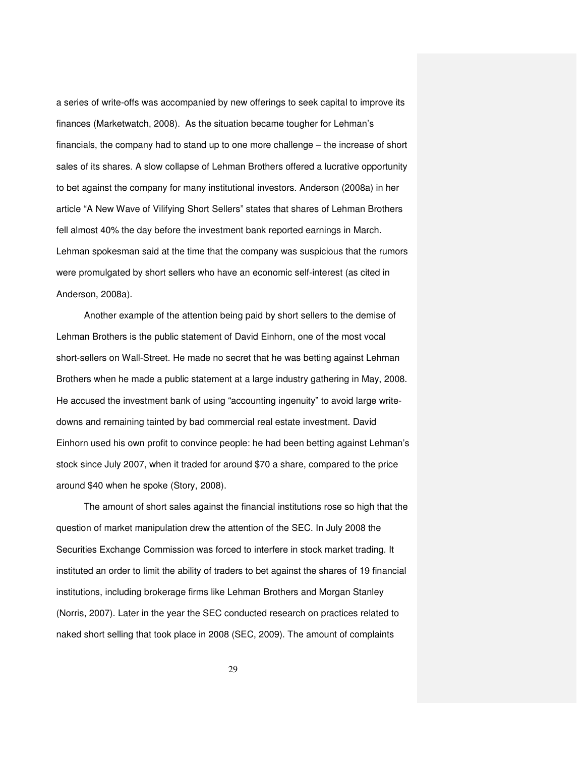a series of write-offs was accompanied by new offerings to seek capital to improve its finances (Marketwatch, 2008). As the situation became tougher for Lehman's financials, the company had to stand up to one more challenge – the increase of short sales of its shares. A slow collapse of Lehman Brothers offered a lucrative opportunity to bet against the company for many institutional investors. Anderson (2008a) in her article "A New Wave of Vilifying Short Sellers" states that shares of Lehman Brothers fell almost 40% the day before the investment bank reported earnings in March. Lehman spokesman said at the time that the company was suspicious that the rumors were promulgated by short sellers who have an economic self-interest (as cited in Anderson, 2008a).

Another example of the attention being paid by short sellers to the demise of Lehman Brothers is the public statement of David Einhorn, one of the most vocal short-sellers on Wall-Street. He made no secret that he was betting against Lehman Brothers when he made a public statement at a large industry gathering in May, 2008. He accused the investment bank of using "accounting ingenuity" to avoid large write-downs and remaining tainted by bad commercial real estate investment. David Einhorn used his own profit to convince people: he had been betting against Lehman's stock since July 2007, when it traded for around $70 a share, compared to the price around $40 when he spoke (Story, 2008).

The amount of short sales against the financial institutions rose so high that the question of market manipulation drew the attention of the SEC. In July 2008 the Securities Exchange Commission was forced to interfere in stock market trading. It instituted an order to limit the ability of traders to bet against the shares of 19 financial institutions, including brokerage firms like Lehman Brothers and Morgan Stanley (Norris, 2007). Later in the year the SEC conducted research on practices related to naked short selling that took place in 2008 (SEC, 2009). The amount of complaints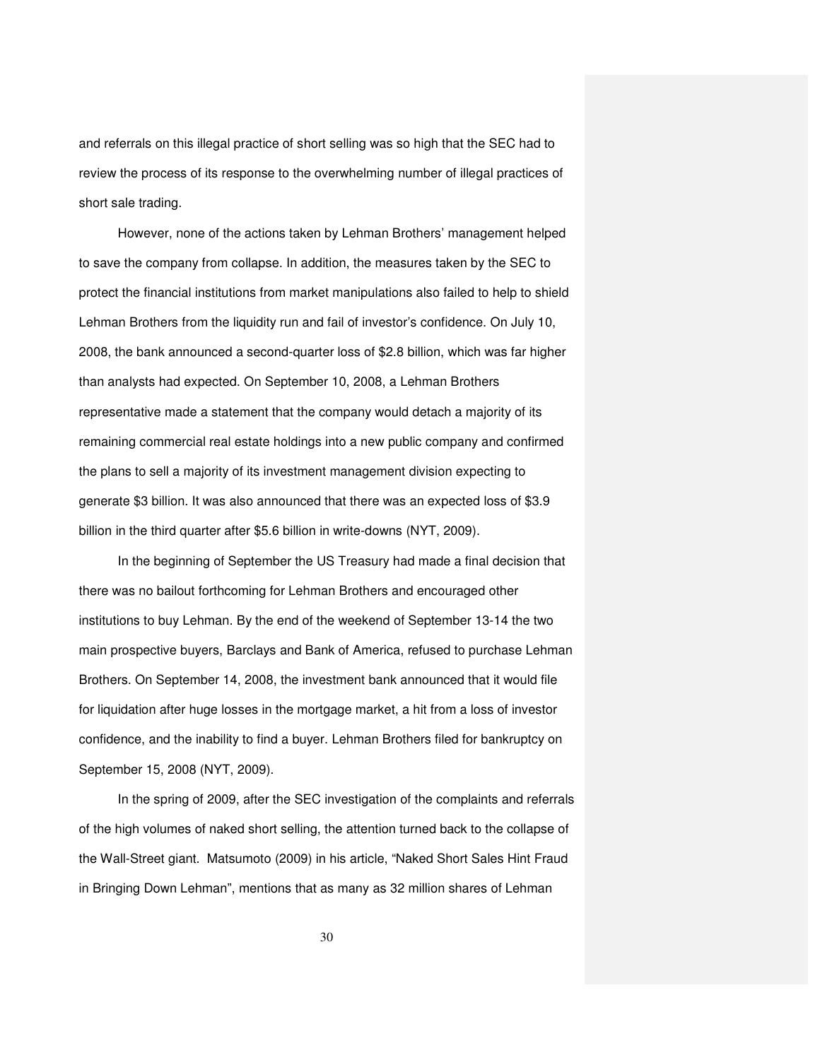and referrals on this illegal practice of short selling was so high that the SEC had to review the process of its response to the overwhelming number of illegal practices of short sale trading.

However, none of the actions taken by Lehman Brothers' management helped to save the company from collapse. In addition, the measures taken by the SEC to protect the financial institutions from market manipulations also failed to help to shield Lehman Brothers from the liquidity run and fail of investor's confidence. On July 10, 2008, the bank announced a second-quarter loss of $2.8 billion, which was far higher than analysts had expected. On September 10, 2008, a Lehman Brothers representative made a statement that the company would detach a majority of its remaining commercial real estate holdings into a new public company and confirmed the plans to sell a majority of its investment management division expecting to generate $3 billion. It was also announced that there was an expected loss of $3.9 billion in the third quarter after $5.6 billion in write-downs (NYT, 2009).

In the beginning of September the US Treasury had made a final decision that there was no bailout forthcoming for Lehman Brothers and encouraged other institutions to buy Lehman. By the end of the weekend of September 13-14 the two main prospective buyers, Barclays and Bank of America, refused to purchase Lehman Brothers. On September 14, 2008, the investment bank announced that it would file for liquidation after huge losses in the mortgage market, a hit from a loss of investor confidence, and the inability to find a buyer. Lehman Brothers filed for bankruptcy on September 15, 2008 (NYT, 2009).

In the spring of 2009, after the SEC investigation of the complaints and referrals of the high volumes of naked short selling, the attention turned back to the collapse of the Wall-Street giant. Matsumoto (2009) in his article, "Naked Short Sales Hint Fraud in Bringing Down Lehman", mentions that as many as 32 million shares of Lehman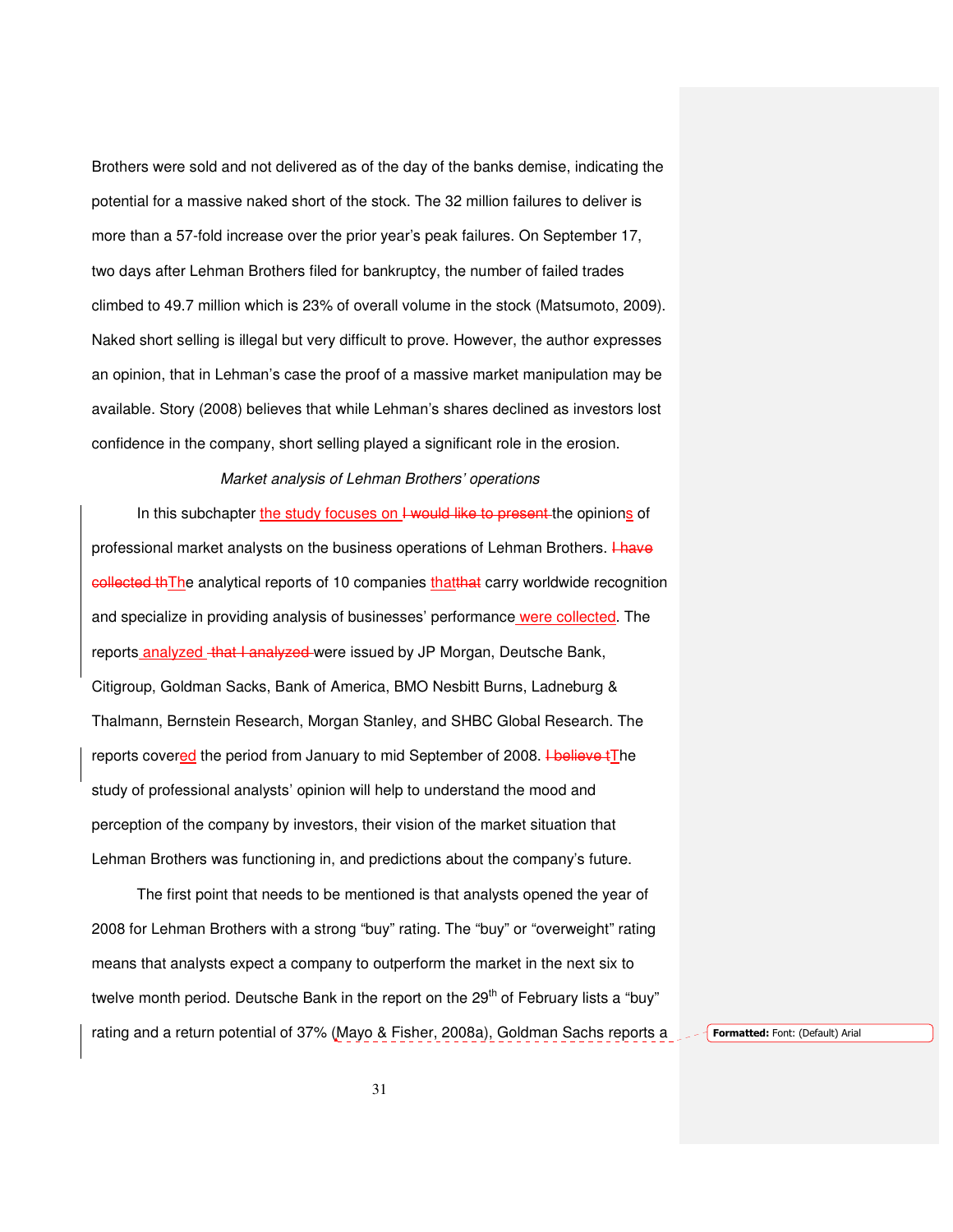Brothers were sold and not delivered as of the day of the banks demise, indicating the potential for a massive naked short of the stock. The 32 million failures to deliver is more than a 57-fold increase over the prior year's peak failures. On September 17, two days after Lehman Brothers filed for bankruptcy, the number of failed trades climbed to 49.7 million which is 23% of overall volume in the stock (Matsumoto, 2009). Naked short selling is illegal but very difficult to prove. However, the author expresses an opinion, that in Lehman's case the proof of a massive market manipulation may be available. Story (2008) believes that while Lehman's shares declined as investors lost confidence in the company, short selling played a significant role in the erosion.

*Market analysis of Lehman Brothers' operations*

In this subchapter the study focuses on the opinions of professional market analysts on the business operations of Lehman Brothers. The analytical reports of 10 companies that carry worldwide recognition and specialize in providing analysis of businesses' performance were collected. The reports analyzed were issued by JP Morgan, Deutsche Bank, Citigroup, Goldman Sacks, Bank of America, BMO Nesbitt Burns, Ladneburg & Thalmann, Bernstein Research, Morgan Stanley, and SHBC Global Research. The reports covered the period from January to mid September of 2008. The study of professional analysts' opinion will help to understand the mood and perception of the company by investors, their vision of the market situation that Lehman Brothers was functioning in, and predictions about the company's future.

The first point that needs to be mentioned is that analysts opened the year of 2008 for Lehman Brothers with a strong "buy" rating. The "buy" or "overweight" rating means that analysts expect a company to outperform the market in the next six to twelve month period. Deutsche Bank in the report on the 29th of February lists a "buy" rating and a return potential of 37% (Mayo & Fisher, 2008a), Goldman Sachs reports a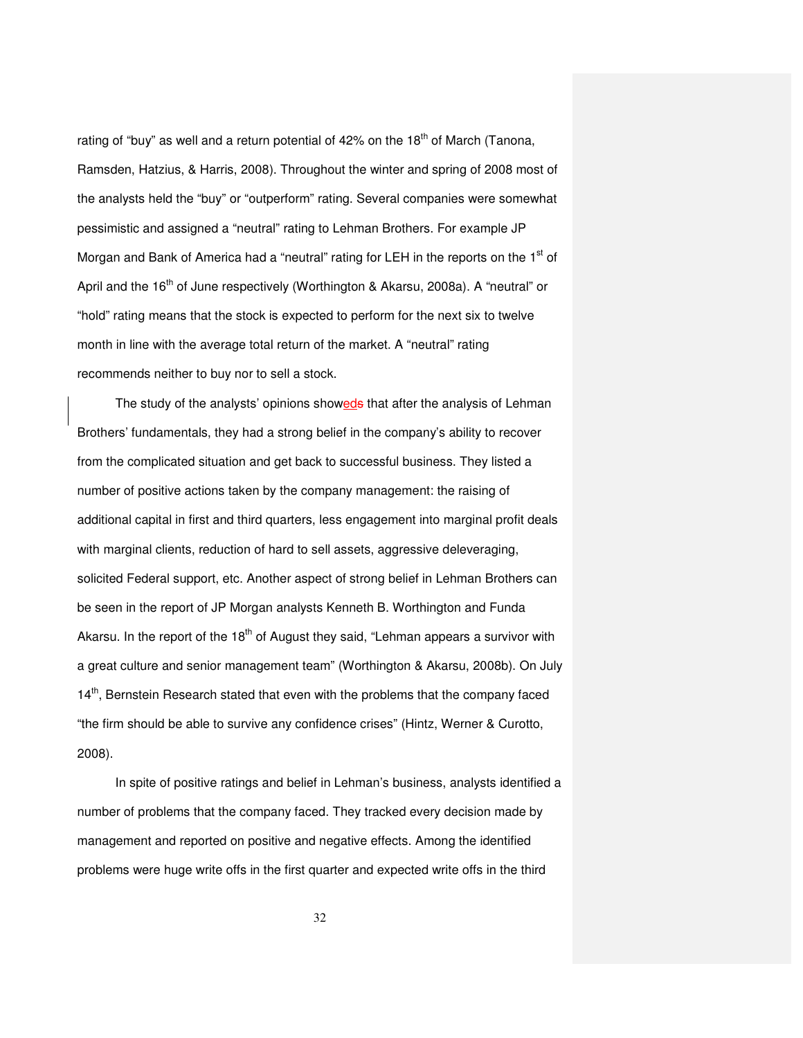rating of "buy" as well and a return potential of 42% on the 18th of March (Tanona, Ramsden, Hatzius, & Harris, 2008). Throughout the winter and spring of 2008 most of the analysts held the "buy" or "outperform" rating. Several companies were somewhat pessimistic and assigned a "neutral" rating to Lehman Brothers. For example JP Morgan and Bank of America had a "neutral" rating for LEH in the reports on the 1st of April and the 16th of June respectively (Worthington & Akarsu, 2008a). A "neutral" or "hold" rating means that the stock is expected to perform for the next six to twelve month in line with the average total return of the market. A "neutral" rating recommends neither to buy nor to sell a stock.

The study of the analysts' opinions showed that after the analysis of Lehman Brothers' fundamentals, they had a strong belief in the company's ability to recover from the complicated situation and get back to successful business. They listed a number of positive actions taken by the company management: the raising of additional capital in first and third quarters, less engagement into marginal profit deals with marginal clients, reduction of hard to sell assets, aggressive deleveraging, solicited Federal support, etc. Another aspect of strong belief in Lehman Brothers can be seen in the report of JP Morgan analysts Kenneth B. Worthington and Funda Akarsu. In the report of the 18th of August they said, "Lehman appears a survivor with a great culture and senior management team" (Worthington & Akarsu, 2008b). On July 14th, Bernstein Research stated that even with the problems that the company faced "the firm should be able to survive any confidence crises" (Hintz, Werner & Curotto, 2008).

In spite of positive ratings and belief in Lehman's business, analysts identified a number of problems that the company faced. They tracked every decision made by management and reported on positive and negative effects. Among the identified problems were huge write offs in the first quarter and expected write offs in the third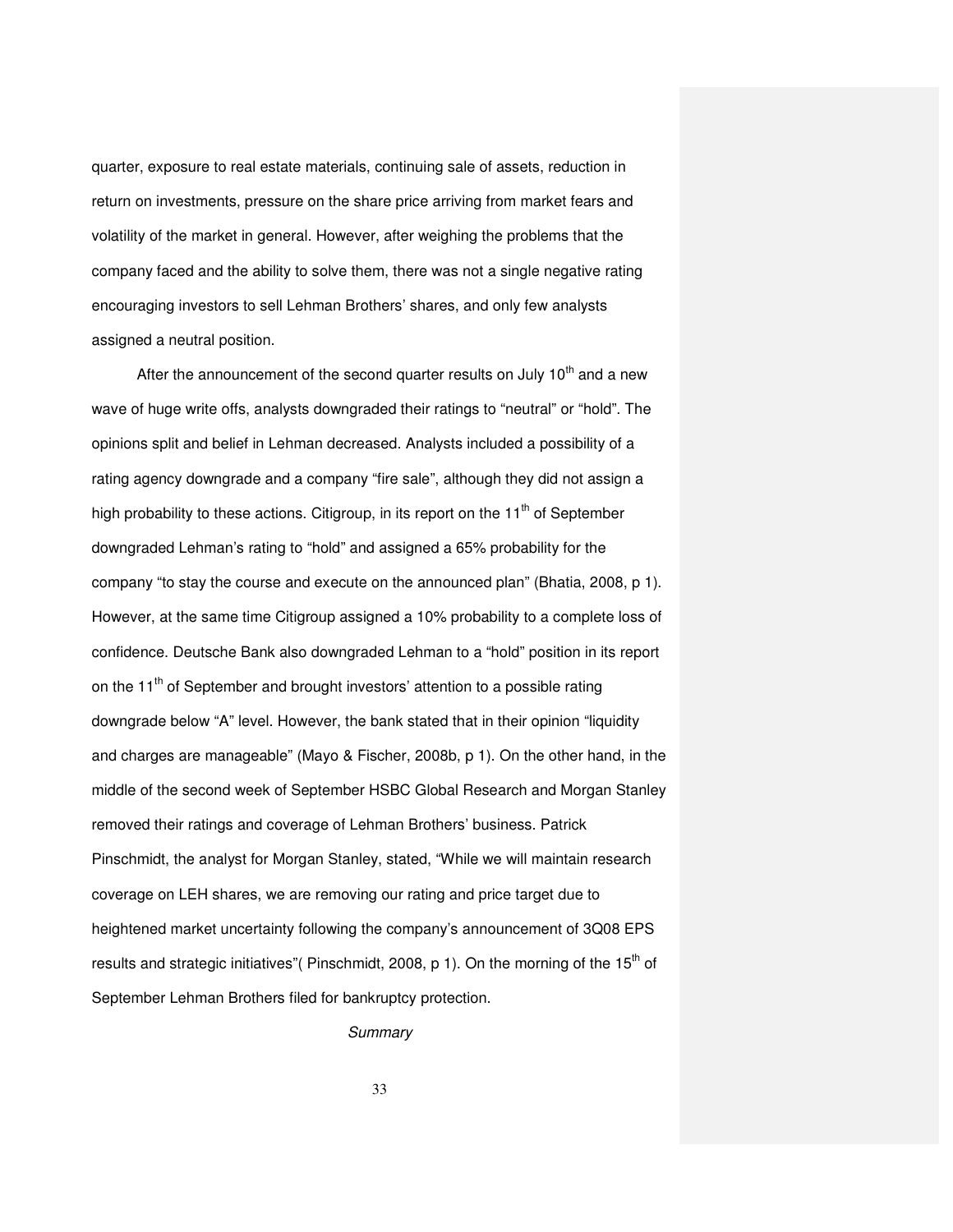quarter, exposure to real estate materials, continuing sale of assets, reduction in return on investments, pressure on the share price arriving from market fears and volatility of the market in general. However, after weighing the problems that the company faced and the ability to solve them, there was not a single negative rating encouraging investors to sell Lehman Brothers' shares, and only few analysts assigned a neutral position.

After the announcement of the second quarter results on July 10th and a new wave of huge write offs, analysts downgraded their ratings to "neutral" or "hold". The opinions split and belief in Lehman decreased. Analysts included a possibility of a rating agency downgrade and a company "fire sale", although they did not assign a high probability to these actions. Citigroup, in its report on the 11th of September downgraded Lehman's rating to "hold" and assigned a 65% probability for the company "to stay the course and execute on the announced plan" (Bhatia, 2008, p 1). However, at the same time Citigroup assigned a 10% probability to a complete loss of confidence. Deutsche Bank also downgraded Lehman to a "hold" position in its report on the 11th of September and brought investors' attention to a possible rating downgrade below "A" level. However, the bank stated that in their opinion "liquidity and charges are manageable" (Mayo & Fischer, 2008b, p 1). On the other hand, in the middle of the second week of September HSBC Global Research and Morgan Stanley removed their ratings and coverage of Lehman Brothers' business. Patrick Pinschmidt, the analyst for Morgan Stanley, stated, "While we will maintain research coverage on LEH shares, we are removing our rating and price target due to heightened market uncertainty following the company's announcement of 3Q08 EPS results and strategic initiatives"( Pinschmidt, 2008, p 1). On the morning of the 15th of September Lehman Brothers filed for bankruptcy protection.

### *Summary*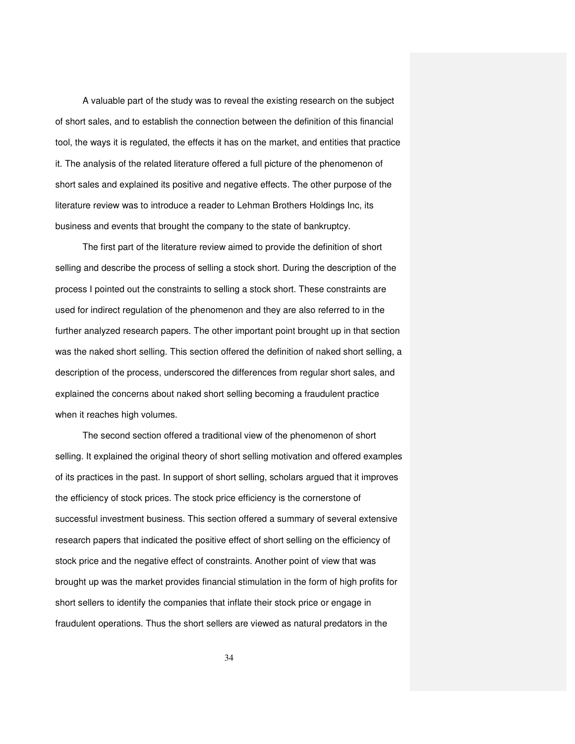A valuable part of the study was to reveal the existing research on the subject of short sales, and to establish the connection between the definition of this financial tool, the ways it is regulated, the effects it has on the market, and entities that practice it. The analysis of the related literature offered a full picture of the phenomenon of short sales and explained its positive and negative effects. The other purpose of the literature review was to introduce a reader to Lehman Brothers Holdings Inc, its business and events that brought the company to the state of bankruptcy.

The first part of the literature review aimed to provide the definition of short selling and describe the process of selling a stock short. During the description of the process I pointed out the constraints to selling a stock short. These constraints are used for indirect regulation of the phenomenon and they are also referred to in the further analyzed research papers. The other important point brought up in that section was the naked short selling. This section offered the definition of naked short selling, a description of the process, underscored the differences from regular short sales, and explained the concerns about naked short selling becoming a fraudulent practice when it reaches high volumes.

The second section offered a traditional view of the phenomenon of short selling. It explained the original theory of short selling motivation and offered examples of its practices in the past. In support of short selling, scholars argued that it improves the efficiency of stock prices. The stock price efficiency is the cornerstone of successful investment business. This section offered a summary of several extensive research papers that indicated the positive effect of short selling on the efficiency of stock price and the negative effect of constraints. Another point of view that was brought up was the market provides financial stimulation in the form of high profits for short sellers to identify the companies that inflate their stock price or engage in fraudulent operations. Thus the short sellers are viewed as natural predators in the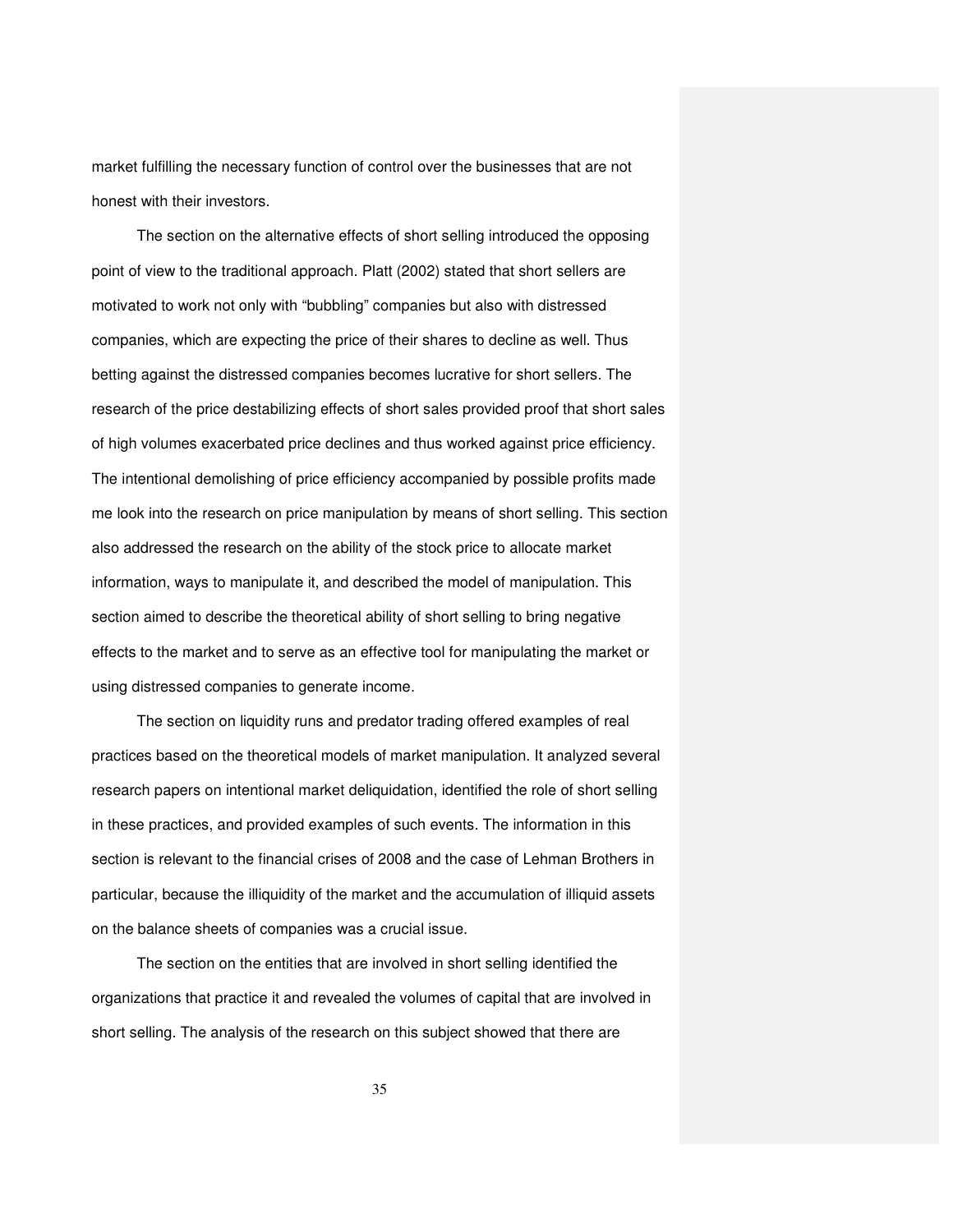market fulfilling the necessary function of control over the businesses that are not honest with their investors.

The section on the alternative effects of short selling introduced the opposing point of view to the traditional approach. Platt (2002) stated that short sellers are motivated to work not only with "bubbling" companies but also with distressed companies, which are expecting the price of their shares to decline as well. Thus betting against the distressed companies becomes lucrative for short sellers. The research of the price destabilizing effects of short sales provided proof that short sales of high volumes exacerbated price declines and thus worked against price efficiency. The intentional demolishing of price efficiency accompanied by possible profits made me look into the research on price manipulation by means of short selling. This section also addressed the research on the ability of the stock price to allocate market information, ways to manipulate it, and described the model of manipulation. This section aimed to describe the theoretical ability of short selling to bring negative effects to the market and to serve as an effective tool for manipulating the market or using distressed companies to generate income.

The section on liquidity runs and predator trading offered examples of real practices based on the theoretical models of market manipulation. It analyzed several research papers on intentional market deliquidation, identified the role of short selling in these practices, and provided examples of such events. The information in this section is relevant to the financial crises of 2008 and the case of Lehman Brothers in particular, because the illiquidity of the market and the accumulation of illiquid assets on the balance sheets of companies was a crucial issue.

The section on the entities that are involved in short selling identified the organizations that practice it and revealed the volumes of capital that are involved in short selling. The analysis of the research on this subject showed that there are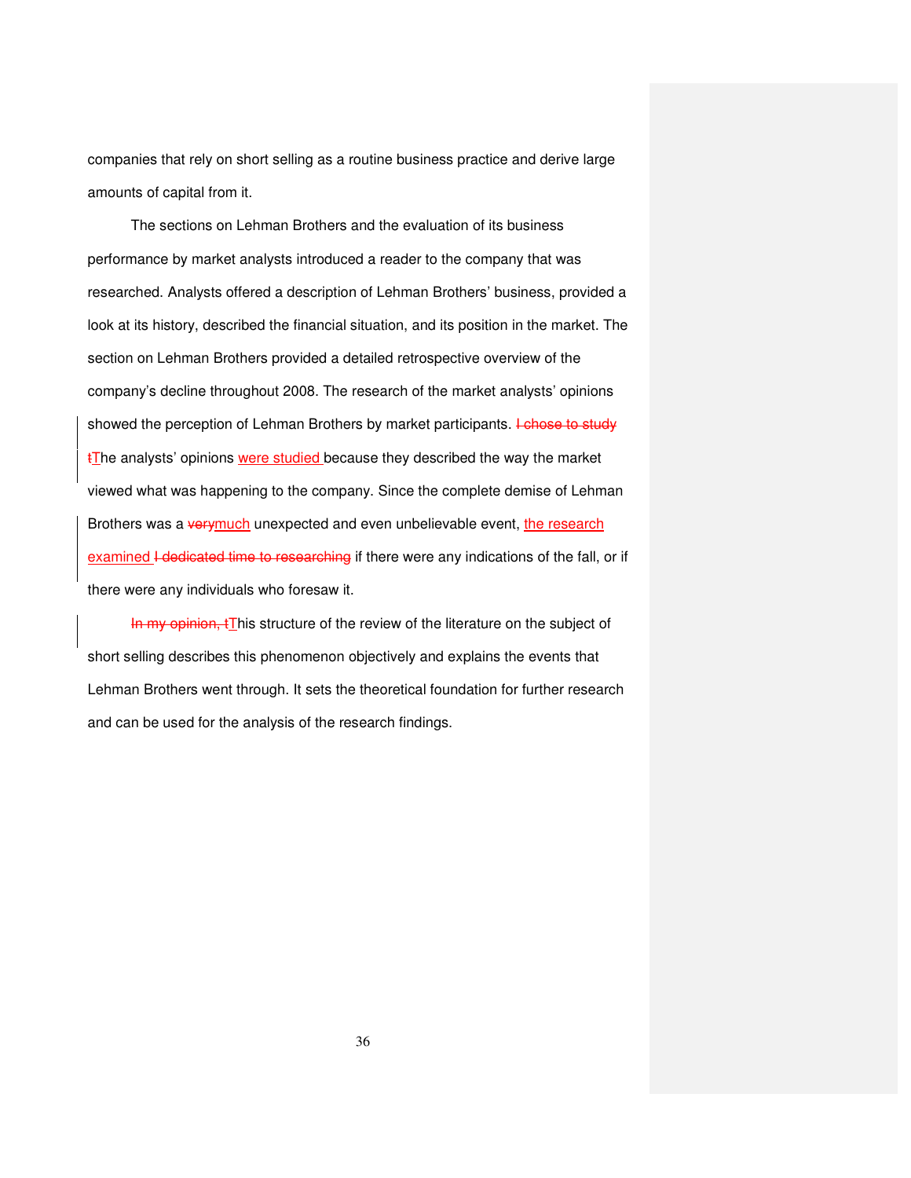companies that rely on short selling as a routine business practice and derive large amounts of capital from it.

The sections on Lehman Brothers and the evaluation of its business performance by market analysts introduced a reader to the company that was researched. Analysts offered a description of Lehman Brothers' business, provided a look at its history, described the financial situation, and its position in the market. The section on Lehman Brothers provided a detailed retrospective overview of the company's decline throughout 2008. The research of the market analysts' opinions showed the perception of Lehman Brothers by market participants. ~~I chose to study t~~The analysts' opinions were studied because they described the way the market viewed what was happening to the company. Since the complete demise of Lehman Brothers was a ~~very~~much unexpected and even unbelievable event, the research examined ~~I dedicated time to researching~~ if there were any indications of the fall, or if there were any individuals who foresaw it.

~~In my opinion, t~~This structure of the review of the literature on the subject of short selling describes this phenomenon objectively and explains the events that Lehman Brothers went through. It sets the theoretical foundation for further research and can be used for the analysis of the research findings.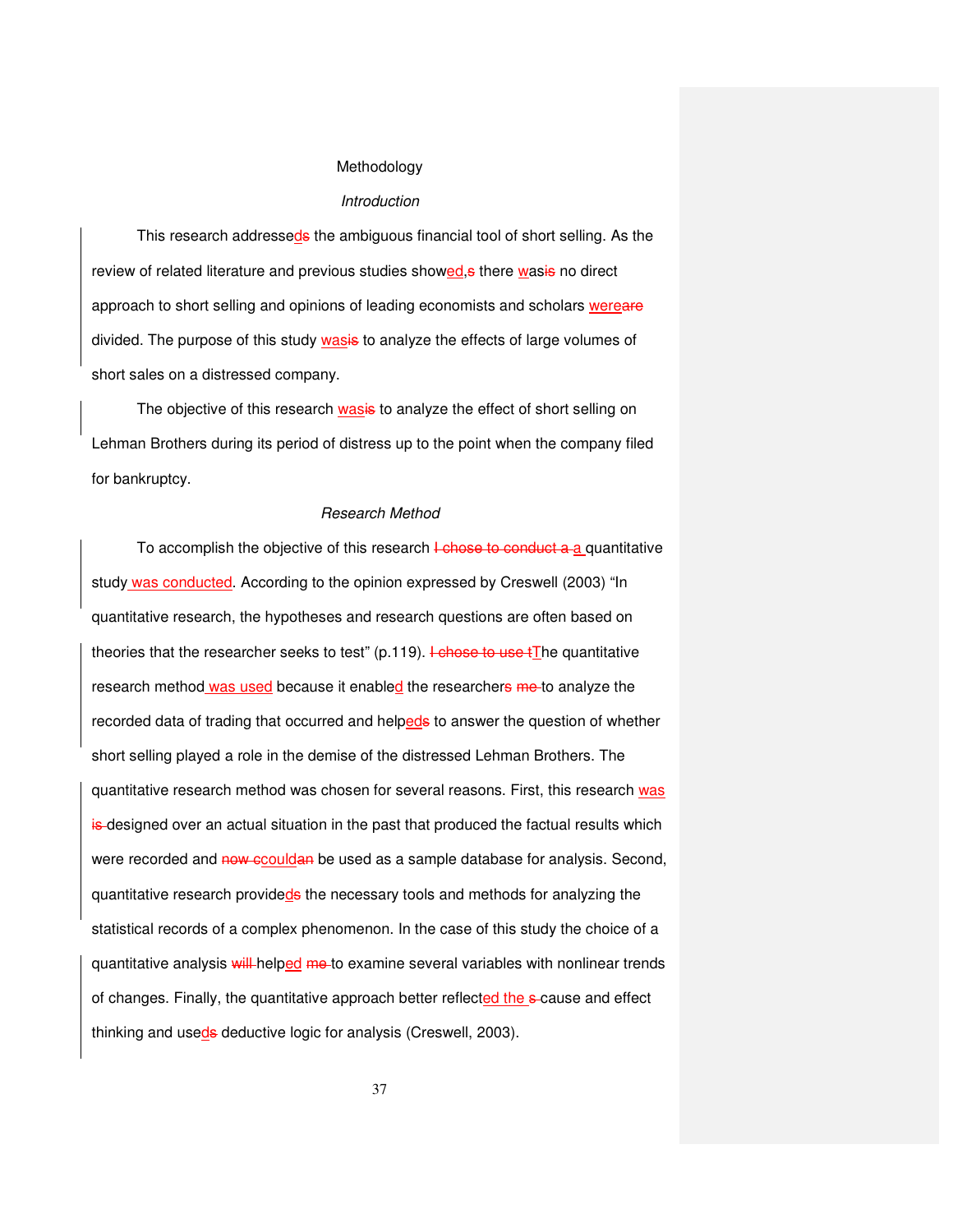# Methodology

## *Introduction*

This research addressed~~s~~ the ambiguous financial tool of short selling. As the review of related literature and previous studies showed~~,s~~ there was~~is~~ no direct approach to short selling and opinions of leading economists and scholars were~~are~~ divided. The purpose of this study was~~is~~ to analyze the effects of large volumes of short sales on a distressed company.

The objective of this research was~~is~~ to analyze the effect of short selling on Lehman Brothers during its period of distress up to the point when the company filed for bankruptcy.

## *Research Method*

To accomplish the objective of this research ~~I chose to conduct a~~ a quantitative study was conducted. According to the opinion expressed by Creswell (2003) "In quantitative research, the hypotheses and research questions are often based on theories that the researcher seeks to test" (p.119). ~~I chose to use t~~The quantitative research method was used because it enabled the researchers ~~me~~ to analyze the recorded data of trading that occurred and helped~~s~~ to answer the question of whether short selling played a role in the demise of the distressed Lehman Brothers. The quantitative research method was chosen for several reasons. First, this research was ~~is~~ designed over an actual situation in the past that produced the factual results which were recorded and ~~now c~~could~~an~~ be used as a sample database for analysis. Second, quantitative research provided~~s~~ the necessary tools and methods for analyzing the statistical records of a complex phenomenon. In the case of this study the choice of a quantitative analysis ~~will~~ helped ~~me~~ to examine several variables with nonlinear trends of changes. Finally, the quantitative approach better reflected the ~~s~~ cause and effect thinking and used~~s~~ deductive logic for analysis (Creswell, 2003).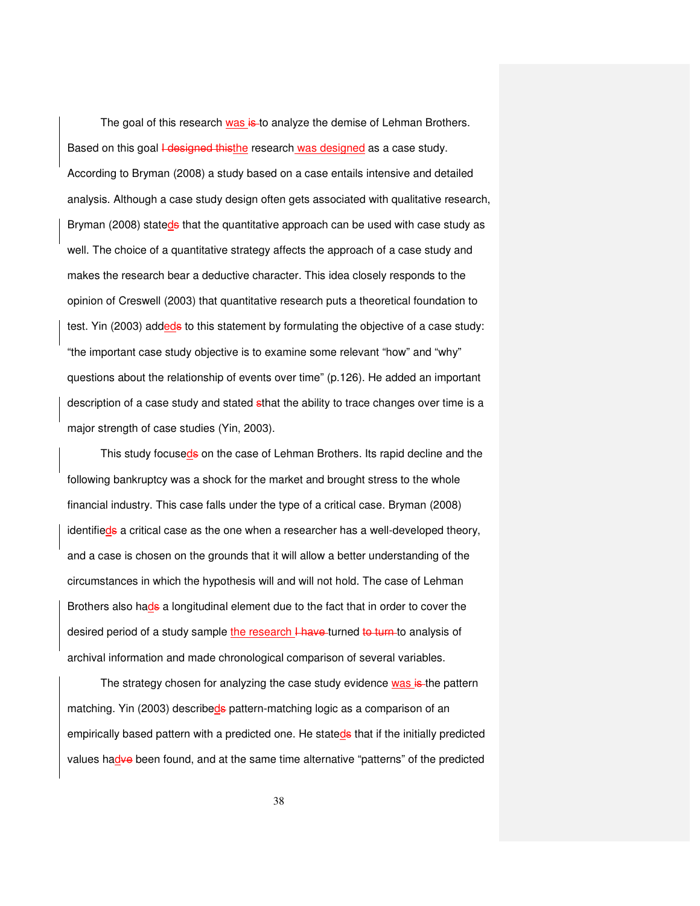The goal of this research was ~~is~~ to analyze the demise of Lehman Brothers. Based on this goal ~~I designed this~~the research was designed as a case study. According to Bryman (2008) a study based on a case entails intensive and detailed analysis. Although a case study design often gets associated with qualitative research, Bryman (2008) stated~~s~~ that the quantitative approach can be used with case study as well. The choice of a quantitative strategy affects the approach of a case study and makes the research bear a deductive character. This idea closely responds to the opinion of Creswell (2003) that quantitative research puts a theoretical foundation to test. Yin (2003) added~~s~~ to this statement by formulating the objective of a case study: "the important case study objective is to examine some relevant "how" and "why" questions about the relationship of events over time" (p.126). He added an important description of a case study and stated ~~s~~that the ability to trace changes over time is a major strength of case studies (Yin, 2003).

This study focused~~s~~ on the case of Lehman Brothers. Its rapid decline and the following bankruptcy was a shock for the market and brought stress to the whole financial industry. This case falls under the type of a critical case. Bryman (2008) identified~~s~~ a critical case as the one when a researcher has a well-developed theory, and a case is chosen on the grounds that it will allow a better understanding of the circumstances in which the hypothesis will and will not hold. The case of Lehman Brothers also had~~s~~ a longitudinal element due to the fact that in order to cover the desired period of a study sample the research ~~I have~~ turned ~~to turn~~ to analysis of archival information and made chronological comparison of several variables.

The strategy chosen for analyzing the case study evidence was ~~is~~ the pattern matching. Yin (2003) described~~s~~ pattern-matching logic as a comparison of an empirically based pattern with a predicted one. He stated~~s~~ that if the initially predicted values had~~ve~~ been found, and at the same time alternative "patterns" of the predicted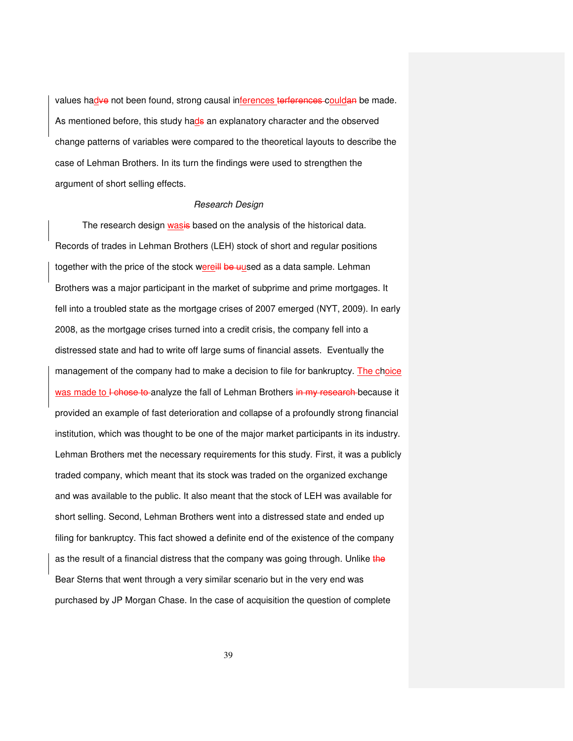values had not been found, strong causal inferences could be made. As mentioned before, this study had an explanatory character and the observed change patterns of variables were compared to the theoretical layouts to describe the case of Lehman Brothers. In its turn the findings were used to strengthen the argument of short selling effects.

*Research Design*

The research design was based on the analysis of the historical data. Records of trades in Lehman Brothers (LEH) stock of short and regular positions together with the price of the stock were used as a data sample. Lehman Brothers was a major participant in the market of subprime and prime mortgages. It fell into a troubled state as the mortgage crises of 2007 emerged (NYT, 2009). In early 2008, as the mortgage crises turned into a credit crisis, the company fell into a distressed state and had to write off large sums of financial assets. Eventually the management of the company had to make a decision to file for bankruptcy. The choice was made to analyze the fall of Lehman Brothers because it provided an example of fast deterioration and collapse of a profoundly strong financial institution, which was thought to be one of the major market participants in its industry. Lehman Brothers met the necessary requirements for this study. First, it was a publicly traded company, which meant that its stock was traded on the organized exchange and was available to the public. It also meant that the stock of LEH was available for short selling. Second, Lehman Brothers went into a distressed state and ended up filing for bankruptcy. This fact showed a definite end of the existence of the company as the result of a financial distress that the company was going through. Unlike Bear Sterns that went through a very similar scenario but in the very end was purchased by JP Morgan Chase. In the case of acquisition the question of complete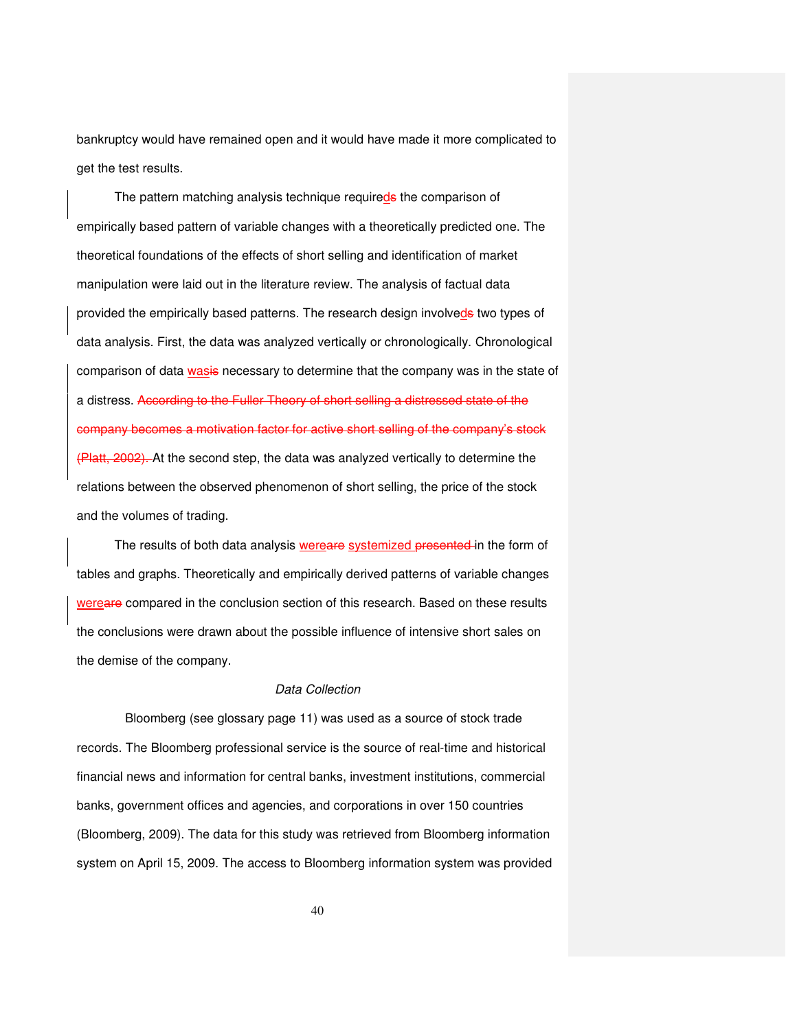bankruptcy would have remained open and it would have made it more complicated to get the test results.

The pattern matching analysis technique required~~s~~ the comparison of empirically based pattern of variable changes with a theoretically predicted one. The theoretical foundations of the effects of short selling and identification of market manipulation were laid out in the literature review. The analysis of factual data provided the empirically based patterns. The research design involved~~s~~ two types of data analysis. First, the data was analyzed vertically or chronologically. Chronological comparison of data was~~is~~ necessary to determine that the company was in the state of a distress. ~~According to the Fuller Theory of short selling a distressed state of the company becomes a motivation factor for active short selling of the company's stock (Platt, 2002).~~ At the second step, the data was analyzed vertically to determine the relations between the observed phenomenon of short selling, the price of the stock and the volumes of trading.

The results of both data analysis were~~are~~ systemized ~~presented~~ in the form of tables and graphs. Theoretically and empirically derived patterns of variable changes were~~are~~ compared in the conclusion section of this research. Based on these results the conclusions were drawn about the possible influence of intensive short sales on the demise of the company.

### *Data Collection*

Bloomberg (see glossary page 11) was used as a source of stock trade records. The Bloomberg professional service is the source of real-time and historical financial news and information for central banks, investment institutions, commercial banks, government offices and agencies, and corporations in over 150 countries (Bloomberg, 2009). The data for this study was retrieved from Bloomberg information system on April 15, 2009. The access to Bloomberg information system was provided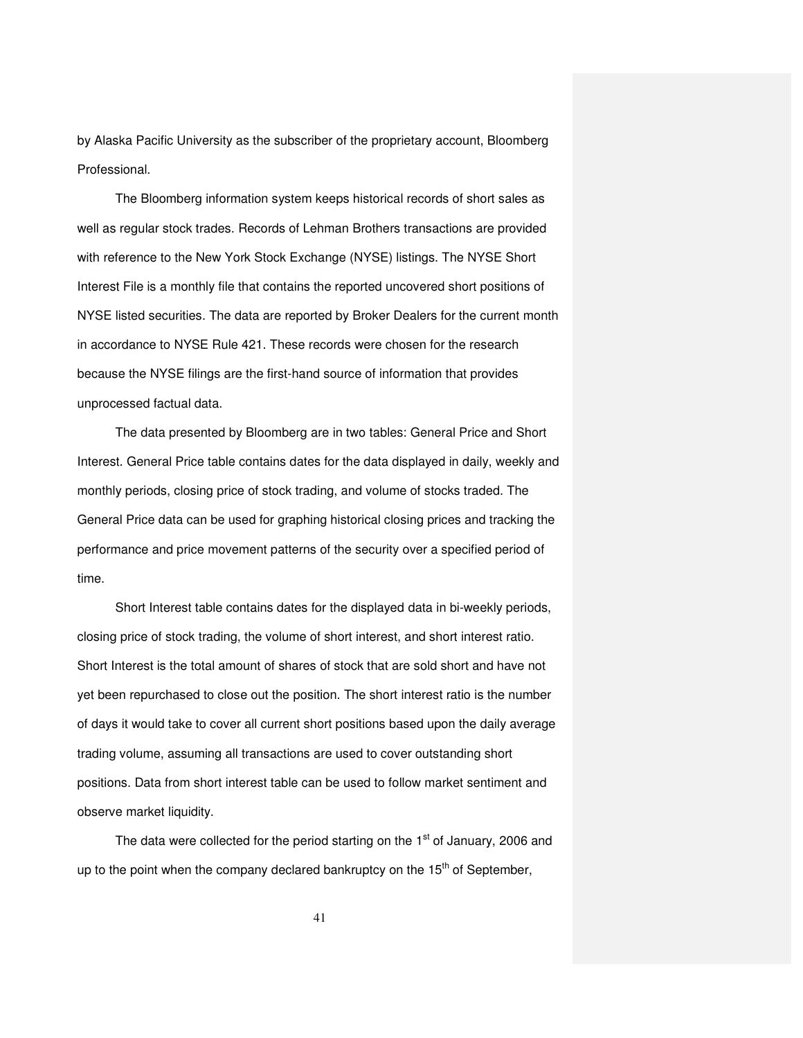by Alaska Pacific University as the subscriber of the proprietary account, Bloomberg Professional.

The Bloomberg information system keeps historical records of short sales as well as regular stock trades. Records of Lehman Brothers transactions are provided with reference to the New York Stock Exchange (NYSE) listings. The NYSE Short Interest File is a monthly file that contains the reported uncovered short positions of NYSE listed securities. The data are reported by Broker Dealers for the current month in accordance to NYSE Rule 421. These records were chosen for the research because the NYSE filings are the first-hand source of information that provides unprocessed factual data.

The data presented by Bloomberg are in two tables: General Price and Short Interest. General Price table contains dates for the data displayed in daily, weekly and monthly periods, closing price of stock trading, and volume of stocks traded. The General Price data can be used for graphing historical closing prices and tracking the performance and price movement patterns of the security over a specified period of time.

Short Interest table contains dates for the displayed data in bi-weekly periods, closing price of stock trading, the volume of short interest, and short interest ratio. Short Interest is the total amount of shares of stock that are sold short and have not yet been repurchased to close out the position. The short interest ratio is the number of days it would take to cover all current short positions based upon the daily average trading volume, assuming all transactions are used to cover outstanding short positions. Data from short interest table can be used to follow market sentiment and observe market liquidity.

The data were collected for the period starting on the 1st of January, 2006 and up to the point when the company declared bankruptcy on the 15th of September,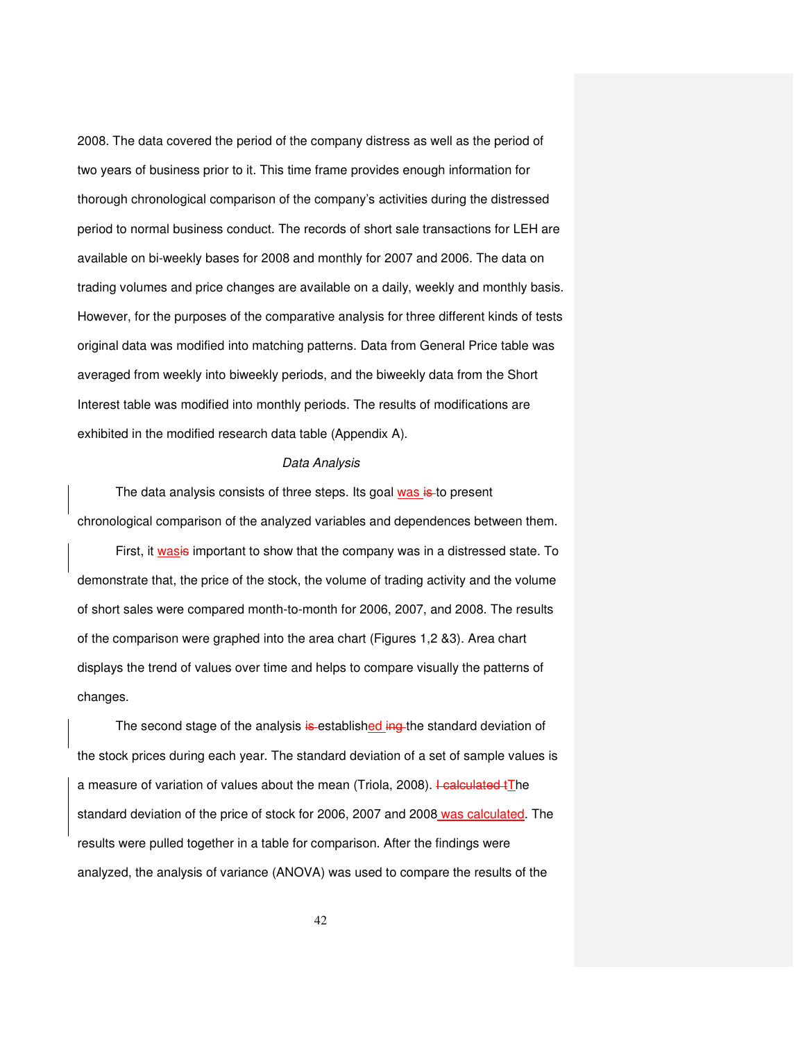2008. The data covered the period of the company distress as well as the period of two years of business prior to it. This time frame provides enough information for thorough chronological comparison of the company's activities during the distressed period to normal business conduct. The records of short sale transactions for LEH are available on bi-weekly bases for 2008 and monthly for 2007 and 2006. The data on trading volumes and price changes are available on a daily, weekly and monthly basis. However, for the purposes of the comparative analysis for three different kinds of tests original data was modified into matching patterns. Data from General Price table was averaged from weekly into biweekly periods, and the biweekly data from the Short Interest table was modified into monthly periods. The results of modifications are exhibited in the modified research data table (Appendix A).

*Data Analysis*

The data analysis consists of three steps. Its goal was to present chronological comparison of the analyzed variables and dependences between them.

First, it was important to show that the company was in a distressed state. To demonstrate that, the price of the stock, the volume of trading activity and the volume of short sales were compared month-to-month for 2006, 2007, and 2008. The results of the comparison were graphed into the area chart (Figures 1,2 &3). Area chart displays the trend of values over time and helps to compare visually the patterns of changes.

The second stage of the analysis established the standard deviation of the stock prices during each year. The standard deviation of a set of sample values is a measure of variation of values about the mean (Triola, 2008). The standard deviation of the price of stock for 2006, 2007 and 2008 was calculated. The results were pulled together in a table for comparison. After the findings were analyzed, the analysis of variance (ANOVA) was used to compare the results of the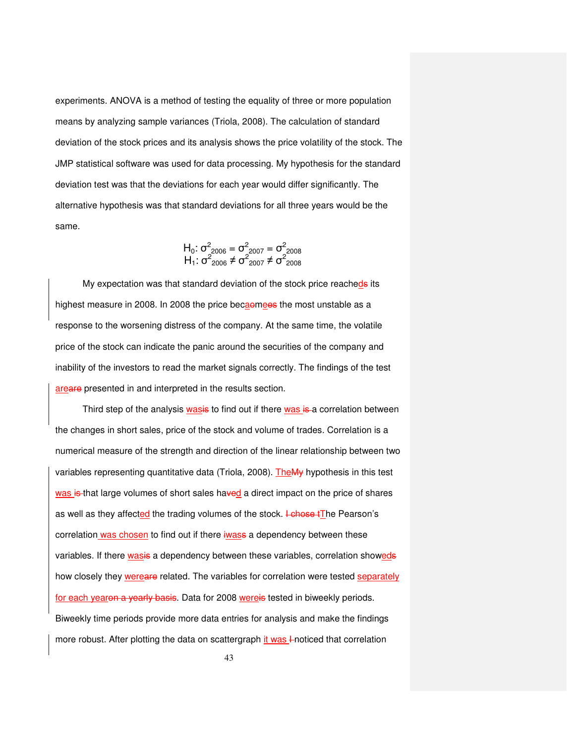experiments. ANOVA is a method of testing the equality of three or more population means by analyzing sample variances (Triola, 2008). The calculation of standard deviation of the stock prices and its analysis shows the price volatility of the stock. The JMP statistical software was used for data processing. My hypothesis for the standard deviation test was that the deviations for each year would differ significantly. The alternative hypothesis was that standard deviations for all three years would be the same.

$$H_0: \sigma^2_{2006} = \sigma^2_{2007} = \sigma^2_{2008}$$
$$H_1: \sigma^2_{2006} \neq \sigma^2_{2007} \neq \sigma^2_{2008}$$

My expectation was that standard deviation of the stock price reached~~s~~ its highest measure in 2008. In 2008 the price beca~~o~~me~~es~~ the most unstable as a response to the worsening distress of the company. At the same time, the volatile price of the stock can indicate the panic around the securities of the company and inability of the investors to read the market signals correctly. The findings of the test are~~are~~ presented in and interpreted in the results section.

Third step of the analysis was~~is~~ to find out if there was ~~is~~ a correlation between the changes in short sales, price of the stock and volume of trades. Correlation is a numerical measure of the strength and direction of the linear relationship between two variables representing quantitative data (Triola, 2008). The~~My~~ hypothesis in this test was ~~is~~ that large volumes of short sales ha~~ve~~d a direct impact on the price of shares as well as they affected the trading volumes of the stock. ~~I chose t~~The Pearson's correlation was chosen to find out if there ~~i~~was~~s~~ a dependency between these variables. If there was~~is~~ a dependency between these variables, correlation showed~~s~~ how closely they were~~are~~ related. The variables for correlation were tested separately for each year~~on a yearly basis~~. Data for 2008 were~~is~~ tested in biweekly periods. Biweekly time periods provide more data entries for analysis and make the findings more robust. After plotting the data on scattergraph it was ~~I~~ noticed that correlation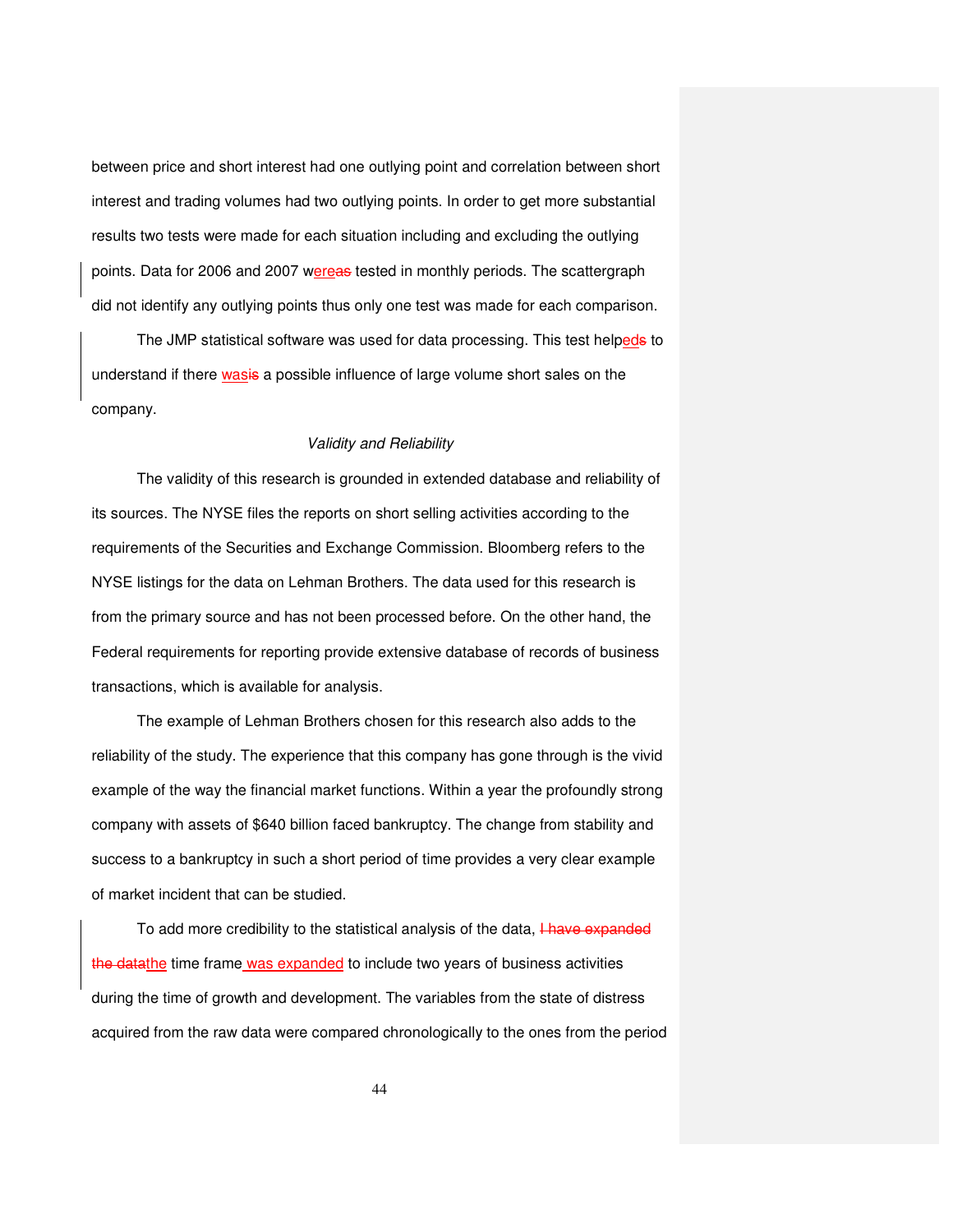between price and short interest had one outlying point and correlation between short interest and trading volumes had two outlying points. In order to get more substantial results two tests were made for each situation including and excluding the outlying points. Data for 2006 and 2007 were tested in monthly periods. The scattergraph did not identify any outlying points thus only one test was made for each comparison.

The JMP statistical software was used for data processing. This test helped to understand if there was a possible influence of large volume short sales on the company.

*Validity and Reliability*

The validity of this research is grounded in extended database and reliability of its sources. The NYSE files the reports on short selling activities according to the requirements of the Securities and Exchange Commission. Bloomberg refers to the NYSE listings for the data on Lehman Brothers. The data used for this research is from the primary source and has not been processed before. On the other hand, the Federal requirements for reporting provide extensive database of records of business transactions, which is available for analysis.

The example of Lehman Brothers chosen for this research also adds to the reliability of the study. The experience that this company has gone through is the vivid example of the way the financial market functions. Within a year the profoundly strong company with assets of $640 billion faced bankruptcy. The change from stability and success to a bankruptcy in such a short period of time provides a very clear example of market incident that can be studied.

To add more credibility to the statistical analysis of the data, the time frame was expanded to include two years of business activities during the time of growth and development. The variables from the state of distress acquired from the raw data were compared chronologically to the ones from the period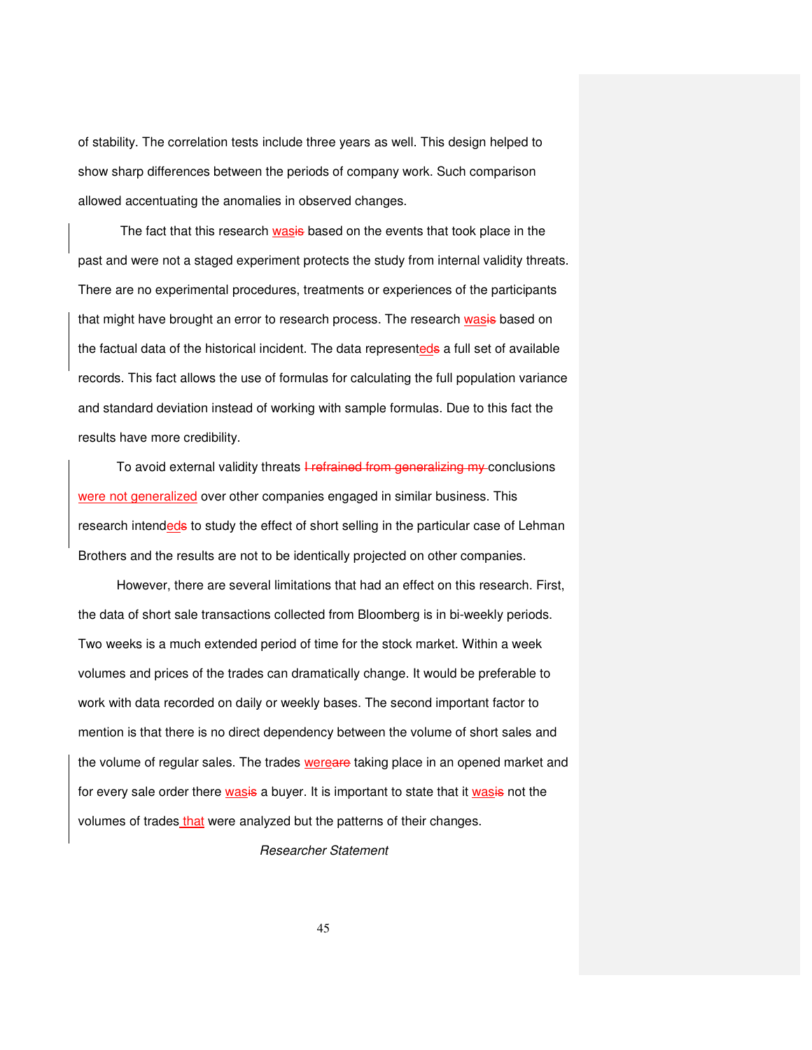of stability. The correlation tests include three years as well. This design helped to show sharp differences between the periods of company work. Such comparison allowed accentuating the anomalies in observed changes.

The fact that this research was~~is~~ based on the events that took place in the past and were not a staged experiment protects the study from internal validity threats. There are no experimental procedures, treatments or experiences of the participants that might have brought an error to research process. The research was~~is~~ based on the factual data of the historical incident. The data represented~~s~~ a full set of available records. This fact allows the use of formulas for calculating the full population variance and standard deviation instead of working with sample formulas. Due to this fact the results have more credibility.

To avoid external validity threats ~~I refrained from generalizing my~~ conclusions were not generalized over other companies engaged in similar business. This research intended~~s~~ to study the effect of short selling in the particular case of Lehman Brothers and the results are not to be identically projected on other companies.

However, there are several limitations that had an effect on this research. First, the data of short sale transactions collected from Bloomberg is in bi-weekly periods. Two weeks is a much extended period of time for the stock market. Within a week volumes and prices of the trades can dramatically change. It would be preferable to work with data recorded on daily or weekly bases. The second important factor to mention is that there is no direct dependency between the volume of short sales and the volume of regular sales. The trades were~~are~~ taking place in an opened market and for every sale order there was~~is~~ a buyer. It is important to state that it was~~is~~ not the volumes of trades that were analyzed but the patterns of their changes.

*Researcher Statement*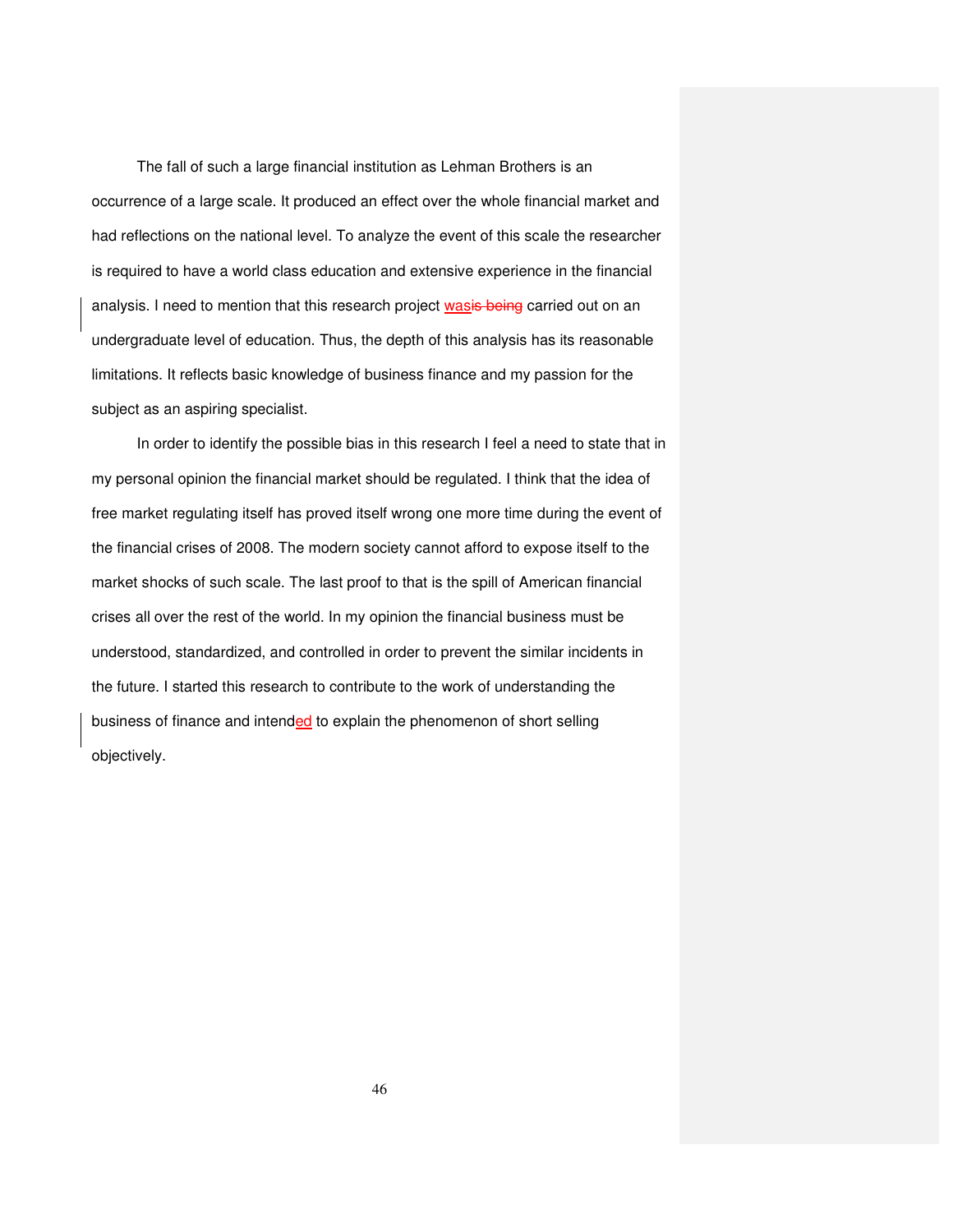The fall of such a large financial institution as Lehman Brothers is an occurrence of a large scale. It produced an effect over the whole financial market and had reflections on the national level. To analyze the event of this scale the researcher is required to have a world class education and extensive experience in the financial analysis. I need to mention that this research project was carried out on an undergraduate level of education. Thus, the depth of this analysis has its reasonable limitations. It reflects basic knowledge of business finance and my passion for the subject as an aspiring specialist.

In order to identify the possible bias in this research I feel a need to state that in my personal opinion the financial market should be regulated. I think that the idea of free market regulating itself has proved itself wrong one more time during the event of the financial crises of 2008. The modern society cannot afford to expose itself to the market shocks of such scale. The last proof to that is the spill of American financial crises all over the rest of the world. In my opinion the financial business must be understood, standardized, and controlled in order to prevent the similar incidents in the future. I started this research to contribute to the work of understanding the business of finance and intended to explain the phenomenon of short selling objectively.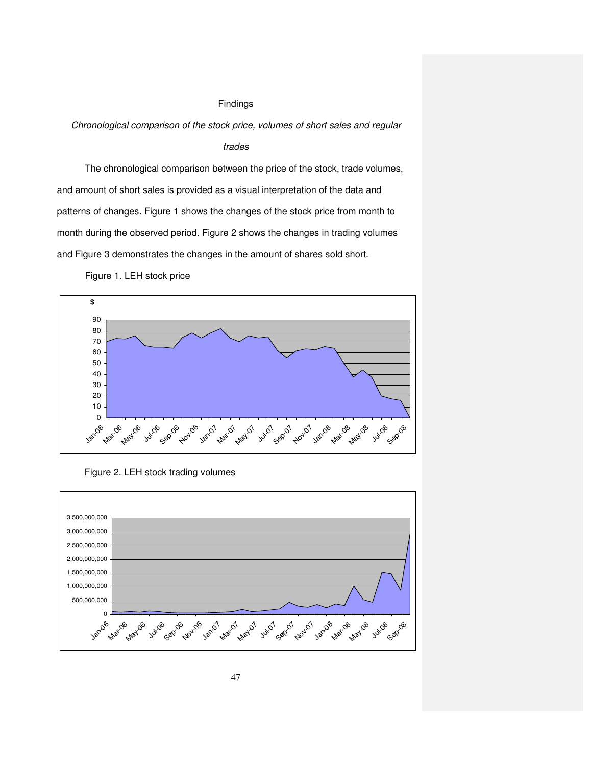## Findings

*Chronological comparison of the stock price, volumes of short sales and regular trades*

The chronological comparison between the price of the stock, trade volumes, and amount of short sales is provided as a visual interpretation of the data and patterns of changes. Figure 1 shows the changes of the stock price from month to month during the observed period. Figure 2 shows the changes in trading volumes and Figure 3 demonstrates the changes in the amount of shares sold short.

Figure 1. LEH stock price

Figure 2. LEH stock trading volumes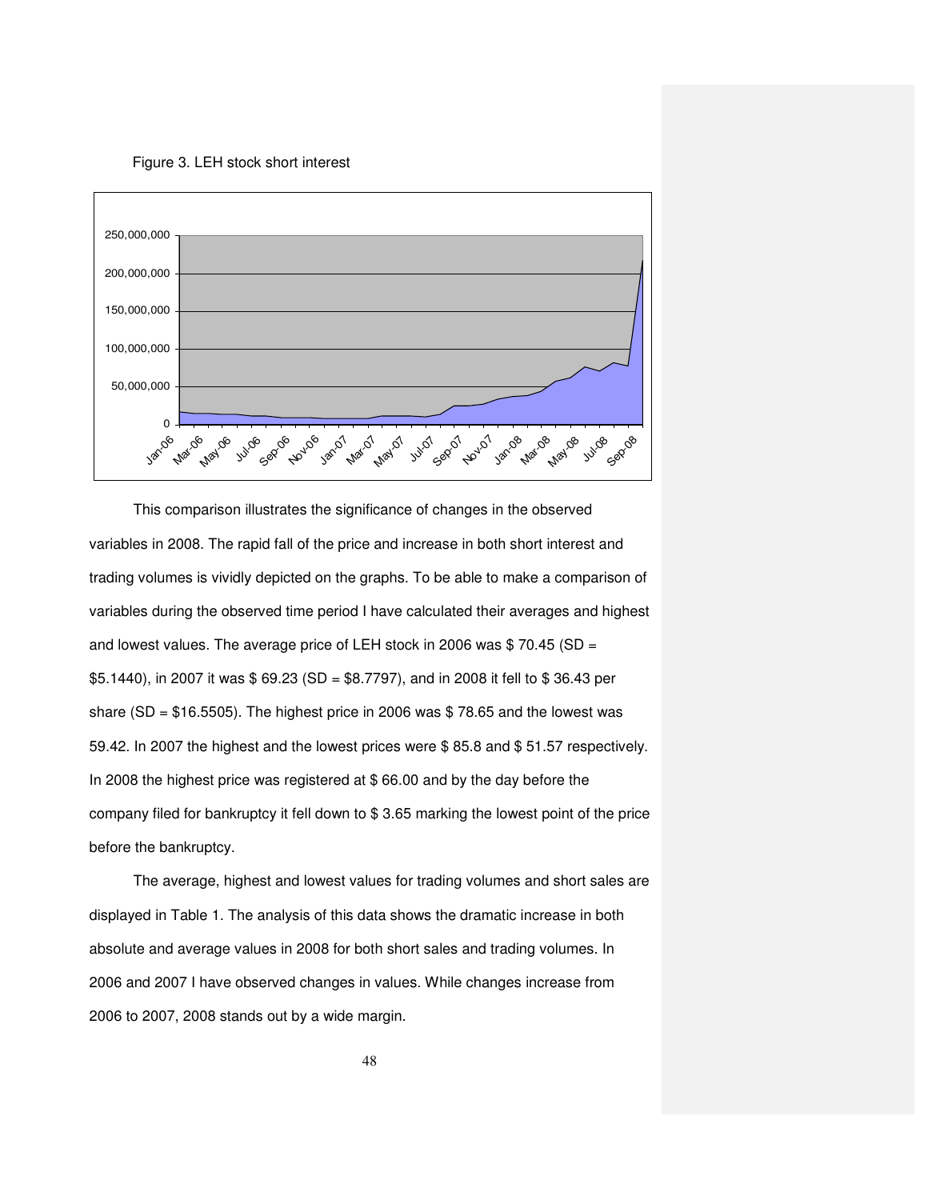Figure 3. LEH stock short interest

This comparison illustrates the significance of changes in the observed variables in 2008. The rapid fall of the price and increase in both short interest and trading volumes is vividly depicted on the graphs. To be able to make a comparison of variables during the observed time period I have calculated their averages and highest and lowest values. The average price of LEH stock in 2006 was $ 70.45 (SD = $5.1440), in 2007 it was $ 69.23 (SD = $8.7797), and in 2008 it fell to $ 36.43 per share (SD = $16.5505). The highest price in 2006 was $ 78.65 and the lowest was 59.42. In 2007 the highest and the lowest prices were $ 85.8 and $ 51.57 respectively. In 2008 the highest price was registered at $ 66.00 and by the day before the company filed for bankruptcy it fell down to $ 3.65 marking the lowest point of the price before the bankruptcy.

The average, highest and lowest values for trading volumes and short sales are displayed in Table 1. The analysis of this data shows the dramatic increase in both absolute and average values in 2008 for both short sales and trading volumes. In 2006 and 2007 I have observed changes in values. While changes increase from 2006 to 2007, 2008 stands out by a wide margin.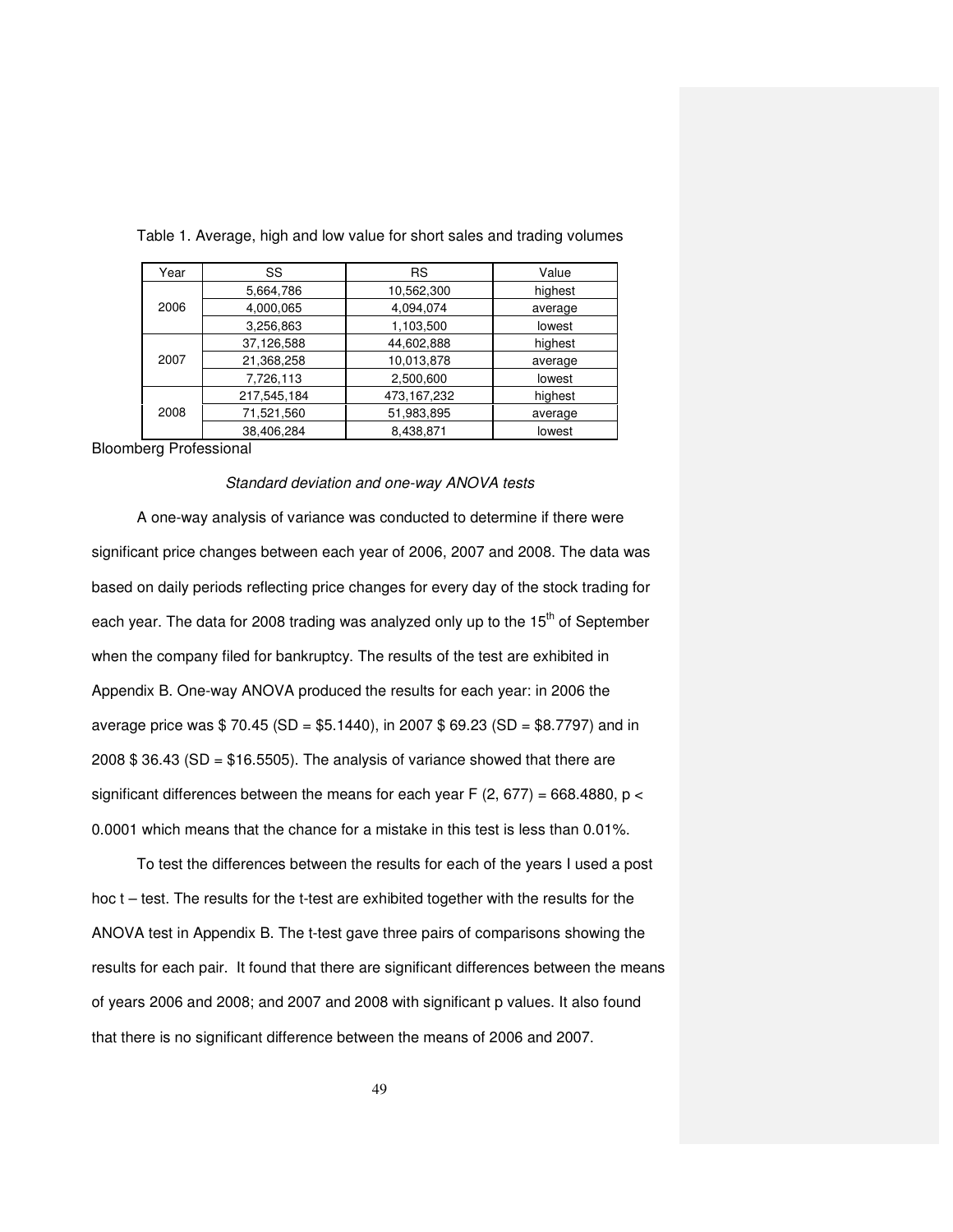Table 1. Average, high and low value for short sales and trading volumes

| Year | SS | RS | Value |
|---|---|---|---|
| 2006 | 5,664,786 | 10,562,300 | highest |
| | 4,000,065 | 4,094,074 | average |
| | 3,256,863 | 1,103,500 | lowest |
| 2007 | 37,126,588 | 44,602,888 | highest |
| | 21,368,258 | 10,013,878 | average |
| | 7,726,113 | 2,500,600 | lowest |
| 2008 | 217,545,184 | 473,167,232 | highest |
| | 71,521,560 | 51,983,895 | average |
| | 38,406,284 | 8,438,871 | lowest |

Bloomberg Professional

*Standard deviation and one-way ANOVA tests*

A one-way analysis of variance was conducted to determine if there were significant price changes between each year of 2006, 2007 and 2008. The data was based on daily periods reflecting price changes for every day of the stock trading for each year. The data for 2008 trading was analyzed only up to the 15th of September when the company filed for bankruptcy. The results of the test are exhibited in Appendix B. One-way ANOVA produced the results for each year: in 2006 the average price was \$ 70.45 (SD = \$5.1440), in 2007 \$ 69.23 (SD = \$8.7797) and in 2008 \$ 36.43 (SD = \$16.5505). The analysis of variance showed that there are significant differences between the means for each year $F(2, 677) = 668.4880$, $p < 0.0001$ which means that the chance for a mistake in this test is less than 0.01%.

To test the differences between the results for each of the years I used a post hoc t – test. The results for the t-test are exhibited together with the results for the ANOVA test in Appendix B. The t-test gave three pairs of comparisons showing the results for each pair. It found that there are significant differences between the means of years 2006 and 2008; and 2007 and 2008 with significant p values. It also found that there is no significant difference between the means of 2006 and 2007.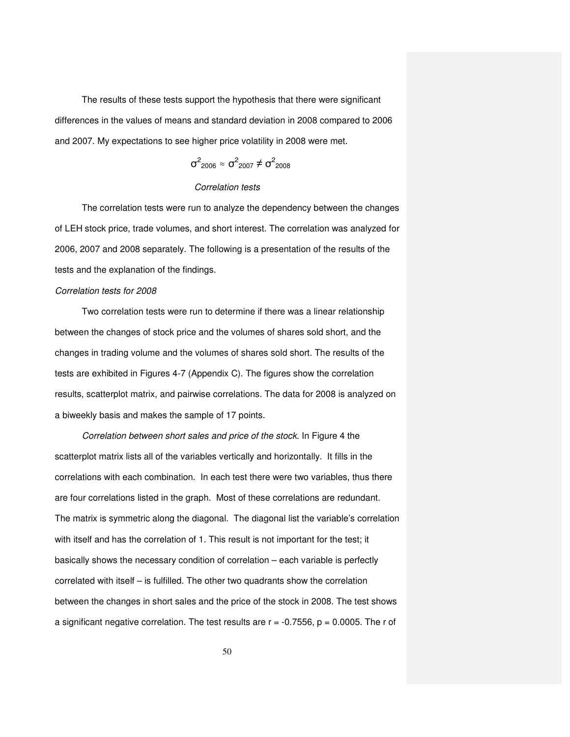The results of these tests support the hypothesis that there were significant differences in the values of means and standard deviation in 2008 compared to 2006 and 2007. My expectations to see higher price volatility in 2008 were met.

$$\sigma^2_{2006} \approx \sigma^2_{2007} \neq \sigma^2_{2008}$$

*Correlation tests*

The correlation tests were run to analyze the dependency between the changes of LEH stock price, trade volumes, and short interest. The correlation was analyzed for 2006, 2007 and 2008 separately. The following is a presentation of the results of the tests and the explanation of the findings.

*Correlation tests for 2008*

Two correlation tests were run to determine if there was a linear relationship between the changes of stock price and the volumes of shares sold short, and the changes in trading volume and the volumes of shares sold short. The results of the tests are exhibited in Figures 4-7 (Appendix C). The figures show the correlation results, scatterplot matrix, and pairwise correlations. The data for 2008 is analyzed on a biweekly basis and makes the sample of 17 points.

*Correlation between short sales and price of the stock.* In Figure 4 the scatterplot matrix lists all of the variables vertically and horizontally. It fills in the correlations with each combination. In each test there were two variables, thus there are four correlations listed in the graph. Most of these correlations are redundant. The matrix is symmetric along the diagonal. The diagonal list the variable's correlation with itself and has the correlation of 1. This result is not important for the test; it basically shows the necessary condition of correlation – each variable is perfectly correlated with itself – is fulfilled. The other two quadrants show the correlation between the changes in short sales and the price of the stock in 2008. The test shows a significant negative correlation. The test results are $r = -0.7556$, $p = 0.0005$. The r of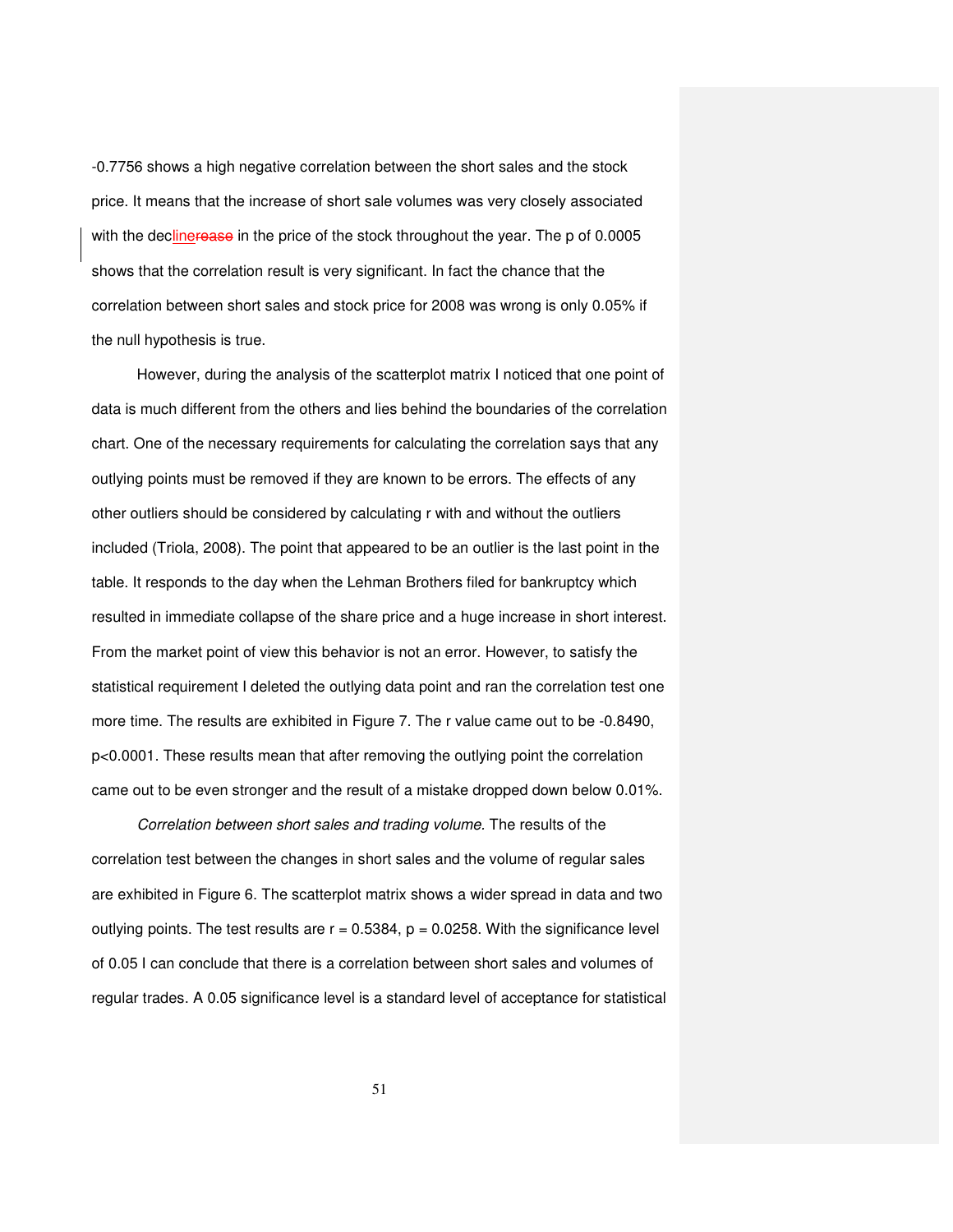-0.7756 shows a high negative correlation between the short sales and the stock price. It means that the increase of short sale volumes was very closely associated with the decline in the price of the stock throughout the year. The p of 0.0005 shows that the correlation result is very significant. In fact the chance that the correlation between short sales and stock price for 2008 was wrong is only 0.05% if the null hypothesis is true.

However, during the analysis of the scatterplot matrix I noticed that one point of data is much different from the others and lies behind the boundaries of the correlation chart. One of the necessary requirements for calculating the correlation says that any outlying points must be removed if they are known to be errors. The effects of any other outliers should be considered by calculating r with and without the outliers included (Triola, 2008). The point that appeared to be an outlier is the last point in the table. It responds to the day when the Lehman Brothers filed for bankruptcy which resulted in immediate collapse of the share price and a huge increase in short interest. From the market point of view this behavior is not an error. However, to satisfy the statistical requirement I deleted the outlying data point and ran the correlation test one more time. The results are exhibited in Figure 7. The r value came out to be -0.8490, $p<0.0001$. These results mean that after removing the outlying point the correlation came out to be even stronger and the result of a mistake dropped down below 0.01%.

*Correlation between short sales and trading volume.* The results of the correlation test between the changes in short sales and the volume of regular sales are exhibited in Figure 6. The scatterplot matrix shows a wider spread in data and two outlying points. The test results are $r = 0.5384$, $p = 0.0258$. With the significance level of 0.05 I can conclude that there is a correlation between short sales and volumes of regular trades. A 0.05 significance level is a standard level of acceptance for statistical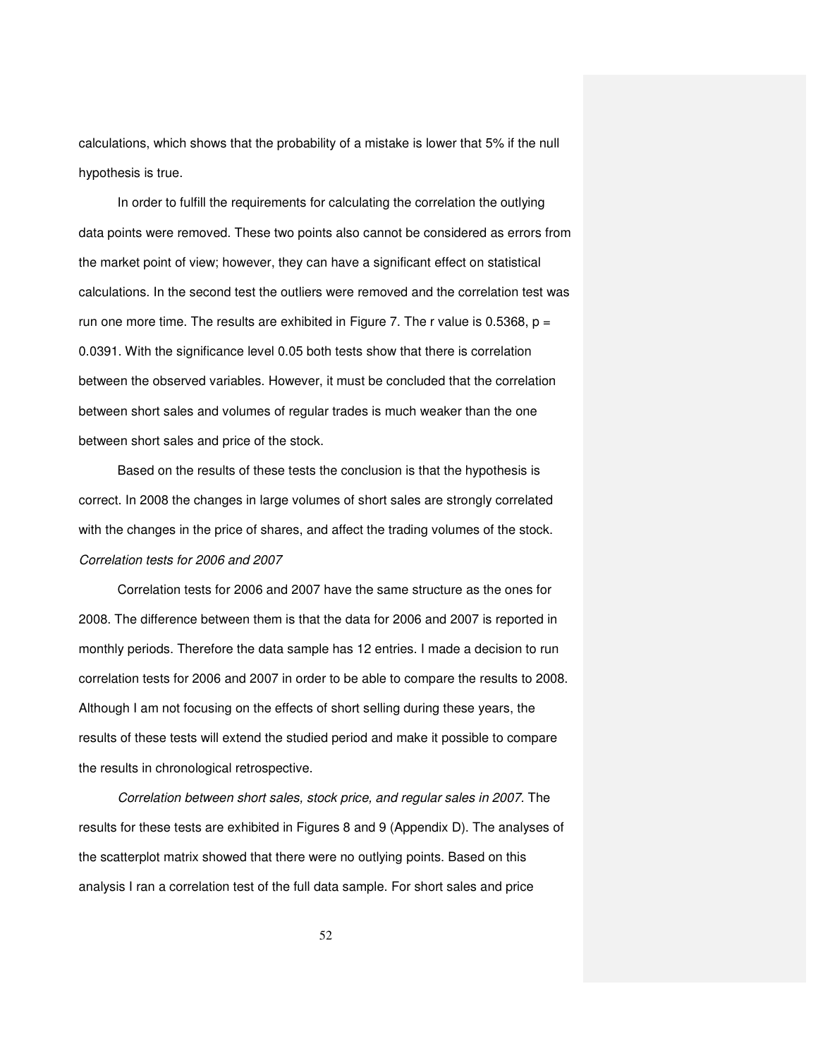calculations, which shows that the probability of a mistake is lower that 5% if the null hypothesis is true.

In order to fulfill the requirements for calculating the correlation the outlying data points were removed. These two points also cannot be considered as errors from the market point of view; however, they can have a significant effect on statistical calculations. In the second test the outliers were removed and the correlation test was run one more time. The results are exhibited in Figure 7. The r value is 0.5368, $p = 0.0391$. With the significance level 0.05 both tests show that there is correlation between the observed variables. However, it must be concluded that the correlation between short sales and volumes of regular trades is much weaker than the one between short sales and price of the stock.

Based on the results of these tests the conclusion is that the hypothesis is correct. In 2008 the changes in large volumes of short sales are strongly correlated with the changes in the price of shares, and affect the trading volumes of the stock.

*Correlation tests for 2006 and 2007*

Correlation tests for 2006 and 2007 have the same structure as the ones for 2008. The difference between them is that the data for 2006 and 2007 is reported in monthly periods. Therefore the data sample has 12 entries. I made a decision to run correlation tests for 2006 and 2007 in order to be able to compare the results to 2008. Although I am not focusing on the effects of short selling during these years, the results of these tests will extend the studied period and make it possible to compare the results in chronological retrospective.

*Correlation between short sales, stock price, and regular sales in 2007.* The results for these tests are exhibited in Figures 8 and 9 (Appendix D). The analyses of the scatterplot matrix showed that there were no outlying points. Based on this analysis I ran a correlation test of the full data sample. For short sales and price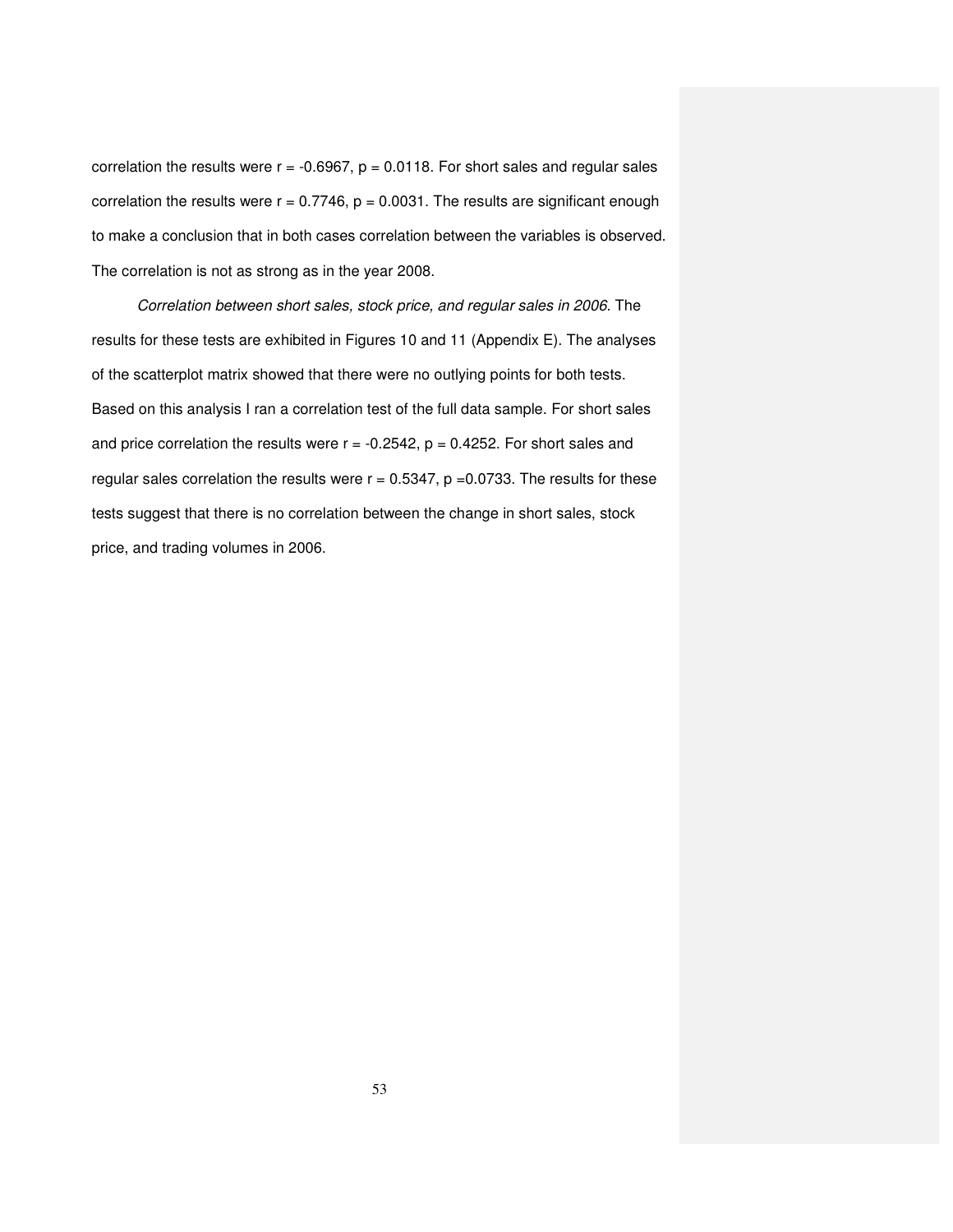correlation the results were $r = -0.6967$, $p = 0.0118$. For short sales and regular sales correlation the results were $r = 0.7746$, $p = 0.0031$. The results are significant enough to make a conclusion that in both cases correlation between the variables is observed. The correlation is not as strong as in the year 2008.

*Correlation between short sales, stock price, and regular sales in 2006.* The results for these tests are exhibited in Figures 10 and 11 (Appendix E). The analyses of the scatterplot matrix showed that there were no outlying points for both tests. Based on this analysis I ran a correlation test of the full data sample. For short sales and price correlation the results were $r = -0.2542$, $p = 0.4252$. For short sales and regular sales correlation the results were $r = 0.5347$, $p = 0.0733$. The results for these tests suggest that there is no correlation between the change in short sales, stock price, and trading volumes in 2006.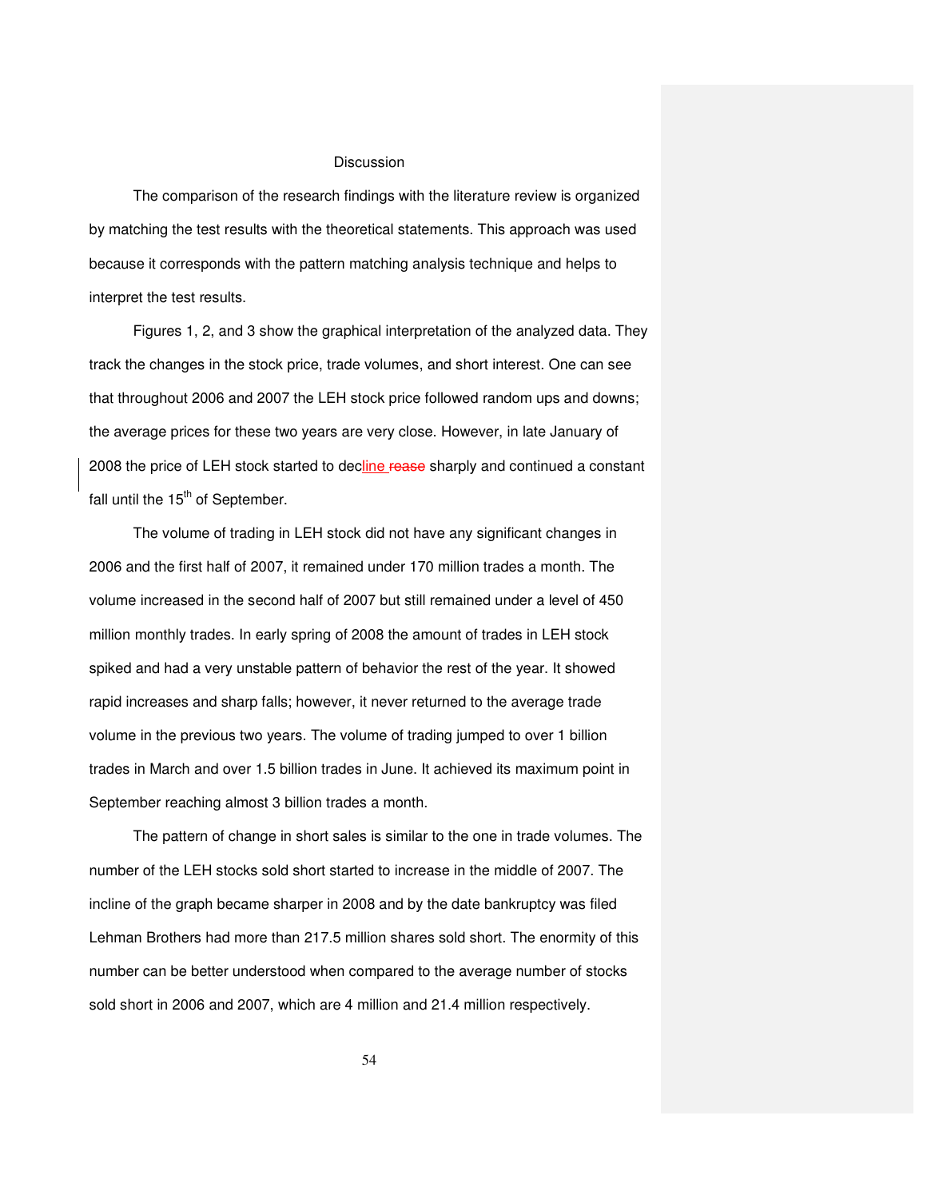# Discussion

The comparison of the research findings with the literature review is organized by matching the test results with the theoretical statements. This approach was used because it corresponds with the pattern matching analysis technique and helps to interpret the test results.

Figures 1, 2, and 3 show the graphical interpretation of the analyzed data. They track the changes in the stock price, trade volumes, and short interest. One can see that throughout 2006 and 2007 the LEH stock price followed random ups and downs; the average prices for these two years are very close. However, in late January of 2008 the price of LEH stock started to decline sharply and continued a constant fall until the 15th of September.

The volume of trading in LEH stock did not have any significant changes in 2006 and the first half of 2007, it remained under 170 million trades a month. The volume increased in the second half of 2007 but still remained under a level of 450 million monthly trades. In early spring of 2008 the amount of trades in LEH stock spiked and had a very unstable pattern of behavior the rest of the year. It showed rapid increases and sharp falls; however, it never returned to the average trade volume in the previous two years. The volume of trading jumped to over 1 billion trades in March and over 1.5 billion trades in June. It achieved its maximum point in September reaching almost 3 billion trades a month.

The pattern of change in short sales is similar to the one in trade volumes. The number of the LEH stocks sold short started to increase in the middle of 2007. The incline of the graph became sharper in 2008 and by the date bankruptcy was filed Lehman Brothers had more than 217.5 million shares sold short. The enormity of this number can be better understood when compared to the average number of stocks sold short in 2006 and 2007, which are 4 million and 21.4 million respectively.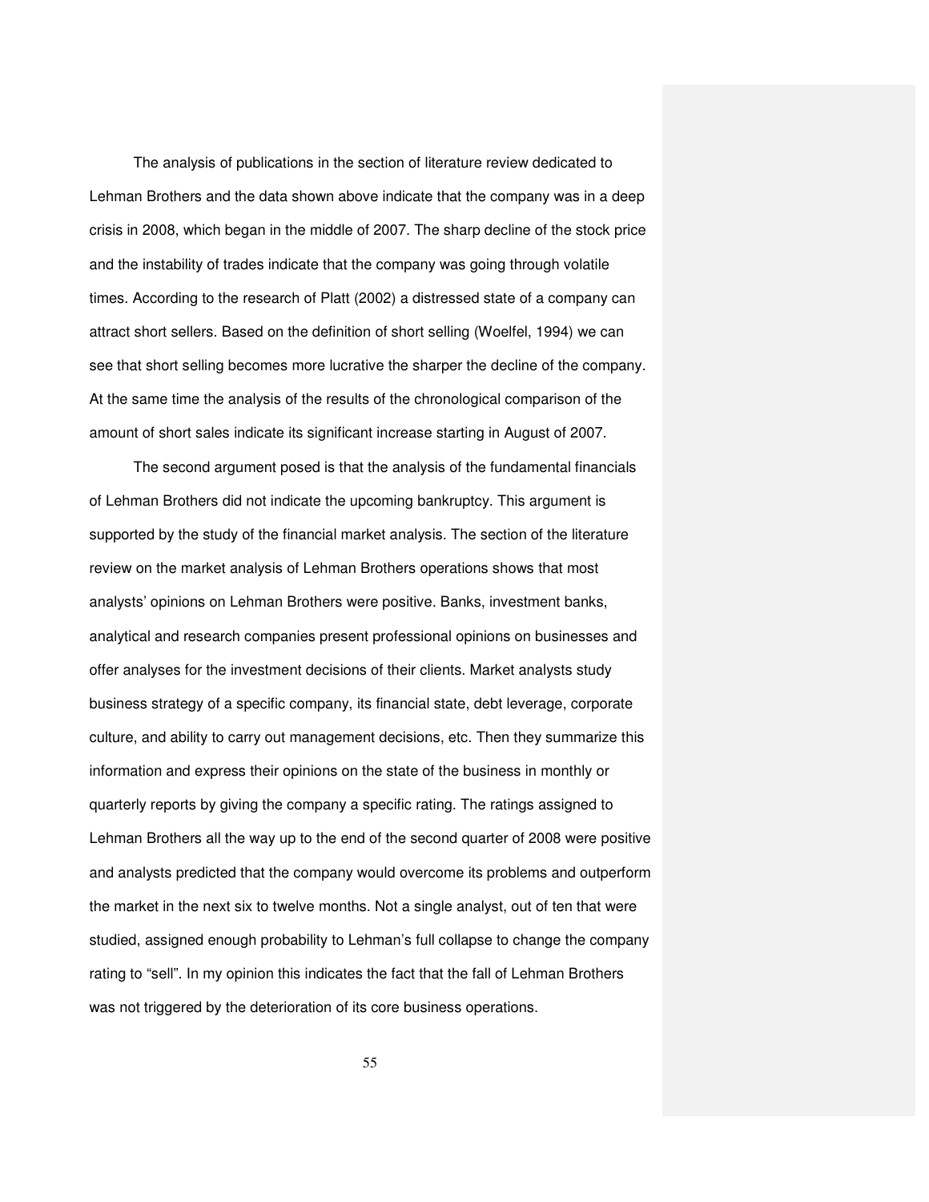The analysis of publications in the section of literature review dedicated to Lehman Brothers and the data shown above indicate that the company was in a deep crisis in 2008, which began in the middle of 2007. The sharp decline of the stock price and the instability of trades indicate that the company was going through volatile times. According to the research of Platt (2002) a distressed state of a company can attract short sellers. Based on the definition of short selling (Woelfel, 1994) we can see that short selling becomes more lucrative the sharper the decline of the company. At the same time the analysis of the results of the chronological comparison of the amount of short sales indicate its significant increase starting in August of 2007.

The second argument posed is that the analysis of the fundamental financials of Lehman Brothers did not indicate the upcoming bankruptcy. This argument is supported by the study of the financial market analysis. The section of the literature review on the market analysis of Lehman Brothers operations shows that most analysts' opinions on Lehman Brothers were positive. Banks, investment banks, analytical and research companies present professional opinions on businesses and offer analyses for the investment decisions of their clients. Market analysts study business strategy of a specific company, its financial state, debt leverage, corporate culture, and ability to carry out management decisions, etc. Then they summarize this information and express their opinions on the state of the business in monthly or quarterly reports by giving the company a specific rating. The ratings assigned to Lehman Brothers all the way up to the end of the second quarter of 2008 were positive and analysts predicted that the company would overcome its problems and outperform the market in the next six to twelve months. Not a single analyst, out of ten that were studied, assigned enough probability to Lehman's full collapse to change the company rating to "sell". In my opinion this indicates the fact that the fall of Lehman Brothers was not triggered by the deterioration of its core business operations.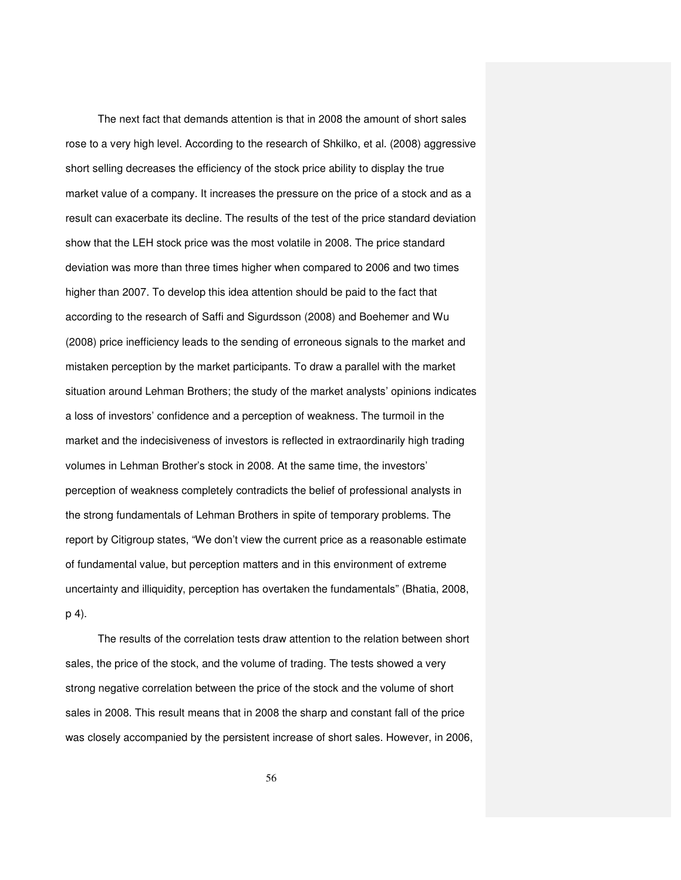The next fact that demands attention is that in 2008 the amount of short sales rose to a very high level. According to the research of Shkilko, et al. (2008) aggressive short selling decreases the efficiency of the stock price ability to display the true market value of a company. It increases the pressure on the price of a stock and as a result can exacerbate its decline. The results of the test of the price standard deviation show that the LEH stock price was the most volatile in 2008. The price standard deviation was more than three times higher when compared to 2006 and two times higher than 2007. To develop this idea attention should be paid to the fact that according to the research of Saffi and Sigurdsson (2008) and Boehemer and Wu (2008) price inefficiency leads to the sending of erroneous signals to the market and mistaken perception by the market participants. To draw a parallel with the market situation around Lehman Brothers; the study of the market analysts' opinions indicates a loss of investors' confidence and a perception of weakness. The turmoil in the market and the indecisiveness of investors is reflected in extraordinarily high trading volumes in Lehman Brother's stock in 2008. At the same time, the investors' perception of weakness completely contradicts the belief of professional analysts in the strong fundamentals of Lehman Brothers in spite of temporary problems. The report by Citigroup states, "We don't view the current price as a reasonable estimate of fundamental value, but perception matters and in this environment of extreme uncertainty and illiquidity, perception has overtaken the fundamentals" (Bhatia, 2008, p 4).

The results of the correlation tests draw attention to the relation between short sales, the price of the stock, and the volume of trading. The tests showed a very strong negative correlation between the price of the stock and the volume of short sales in 2008. This result means that in 2008 the sharp and constant fall of the price was closely accompanied by the persistent increase of short sales. However, in 2006,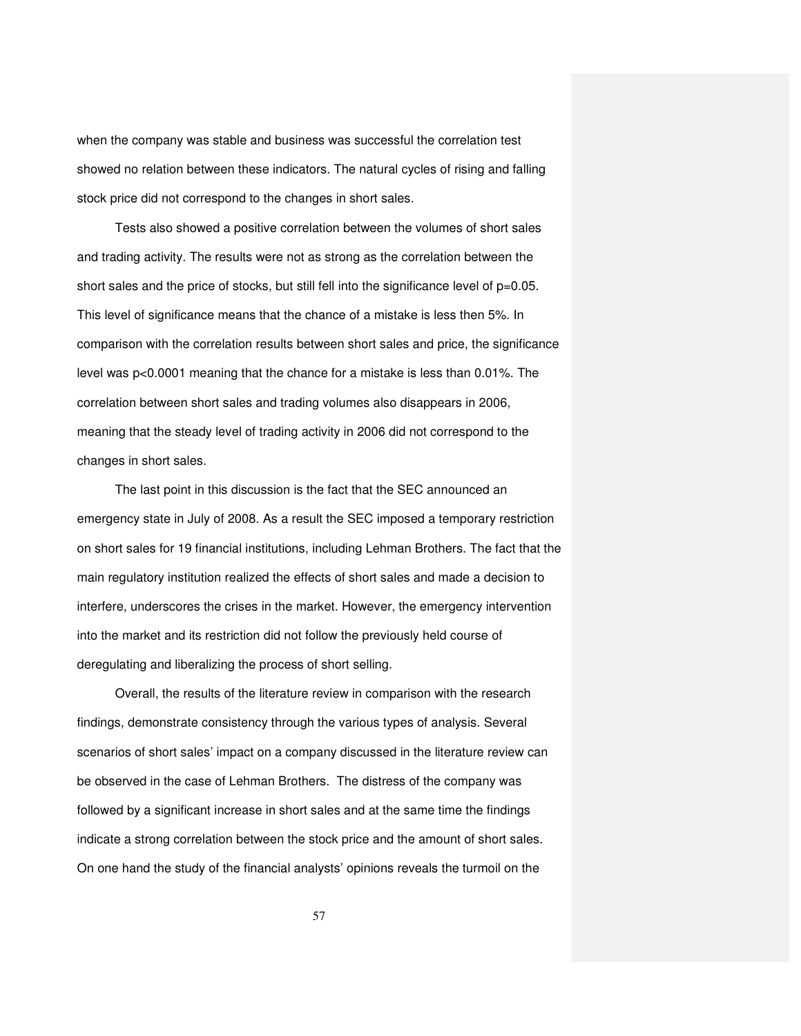when the company was stable and business was successful the correlation test showed no relation between these indicators. The natural cycles of rising and falling stock price did not correspond to the changes in short sales.

Tests also showed a positive correlation between the volumes of short sales and trading activity. The results were not as strong as the correlation between the short sales and the price of stocks, but still fell into the significance level of $p=0.05$. This level of significance means that the chance of a mistake is less then 5%. In comparison with the correlation results between short sales and price, the significance level was $p<0.0001$ meaning that the chance for a mistake is less than 0.01%. The correlation between short sales and trading volumes also disappears in 2006, meaning that the steady level of trading activity in 2006 did not correspond to the changes in short sales.

The last point in this discussion is the fact that the SEC announced an emergency state in July of 2008. As a result the SEC imposed a temporary restriction on short sales for 19 financial institutions, including Lehman Brothers. The fact that the main regulatory institution realized the effects of short sales and made a decision to interfere, underscores the crises in the market. However, the emergency intervention into the market and its restriction did not follow the previously held course of deregulating and liberalizing the process of short selling.

Overall, the results of the literature review in comparison with the research findings, demonstrate consistency through the various types of analysis. Several scenarios of short sales' impact on a company discussed in the literature review can be observed in the case of Lehman Brothers. The distress of the company was followed by a significant increase in short sales and at the same time the findings indicate a strong correlation between the stock price and the amount of short sales. On one hand the study of the financial analysts' opinions reveals the turmoil on the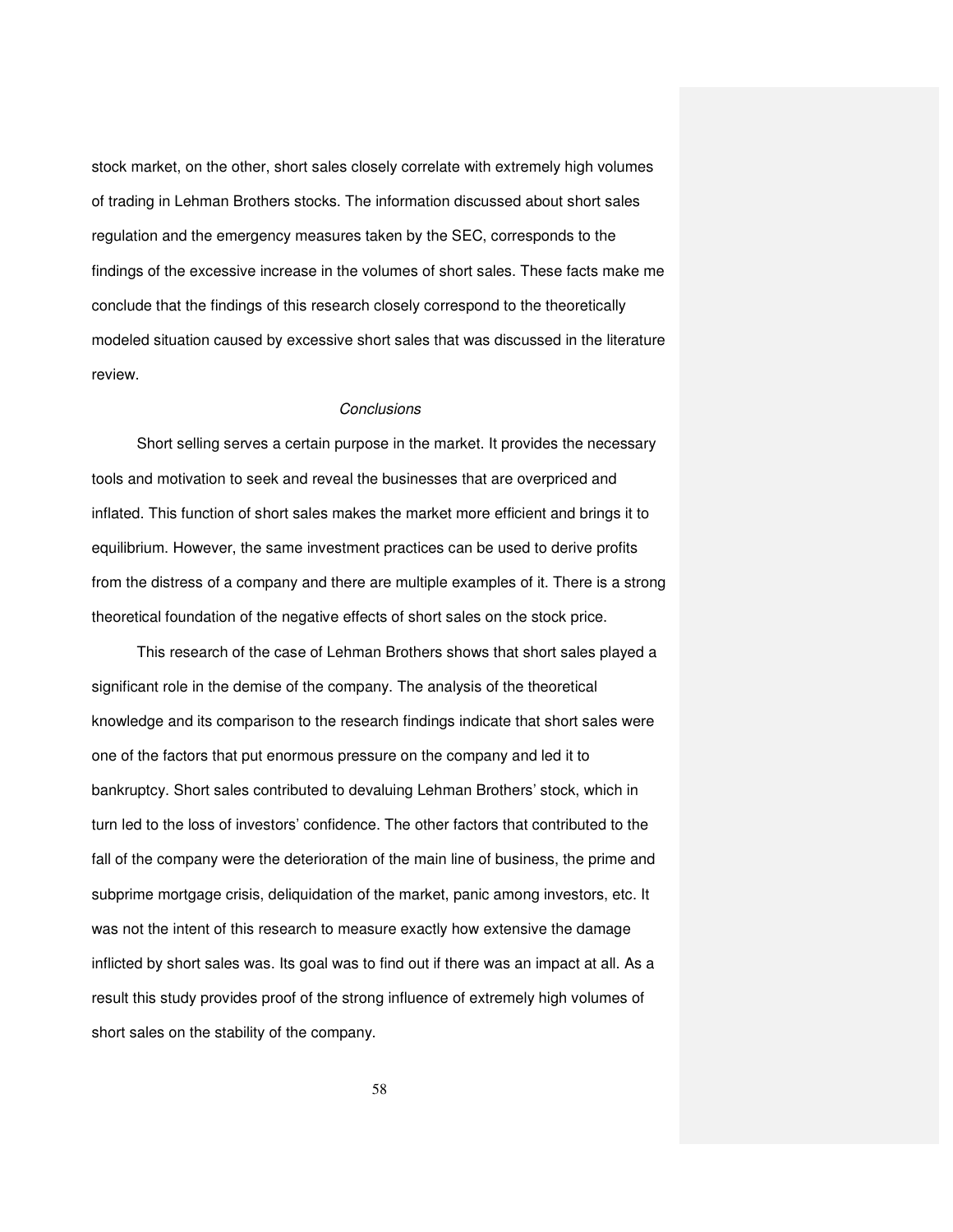stock market, on the other, short sales closely correlate with extremely high volumes of trading in Lehman Brothers stocks. The information discussed about short sales regulation and the emergency measures taken by the SEC, corresponds to the findings of the excessive increase in the volumes of short sales. These facts make me conclude that the findings of this research closely correspond to the theoretically modeled situation caused by excessive short sales that was discussed in the literature review.

### *Conclusions*

Short selling serves a certain purpose in the market. It provides the necessary tools and motivation to seek and reveal the businesses that are overpriced and inflated. This function of short sales makes the market more efficient and brings it to equilibrium. However, the same investment practices can be used to derive profits from the distress of a company and there are multiple examples of it. There is a strong theoretical foundation of the negative effects of short sales on the stock price.

This research of the case of Lehman Brothers shows that short sales played a significant role in the demise of the company. The analysis of the theoretical knowledge and its comparison to the research findings indicate that short sales were one of the factors that put enormous pressure on the company and led it to bankruptcy. Short sales contributed to devaluing Lehman Brothers' stock, which in turn led to the loss of investors' confidence. The other factors that contributed to the fall of the company were the deterioration of the main line of business, the prime and subprime mortgage crisis, deliquidation of the market, panic among investors, etc. It was not the intent of this research to measure exactly how extensive the damage inflicted by short sales was. Its goal was to find out if there was an impact at all. As a result this study provides proof of the strong influence of extremely high volumes of short sales on the stability of the company.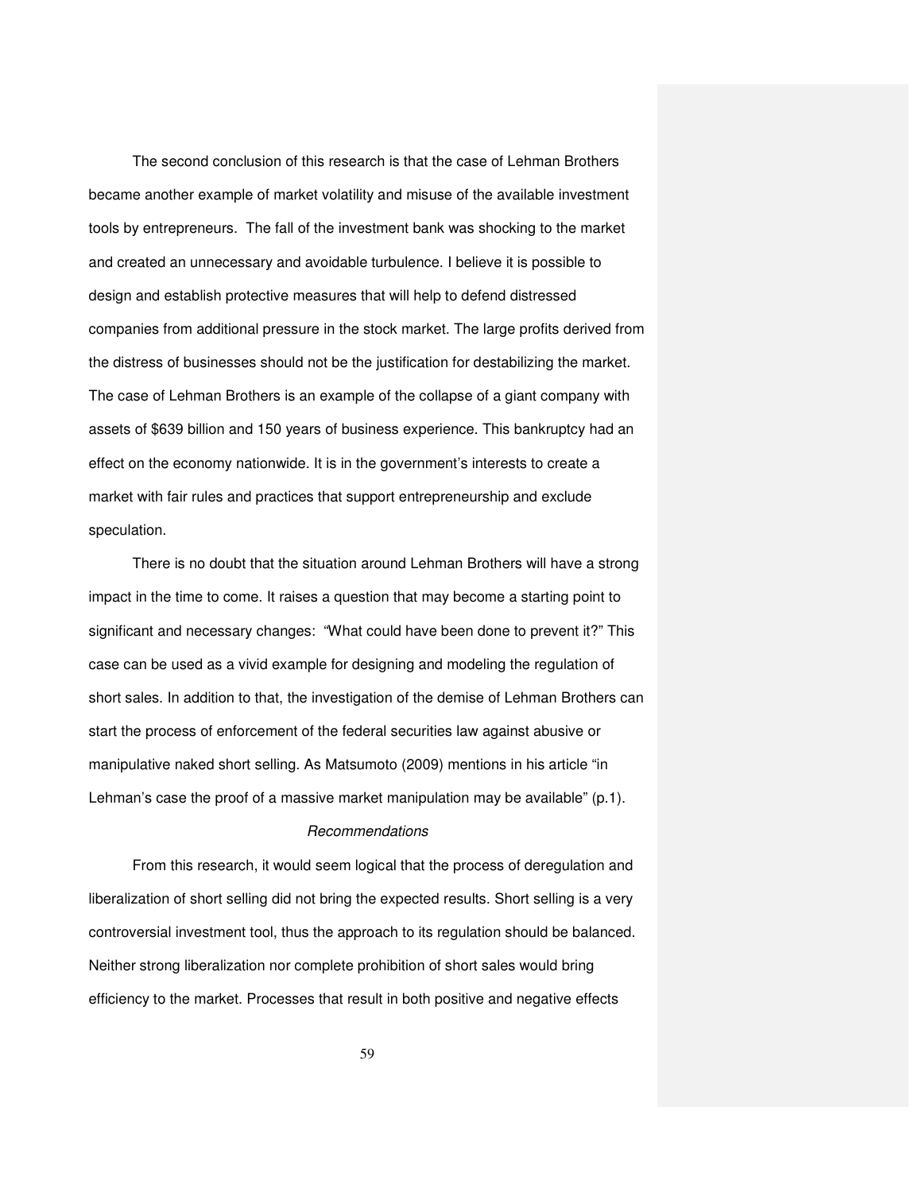The second conclusion of this research is that the case of Lehman Brothers became another example of market volatility and misuse of the available investment tools by entrepreneurs. The fall of the investment bank was shocking to the market and created an unnecessary and avoidable turbulence. I believe it is possible to design and establish protective measures that will help to defend distressed companies from additional pressure in the stock market. The large profits derived from the distress of businesses should not be the justification for destabilizing the market. The case of Lehman Brothers is an example of the collapse of a giant company with assets of $639 billion and 150 years of business experience. This bankruptcy had an effect on the economy nationwide. It is in the government's interests to create a market with fair rules and practices that support entrepreneurship and exclude speculation.

There is no doubt that the situation around Lehman Brothers will have a strong impact in the time to come. It raises a question that may become a starting point to significant and necessary changes: "What could have been done to prevent it?" This case can be used as a vivid example for designing and modeling the regulation of short sales. In addition to that, the investigation of the demise of Lehman Brothers can start the process of enforcement of the federal securities law against abusive or manipulative naked short selling. As Matsumoto (2009) mentions in his article "in Lehman's case the proof of a massive market manipulation may be available" (p.1).

*Recommendations*

From this research, it would seem logical that the process of deregulation and liberalization of short selling did not bring the expected results. Short selling is a very controversial investment tool, thus the approach to its regulation should be balanced. Neither strong liberalization nor complete prohibition of short sales would bring efficiency to the market. Processes that result in both positive and negative effects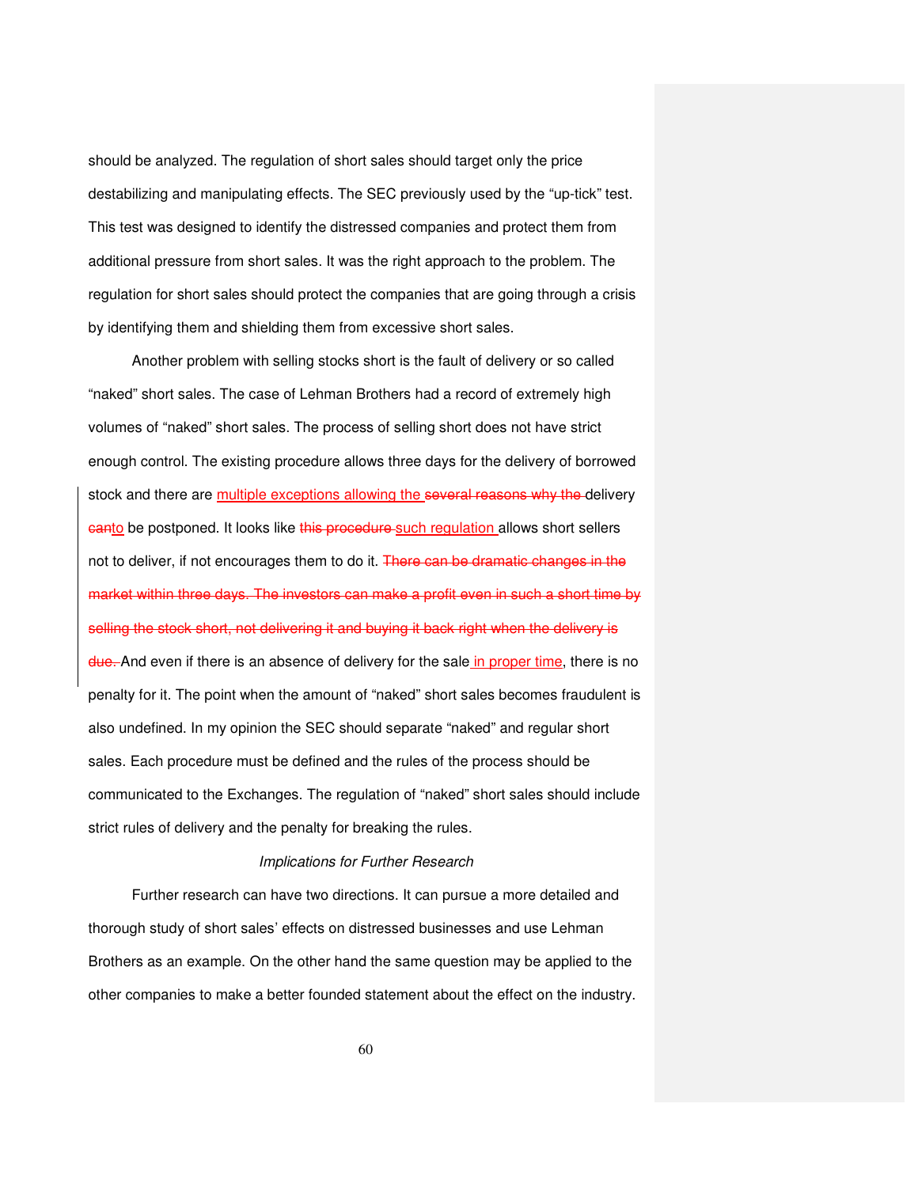should be analyzed. The regulation of short sales should target only the price destabilizing and manipulating effects. The SEC previously used by the "up-tick" test. This test was designed to identify the distressed companies and protect them from additional pressure from short sales. It was the right approach to the problem. The regulation for short sales should protect the companies that are going through a crisis by identifying them and shielding them from excessive short sales.

Another problem with selling stocks short is the fault of delivery or so called "naked" short sales. The case of Lehman Brothers had a record of extremely high volumes of "naked" short sales. The process of selling short does not have strict enough control. The existing procedure allows three days for the delivery of borrowed stock and there are multiple exceptions allowing the ~~several reasons why the~~ delivery ~~can~~to be postponed. It looks like ~~this procedure~~ such regulation allows short sellers not to deliver, if not encourages them to do it. ~~There can be dramatic changes in the market within three days. The investors can make a profit even in such a short time by selling the stock short, not delivering it and buying it back right when the delivery is due.~~ And even if there is an absence of delivery for the sale in proper time, there is no penalty for it. The point when the amount of "naked" short sales becomes fraudulent is also undefined. In my opinion the SEC should separate "naked" and regular short sales. Each procedure must be defined and the rules of the process should be communicated to the Exchanges. The regulation of "naked" short sales should include strict rules of delivery and the penalty for breaking the rules.

*Implications for Further Research*

Further research can have two directions. It can pursue a more detailed and thorough study of short sales' effects on distressed businesses and use Lehman Brothers as an example. On the other hand the same question may be applied to the other companies to make a better founded statement about the effect on the industry.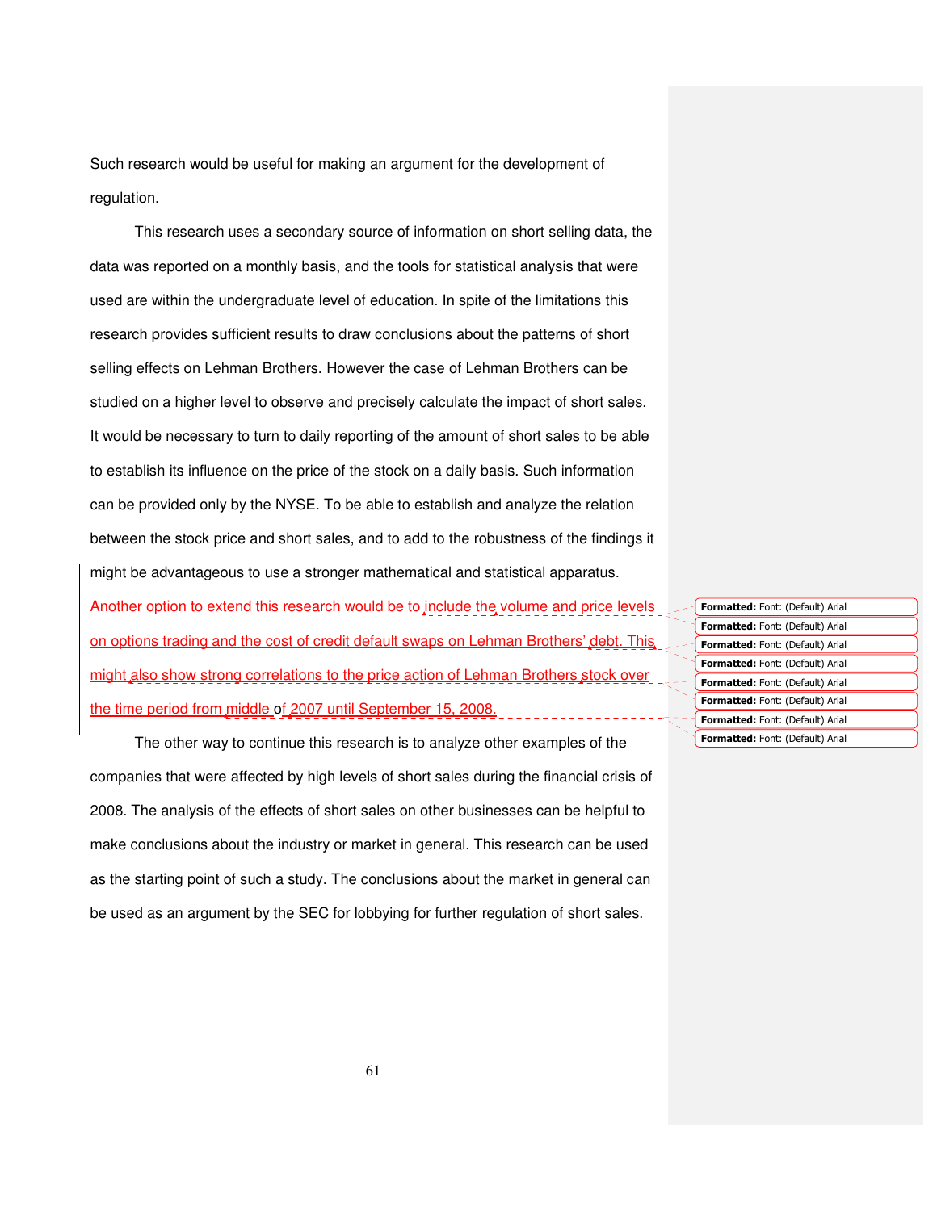Such research would be useful for making an argument for the development of regulation.

This research uses a secondary source of information on short selling data, the data was reported on a monthly basis, and the tools for statistical analysis that were used are within the undergraduate level of education. In spite of the limitations this research provides sufficient results to draw conclusions about the patterns of short selling effects on Lehman Brothers. However the case of Lehman Brothers can be studied on a higher level to observe and precisely calculate the impact of short sales. It would be necessary to turn to daily reporting of the amount of short sales to be able to establish its influence on the price of the stock on a daily basis. Such information can be provided only by the NYSE. To be able to establish and analyze the relation between the stock price and short sales, and to add to the robustness of the findings it might be advantageous to use a stronger mathematical and statistical apparatus. Another option to extend this research would be to include the volume and price levels on options trading and the cost of credit default swaps on Lehman Brothers' debt. This might also show strong correlations to the price action of Lehman Brothers stock over the time period from middle of 2007 until September 15, 2008.

The other way to continue this research is to analyze other examples of the companies that were affected by high levels of short sales during the financial crisis of 2008. The analysis of the effects of short sales on other businesses can be helpful to make conclusions about the industry or market in general. This research can be used as the starting point of such a study. The conclusions about the market in general can be used as an argument by the SEC for lobbying for further regulation of short sales.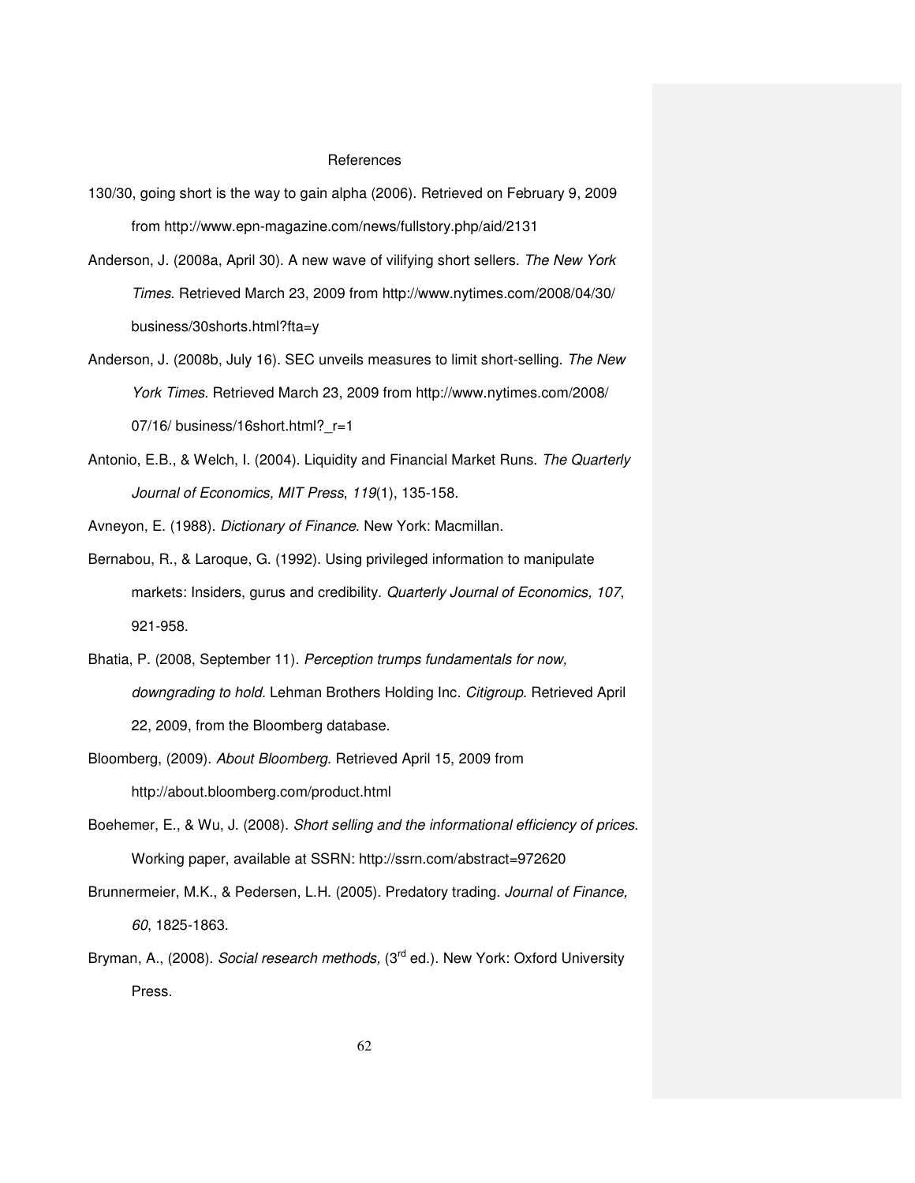# References

130/30, going short is the way to gain alpha (2006). Retrieved on February 9, 2009 from http://www.epn-magazine.com/news/fullstory.php/aid/2131

Anderson, J. (2008a, April 30). A new wave of vilifying short sellers. *The New York Times*. Retrieved March 23, 2009 from http://www.nytimes.com/2008/04/30/ business/30shorts.html?fta=y

Anderson, J. (2008b, July 16). SEC unveils measures to limit short-selling. *The New York Times*. Retrieved March 23, 2009 from http://www.nytimes.com/2008/ 07/16/ business/16short.html?_r=1

Antonio, E.B., & Welch, I. (2004). Liquidity and Financial Market Runs. *The Quarterly Journal of Economics, MIT Press*, *119*(1), 135-158.

Avneyon, E. (1988). *Dictionary of Finance*. New York: Macmillan.

Bernabou, R., & Laroque, G. (1992). Using privileged information to manipulate markets: Insiders, gurus and credibility. *Quarterly Journal of Economics, 107*, 921-958.

Bhatia, P. (2008, September 11). *Perception trumps fundamentals for now, downgrading to hold.* Lehman Brothers Holding Inc. *Citigroup.* Retrieved April 22, 2009, from the Bloomberg database.

Bloomberg, (2009). *About Bloomberg*. Retrieved April 15, 2009 from http://about.bloomberg.com/product.html

Boehemer, E., & Wu, J. (2008). *Short selling and the informational efficiency of prices*. Working paper, available at SSRN: http://ssrn.com/abstract=972620

Brunnermeier, M.K., & Pedersen, L.H. (2005). Predatory trading. *Journal of Finance, 60*, 1825-1863.

Bryman, A., (2008). *Social research methods,* (3rd ed.). New York: Oxford University Press.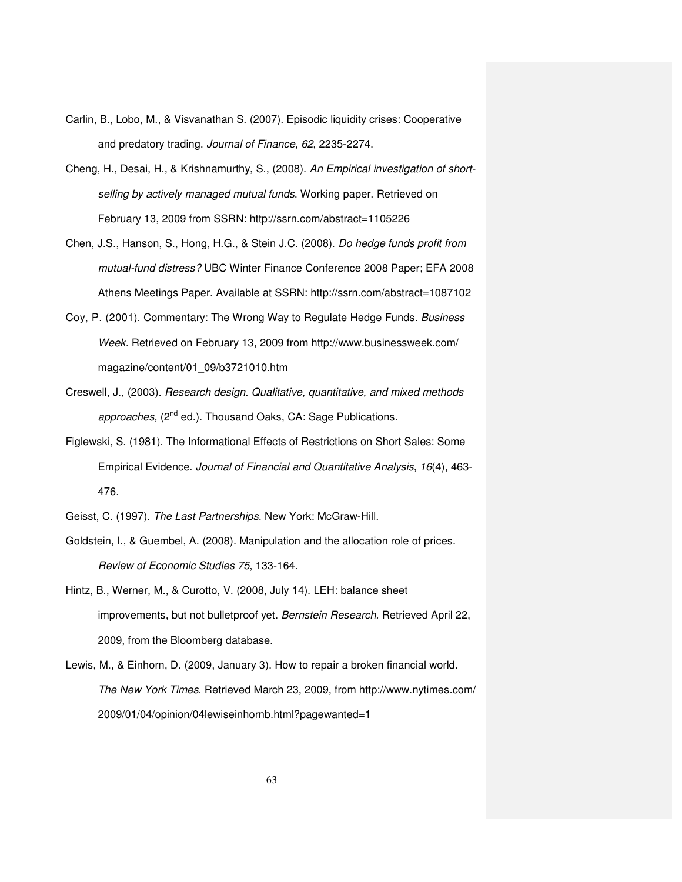Carlin, B., Lobo, M., & Visvanathan S. (2007). Episodic liquidity crises: Cooperative and predatory trading. *Journal of Finance, 62*, 2235-2274.

Cheng, H., Desai, H., & Krishnamurthy, S., (2008). *An Empirical investigation of short-selling by actively managed mutual funds*. Working paper. Retrieved on February 13, 2009 from SSRN: http://ssrn.com/abstract=1105226

Chen, J.S., Hanson, S., Hong, H.G., & Stein J.C. (2008). *Do hedge funds profit from mutual-fund distress?* UBC Winter Finance Conference 2008 Paper; EFA 2008 Athens Meetings Paper. Available at SSRN: http://ssrn.com/abstract=1087102

Coy, P. (2001). Commentary: The Wrong Way to Regulate Hedge Funds. *Business Week*. Retrieved on February 13, 2009 from http://www.businessweek.com/magazine/content/01_09/b3721010.htm

Creswell, J., (2003). *Research design. Qualitative, quantitative, and mixed methods approaches,* (2nd ed.). Thousand Oaks, CA: Sage Publications.

Figlewski, S. (1981). The Informational Effects of Restrictions on Short Sales: Some Empirical Evidence. *Journal of Financial and Quantitative Analysis*, *16*(4), 463-476.

Geisst, C. (1997). *The Last Partnerships*. New York: McGraw-Hill.

Goldstein, I., & Guembel, A. (2008). Manipulation and the allocation role of prices. *Review of Economic Studies 75*, 133-164.

Hintz, B., Werner, M., & Curotto, V. (2008, July 14). LEH: balance sheet improvements, but not bulletproof yet. *Bernstein Research*. Retrieved April 22, 2009, from the Bloomberg database.

Lewis, M., & Einhorn, D. (2009, January 3). How to repair a broken financial world. *The New York Times*. Retrieved March 23, 2009, from http://www.nytimes.com/2009/01/04/opinion/04lewiseinhornb.html?pagewanted=1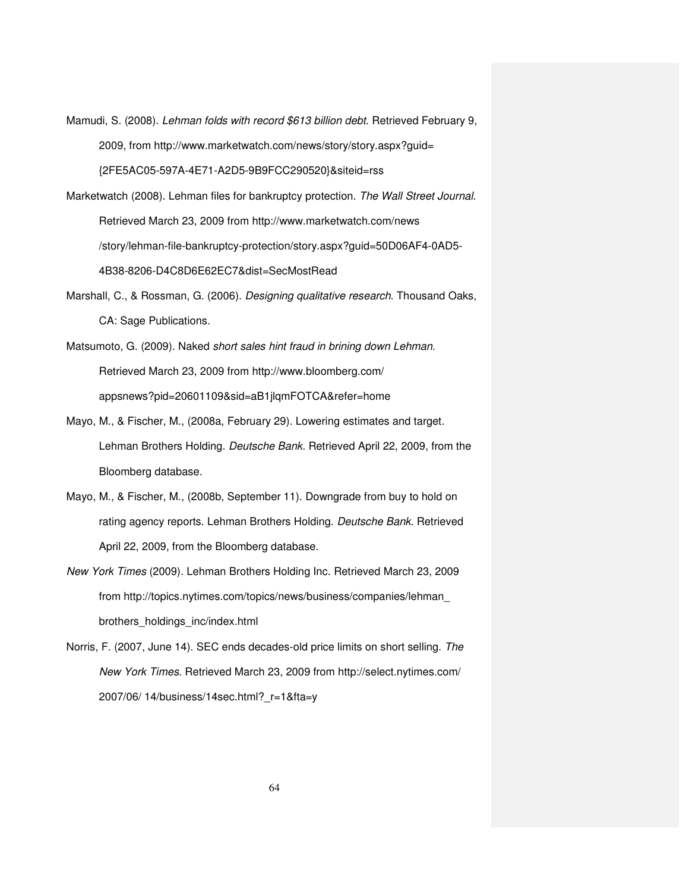Mamudi, S. (2008). *Lehman folds with record $613 billion debt*. Retrieved February 9, 2009, from http://www.marketwatch.com/news/story/story.aspx?guid={2FE5AC05-597A-4E71-A2D5-9B9FCC290520}&siteid=rss

Marketwatch (2008). Lehman files for bankruptcy protection. *The Wall Street Journal.* Retrieved March 23, 2009 from http://www.marketwatch.com/news/story/lehman-file-bankruptcy-protection/story.aspx?guid=50D06AF4-0AD5-4B38-8206-D4C8D6E62EC7&dist=SecMostRead

Marshall, C., & Rossman, G. (2006). *Designing qualitative research*. Thousand Oaks, CA: Sage Publications.

Matsumoto, G. (2009). Naked *short sales hint fraud in brining down Lehman*. Retrieved March 23, 2009 from http://www.bloomberg.com/appsnews?pid=20601109&sid=aB1jlqmFOTCA&refer=home

Mayo, M., & Fischer, M., (2008a, February 29). Lowering estimates and target. Lehman Brothers Holding. *Deutsche Bank*. Retrieved April 22, 2009, from the Bloomberg database.

Mayo, M., & Fischer, M., (2008b, September 11). Downgrade from buy to hold on rating agency reports. Lehman Brothers Holding. *Deutsche Bank*. Retrieved April 22, 2009, from the Bloomberg database.

*New York Times* (2009). Lehman Brothers Holding Inc. Retrieved March 23, 2009 from http://topics.nytimes.com/topics/news/business/companies/lehman_brothers_holdings_inc/index.html

Norris, F. (2007, June 14). SEC ends decades-old price limits on short selling. *The New York Times*. Retrieved March 23, 2009 from http://select.nytimes.com/2007/06/ 14/business/14sec.html?_r=1&fta=y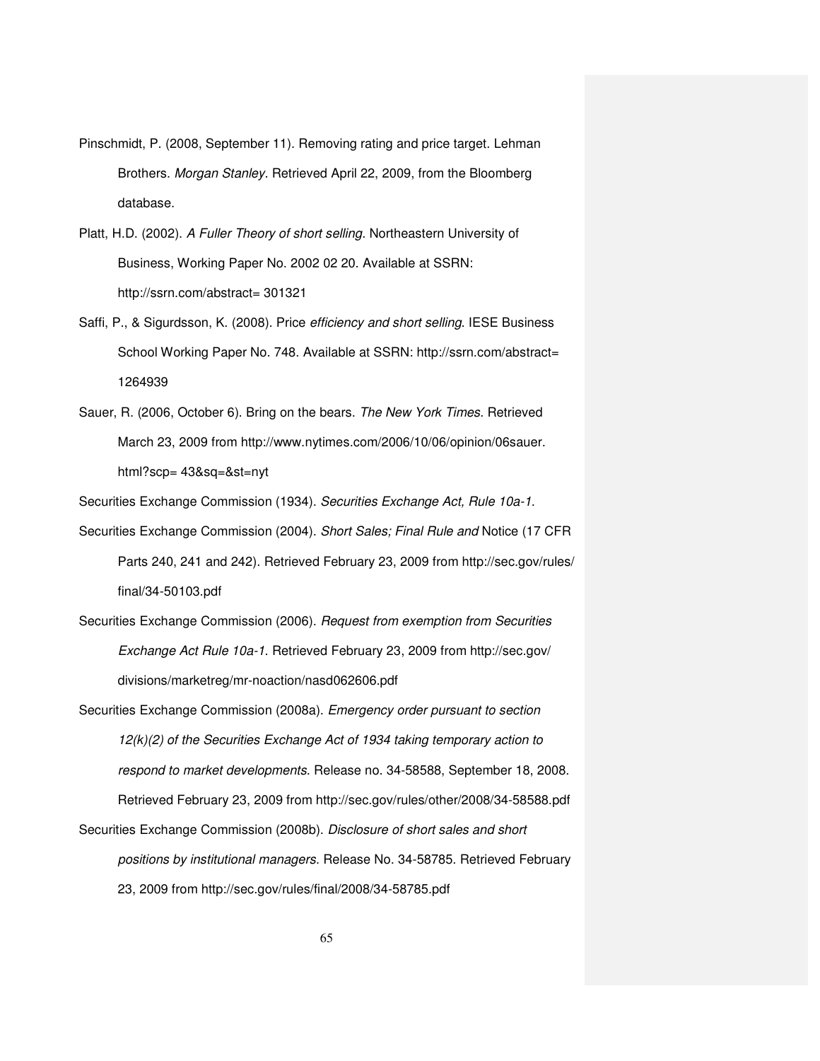Pinschmidt, P. (2008, September 11). Removing rating and price target. Lehman Brothers. *Morgan Stanley*. Retrieved April 22, 2009, from the Bloomberg database.

Platt, H.D. (2002). *A Fuller Theory of short selling*. Northeastern University of Business, Working Paper No. 2002 02 20. Available at SSRN: http://ssrn.com/abstract= 301321

Saffi, P., & Sigurdsson, K. (2008). Price *efficiency and short selling*. IESE Business School Working Paper No. 748. Available at SSRN: http://ssrn.com/abstract= 1264939

Sauer, R. (2006, October 6). Bring on the bears. *The New York Times.* Retrieved March 23, 2009 from http://www.nytimes.com/2006/10/06/opinion/06sauer. html?scp= 43&sq=&st=nyt

Securities Exchange Commission (1934). *Securities Exchange Act, Rule 10a-1.*

Securities Exchange Commission (2004). *Short Sales; Final Rule and* Notice (17 CFR Parts 240, 241 and 242). Retrieved February 23, 2009 from http://sec.gov/rules/ final/34-50103.pdf

Securities Exchange Commission (2006). *Request from exemption from Securities Exchange Act Rule 10a-1.* Retrieved February 23, 2009 from http://sec.gov/ divisions/marketreg/mr-noaction/nasd062606.pdf

Securities Exchange Commission (2008a). *Emergency order pursuant to section 12(k)(2) of the Securities Exchange Act of 1934 taking temporary action to respond to market developments.* Release no. 34-58588, September 18, 2008. Retrieved February 23, 2009 from http://sec.gov/rules/other/2008/34-58588.pdf

Securities Exchange Commission (2008b). *Disclosure of short sales and short positions by institutional managers.* Release No. 34-58785. Retrieved February 23, 2009 from http://sec.gov/rules/final/2008/34-58785.pdf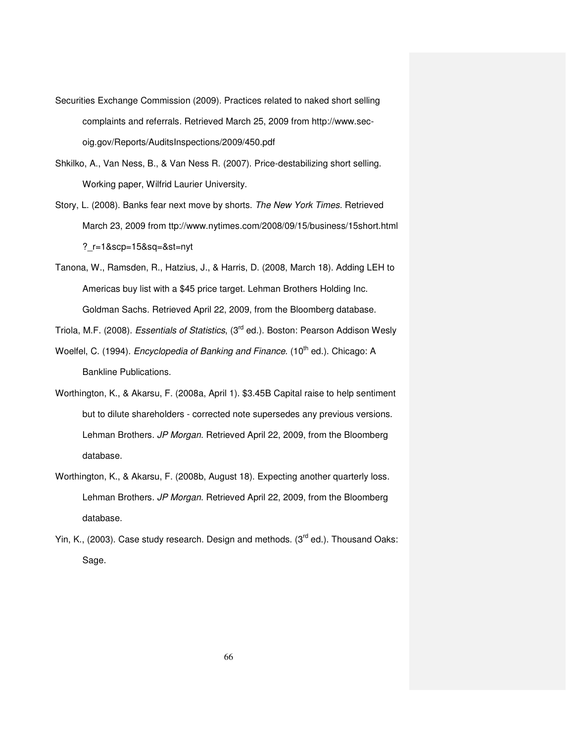Securities Exchange Commission (2009). Practices related to naked short selling complaints and referrals. Retrieved March 25, 2009 from http://www.sec-oig.gov/Reports/AuditsInspections/2009/450.pdf

Shkilko, A., Van Ness, B., & Van Ness R. (2007). Price-destabilizing short selling. Working paper, Wilfrid Laurier University.

Story, L. (2008). Banks fear next move by shorts. *The New York Times.* Retrieved March 23, 2009 from ttp://www.nytimes.com/2008/09/15/business/15short.html ?_r=1&scp=15&sq=&st=nyt

Tanona, W., Ramsden, R., Hatzius, J., & Harris, D. (2008, March 18). Adding LEH to Americas buy list with a $45 price target. Lehman Brothers Holding Inc. Goldman Sachs. Retrieved April 22, 2009, from the Bloomberg database.

Triola, M.F. (2008). *Essentials of Statistics*, (3rd ed.). Boston: Pearson Addison Wesly

Woelfel, C. (1994). *Encyclopedia of Banking and Finance*. (10th ed.). Chicago: A Bankline Publications.

Worthington, K., & Akarsu, F. (2008a, April 1). $3.45B Capital raise to help sentiment but to dilute shareholders - corrected note supersedes any previous versions. Lehman Brothers. *JP Morgan*. Retrieved April 22, 2009, from the Bloomberg database.

Worthington, K., & Akarsu, F. (2008b, August 18). Expecting another quarterly loss. Lehman Brothers. *JP Morgan*. Retrieved April 22, 2009, from the Bloomberg database.

Yin, K., (2003). Case study research. Design and methods. (3rd ed.). Thousand Oaks: Sage.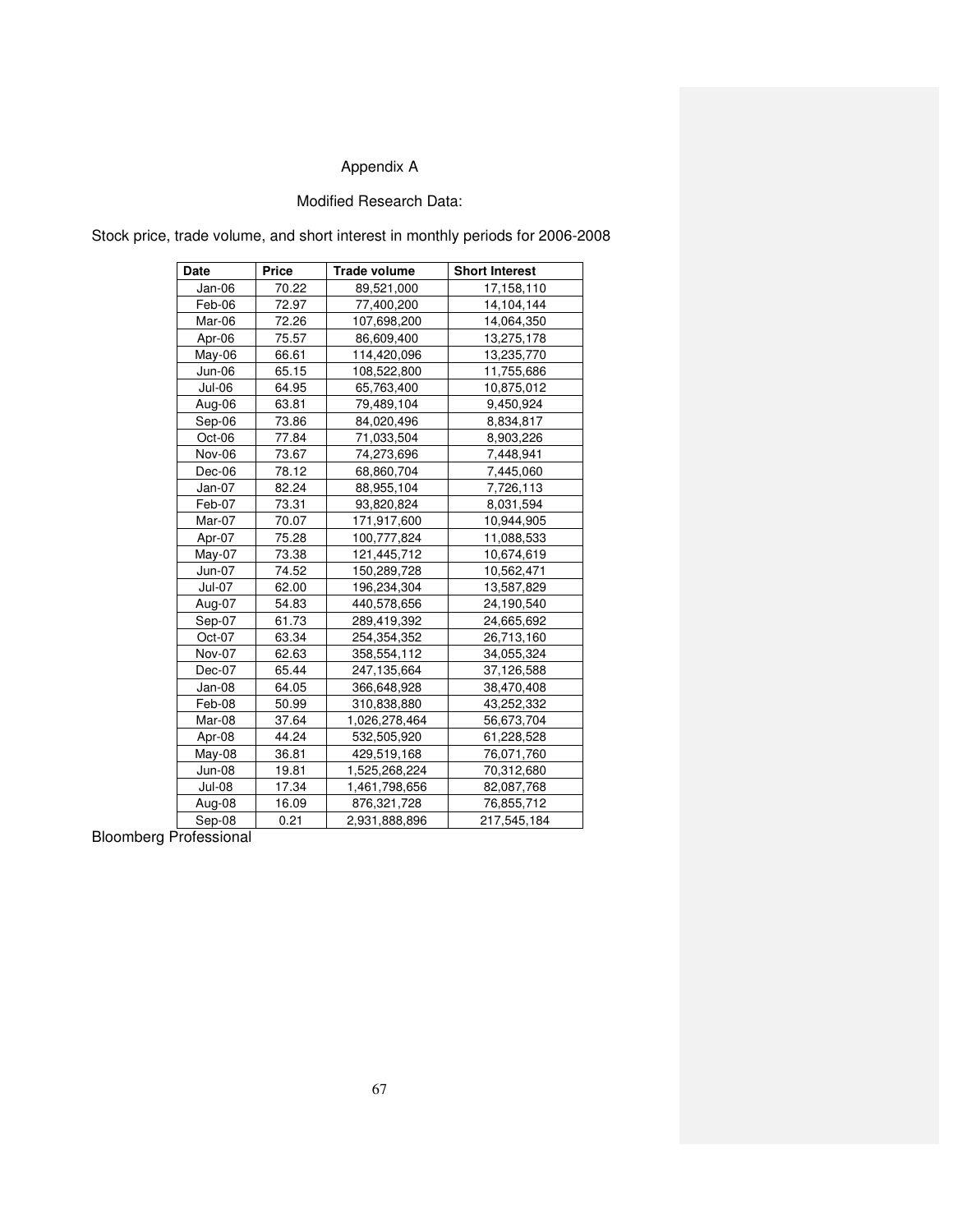# Appendix A

## Modified Research Data:

Stock price, trade volume, and short interest in monthly periods for 2006-2008

| Date | Price | Trade volume | Short Interest |
|---|---|---|---|
| Jan-06 | 70.22 | 89,521,000 | 17,158,110 |
| Feb-06 | 72.97 | 77,400,200 | 14,104,144 |
| Mar-06 | 72.26 | 107,698,200 | 14,064,350 |
| Apr-06 | 75.57 | 86,609,400 | 13,275,178 |
| May-06 | 66.61 | 114,420,096 | 13,235,770 |
| Jun-06 | 65.15 | 108,522,800 | 11,755,686 |
| Jul-06 | 64.95 | 65,763,400 | 10,875,012 |
| Aug-06 | 63.81 | 79,489,104 | 9,450,924 |
| Sep-06 | 73.86 | 84,020,496 | 8,834,817 |
| Oct-06 | 77.84 | 71,033,504 | 8,903,226 |
| Nov-06 | 73.67 | 74,273,696 | 7,448,941 |
| Dec-06 | 78.12 | 68,860,704 | 7,445,060 |
| Jan-07 | 82.24 | 88,955,104 | 7,726,113 |
| Feb-07 | 73.31 | 93,820,824 | 8,031,594 |
| Mar-07 | 70.07 | 171,917,600 | 10,944,905 |
| Apr-07 | 75.28 | 100,777,824 | 11,088,533 |
| May-07 | 73.38 | 121,445,712 | 10,674,619 |
| Jun-07 | 74.52 | 150,289,728 | 10,562,471 |
| Jul-07 | 62.00 | 196,234,304 | 13,587,829 |
| Aug-07 | 54.83 | 440,578,656 | 24,190,540 |
| Sep-07 | 61.73 | 289,419,392 | 24,665,692 |
| Oct-07 | 63.34 | 254,354,352 | 26,713,160 |
| Nov-07 | 62.63 | 358,554,112 | 34,055,324 |
| Dec-07 | 65.44 | 247,135,664 | 37,126,588 |
| Jan-08 | 64.05 | 366,648,928 | 38,470,408 |
| Feb-08 | 50.99 | 310,838,880 | 43,252,332 |
| Mar-08 | 37.64 | 1,026,278,464 | 56,673,704 |
| Apr-08 | 44.24 | 532,505,920 | 61,228,528 |
| May-08 | 36.81 | 429,519,168 | 76,071,760 |
| Jun-08 | 19.81 | 1,525,268,224 | 70,312,680 |
| Jul-08 | 17.34 | 1,461,798,656 | 82,087,768 |
| Aug-08 | 16.09 | 876,321,728 | 76,855,712 |
| Sep-08 | 0.21 | 2,931,888,896 | 217,545,184 |

Bloomberg Professional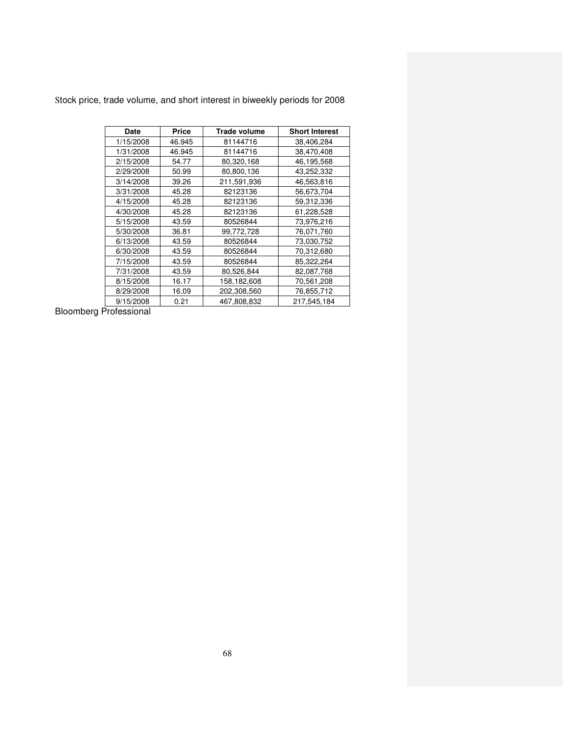Stock price, trade volume, and short interest in biweekly periods for 2008

| Date | Price | Trade volume | Short Interest |
|---|---|---|---|
| 1/15/2008 | 46.945 | 81144716 | 38,406,284 |
| 1/31/2008 | 46.945 | 81144716 | 38,470,408 |
| 2/15/2008 | 54.77 | 80,320,168 | 46,195,568 |
| 2/29/2008 | 50.99 | 80,800,136 | 43,252,332 |
| 3/14/2008 | 39.26 | 211,591,936 | 46,563,816 |
| 3/31/2008 | 45.28 | 82123136 | 56,673,704 |
| 4/15/2008 | 45.28 | 82123136 | 59,312,336 |
| 4/30/2008 | 45.28 | 82123136 | 61,228,528 |
| 5/15/2008 | 43.59 | 80526844 | 73,976,216 |
| 5/30/2008 | 36.81 | 99,772,728 | 76,071,760 |
| 6/13/2008 | 43.59 | 80526844 | 73,030,752 |
| 6/30/2008 | 43.59 | 80526844 | 70,312,680 |
| 7/15/2008 | 43.59 | 80526844 | 85,322,264 |
| 7/31/2008 | 43.59 | 80,526,844 | 82,087,768 |
| 8/15/2008 | 16.17 | 158,182,608 | 70,561,208 |
| 8/29/2008 | 16.09 | 202,308,560 | 76,855,712 |
| 9/15/2008 | 0.21 | 467,808,832 | 217,545,184 |

Bloomberg Professional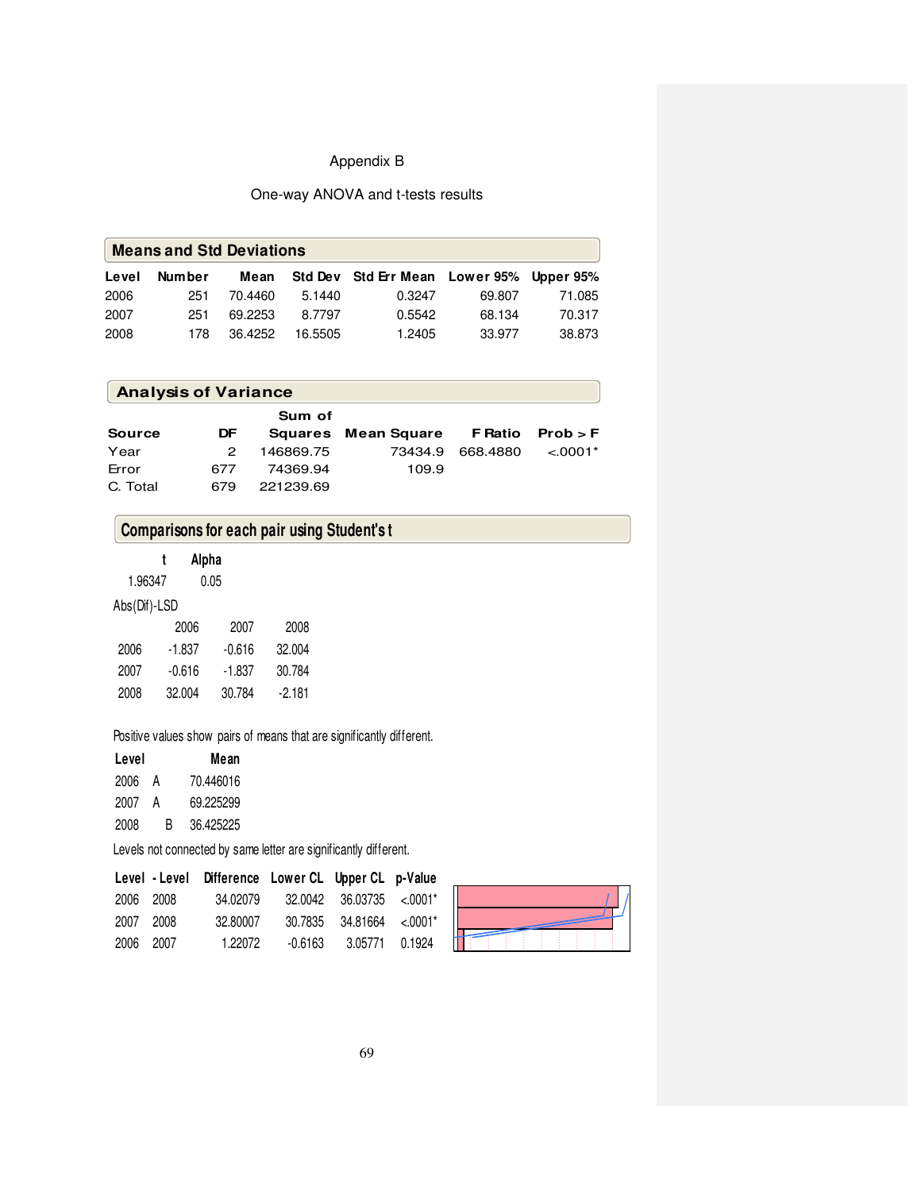Appendix B

One-way ANOVA and t-tests results

### Means and Std Deviations

| Level | Number | Mean | Std Dev | Std Err Mean | Lower 95% | Upper 95% |
|---|---|---|---|---|---|---|
| 2006 | 251 | 70.4460 | 5.1440 | 0.3247 | 69.807 | 71.085 |
| 2007 | 251 | 69.2253 | 8.7797 | 0.5542 | 68.134 | 70.317 |
| 2008 | 178 | 36.4252 | 16.5505 | 1.2405 | 33.977 | 38.873 |

### Analysis of Variance

| Source | DF | Sum of Squares | Mean Square | F Ratio | Prob > F |
|---|---|---|---|---|---|
| Year | 2 | 146869.75 | 73434.9 | 668.4880 | <.0001* |
| Error | 677 | 74369.94 | 109.9 | | |
| C. Total | 679 | 221239.69 | | | |

### Comparisons for each pair using Student's t

| t | Alpha |
|---|---|
| 1.96347 | 0.05 |

Abs(Dif)-LSD

| | 2006 | 2007 | 2008 |
|---|---|---|---|
| 2006 | -1.837 | -0.616 | 32.004 |
| 2007 | -0.616 | -1.837 | 30.784 |
| 2008 | 32.004 | 30.784 | -2.181 |

Positive values show pairs of means that are significantly different.

| Level | | | Mean |
|---|---|---|---|
| 2006 | A | | 70.446016 |
| 2007 | A | | 69.225299 |
| 2008 | | B | 36.425225 |

Levels not connected by same letter are significantly different.

| Level | - Level | Difference | Lower CL | Upper CL | p-Value |
|---|---|---|---|---|---|
| 2006 | 2008 | 34.02079 | 32.0042 | 36.03735 | <.0001* |
| 2007 | 2008 | 32.80007 | 30.7835 | 34.81664 | <.0001* |
| 2006 | 2007 | 1.22072 | -0.6163 | 3.05771 | 0.1924 |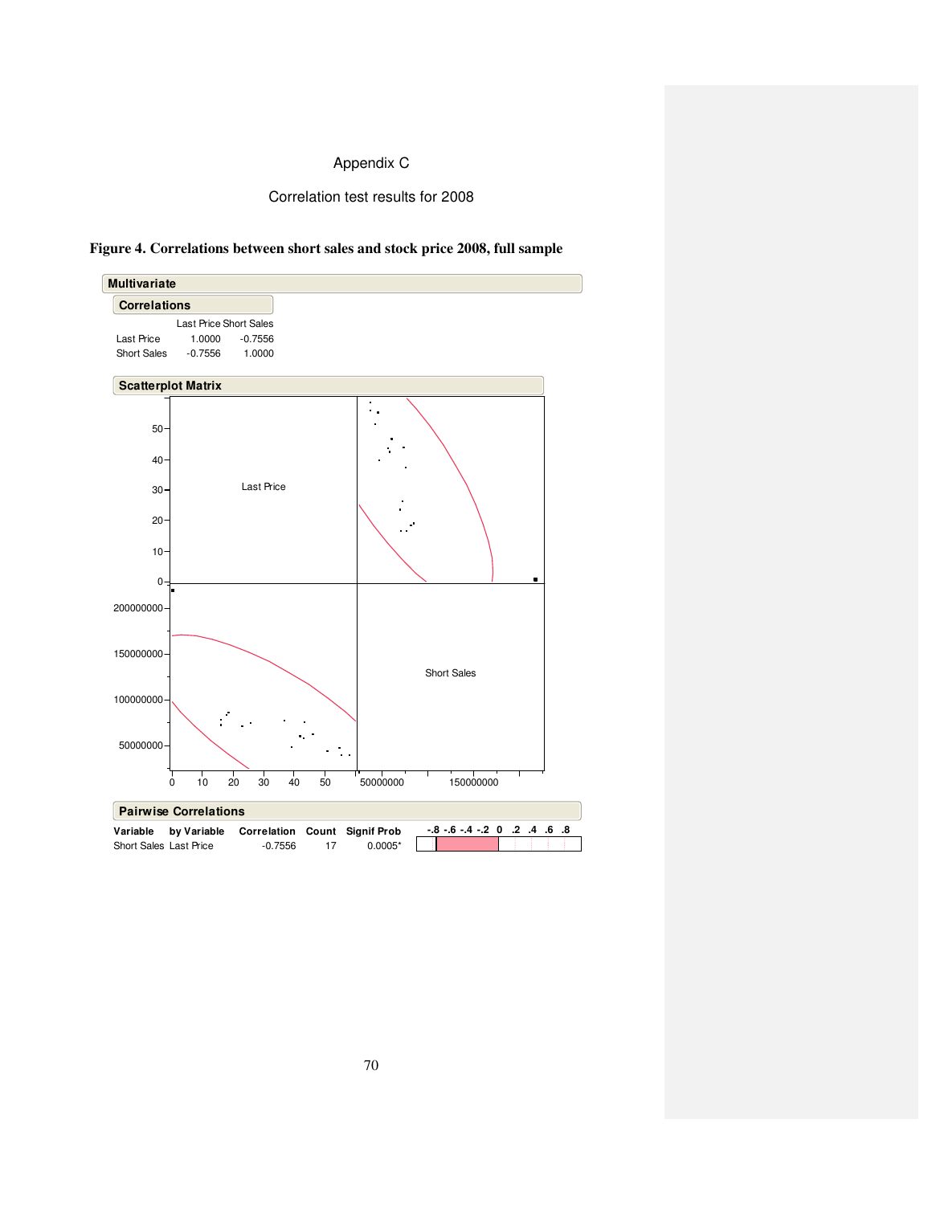Appendix C

Correlation test results for 2008

**Figure 4. Correlations between short sales and stock price 2008, full sample**

**Multivariate**

**Correlations**

| | Last Price | Short Sales |
|---|---|---|
| Last Price | 1.0000 | -0.7556 |
| Short Sales | -0.7556 | 1.0000 |

**Scatterplot Matrix**

**Pairwise Correlations**

| Variable | by Variable | Correlation | Count | Signif Prob |
|---|---|---|---|---|
| Short Sales | Last Price | -0.7556 | 17 | 0.0005* |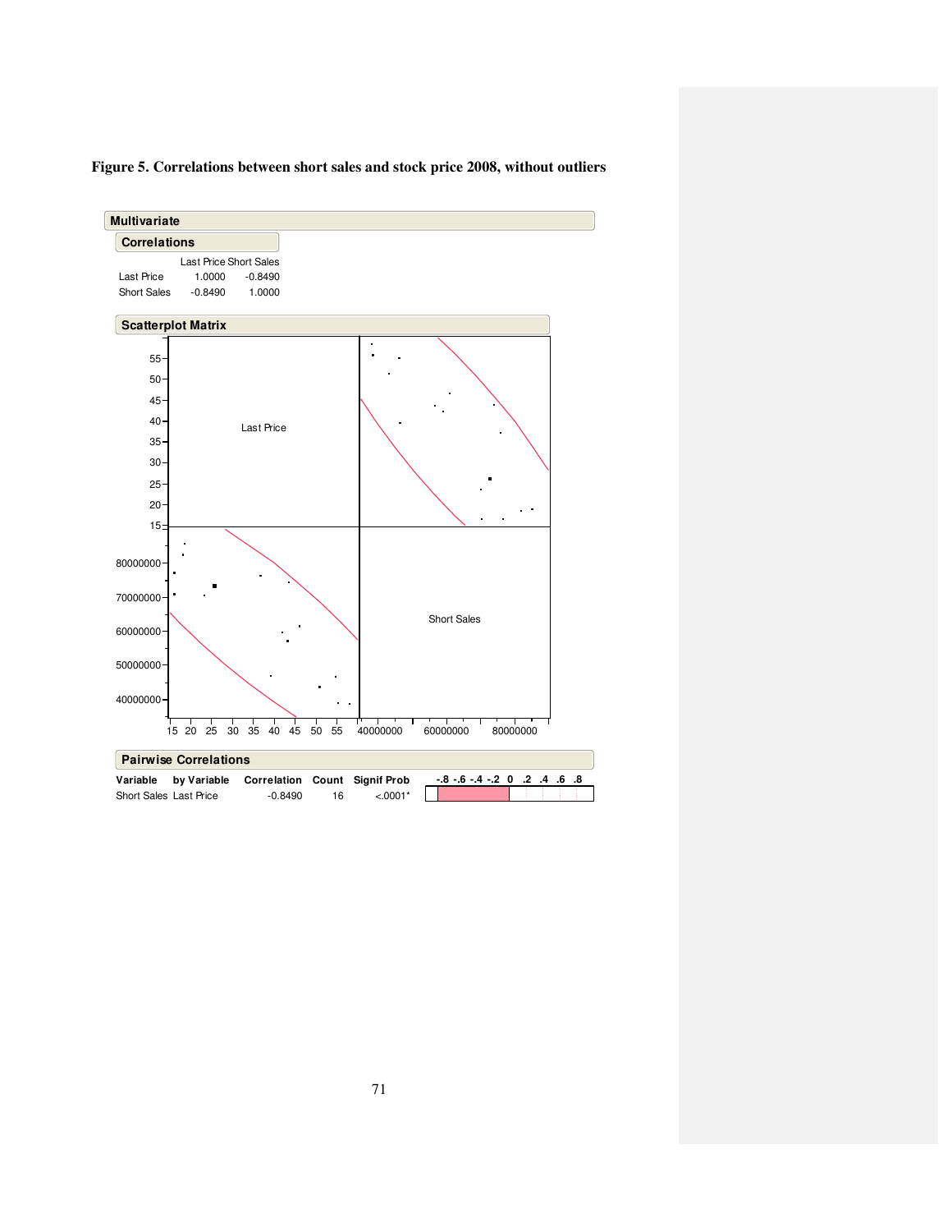**Figure 5. Correlations between short sales and stock price 2008, without outliers**

**Multivariate**

**Correlations**

| | Last Price | Short Sales |
|---|---|---|
| Last Price | 1.0000 | -0.8490 |
| Short Sales | -0.8490 | 1.0000 |

**Scatterplot Matrix**

**Pairwise Correlations**

| Variable | by Variable | Correlation | Count | Signif Prob |
|---|---|---|---|---|
| Short Sales | Last Price | -0.8490 | 16 | <.0001* |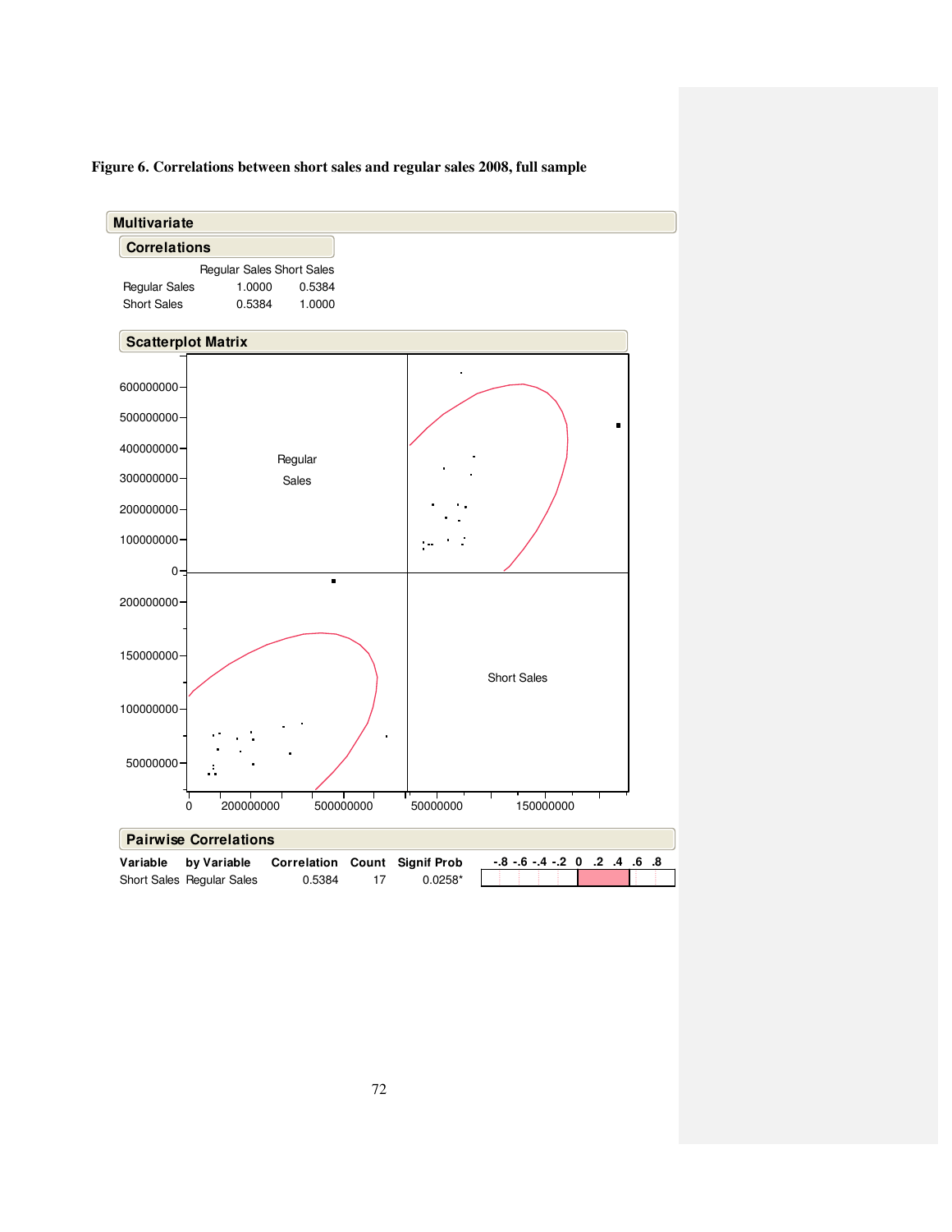**Figure 6. Correlations between short sales and regular sales 2008, full sample**

## Multivariate

### Correlations

| | Regular Sales | Short Sales |
|---|---|---|
| Regular Sales | 1.0000 | 0.5384 |
| Short Sales | 0.5384 | 1.0000 |

### Scatterplot Matrix

### Pairwise Correlations

| Variable | by Variable | Correlation | Count | Signif Prob |
|---|---|---|---|---|
| Short Sales | Regular Sales | 0.5384 | 17 | 0.0258* |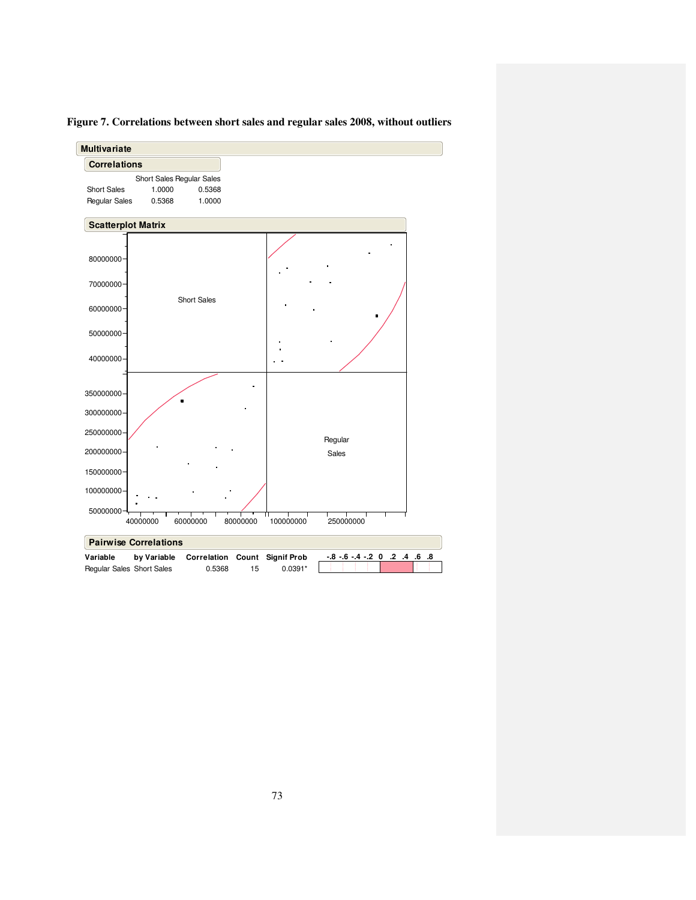**Figure 7. Correlations between short sales and regular sales 2008, without outliers**

**Multivariate**

**Correlations**

| | Short Sales | Regular Sales |
|---|---|---|
| Short Sales | 1.0000 | 0.5368 |
| Regular Sales | 0.5368 | 1.0000 |

**Scatterplot Matrix**

**Pairwise Correlations**

| Variable | by Variable | Correlation | Count | Signif Prob |
|---|---|---|---|---|
| Regular Sales | Short Sales | 0.5368 | 15 | 0.0391* |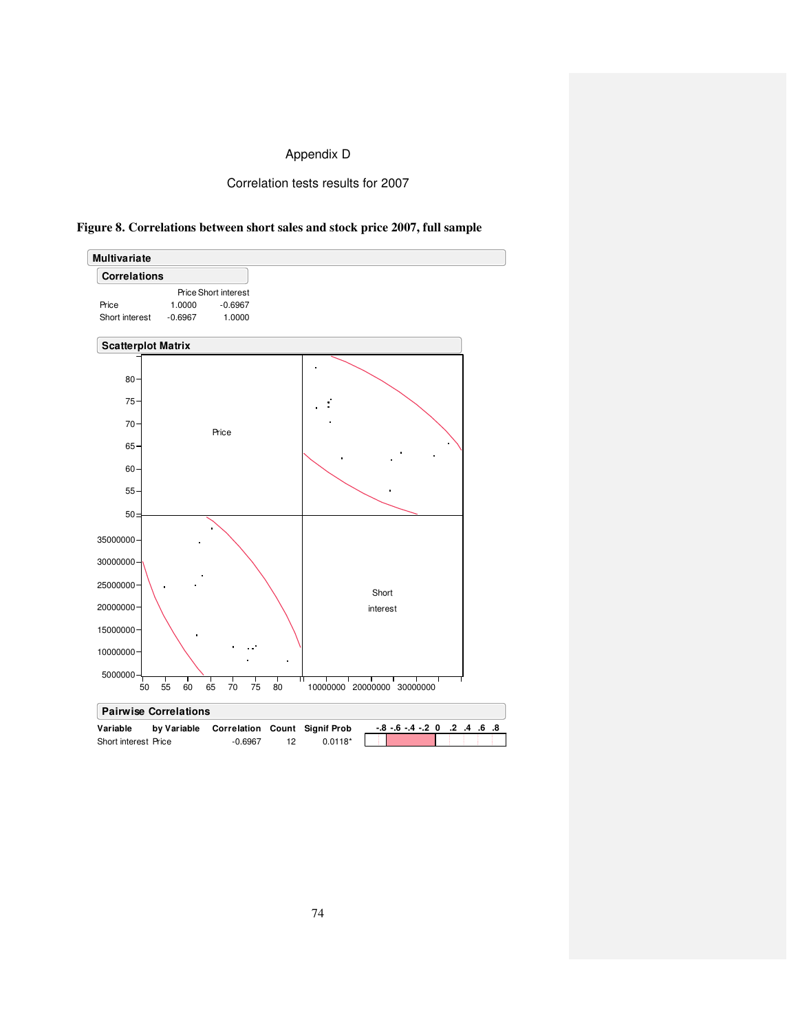Appendix D

Correlation tests results for 2007

**Figure 8. Correlations between short sales and stock price 2007, full sample**

**Multivariate**

**Correlations**

| | Price | Short interest |
|---|---|---|
| Price | 1.0000 | -0.6967 |
| Short interest | -0.6967 | 1.0000 |

**Scatterplot Matrix**

**Pairwise Correlations**

| Variable | by Variable | Correlation | Count | Signif Prob |
|---|---|---|---|---|
| Short interest | Price | -0.6967 | 12 | 0.0118* |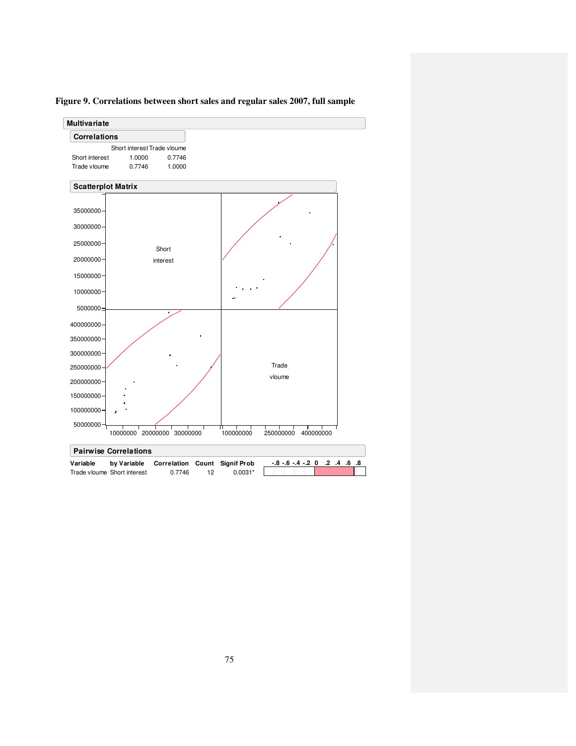**Figure 9. Correlations between short sales and regular sales 2007, full sample**

**Multivariate**

**Correlations**

| | Short interest | Trade vloume |
|---|---|---|
| Short interest | 1.0000 | 0.7746 |
| Trade vloume | 0.7746 | 1.0000 |

**Scatterplot Matrix**

**Pairwise Correlations**

| Variable | by Variable | Correlation | Count | Signif Prob |
|---|---|---|---|---|
| Trade vloume | Short interest | 0.7746 | 12 | 0.0031* |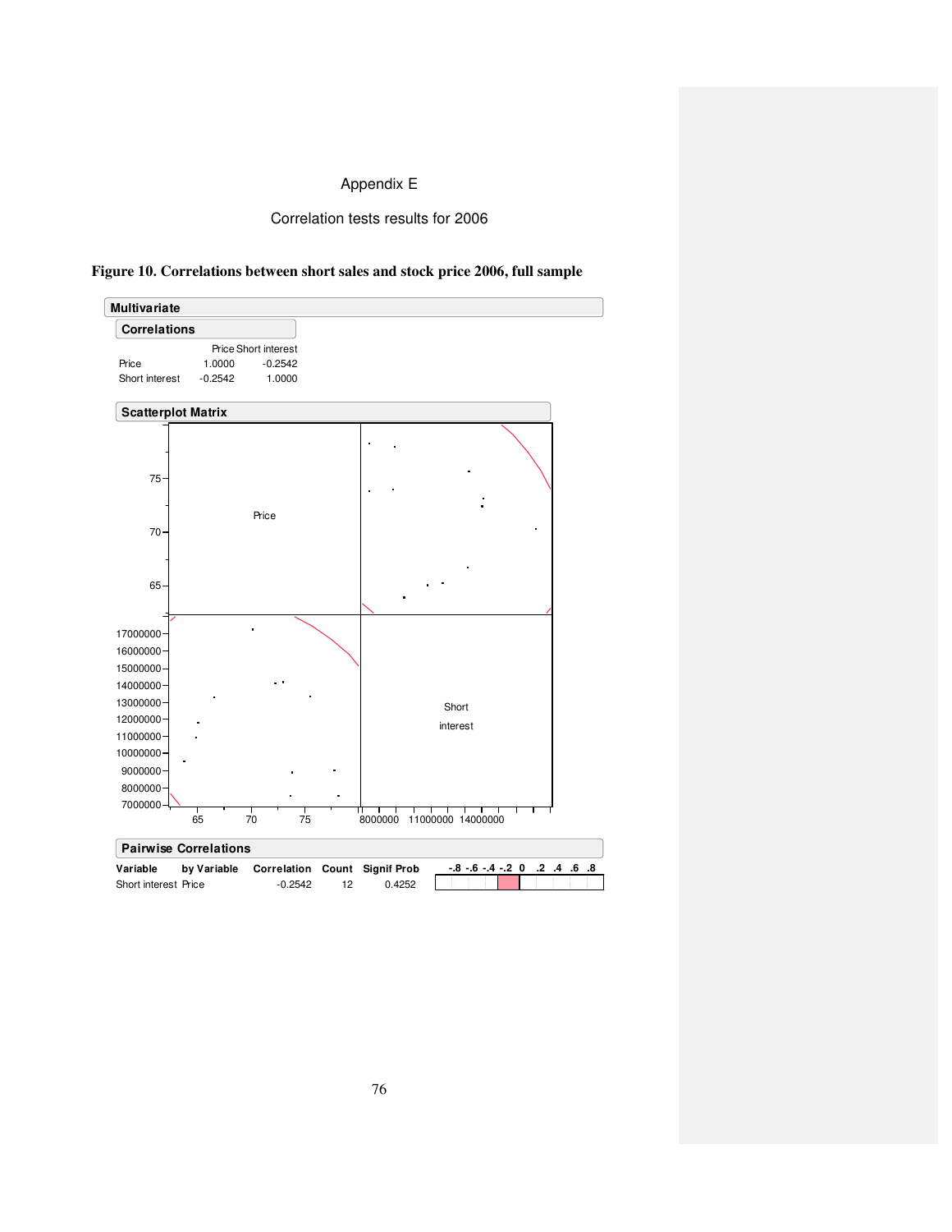# Appendix E

## Correlation tests results for 2006

**Figure 10. Correlations between short sales and stock price 2006, full sample**

**Multivariate**

**Correlations**

| | Price | Short interest |
|---|---|---|
| Price | 1.0000 | -0.2542 |
| Short interest | -0.2542 | 1.0000 |

**Scatterplot Matrix**

**Pairwise Correlations**

| Variable | by Variable | Correlation | Count | Signif Prob |
|---|---|---|---|---|
| Short interest | Price | -0.2542 | 12 | 0.4252 |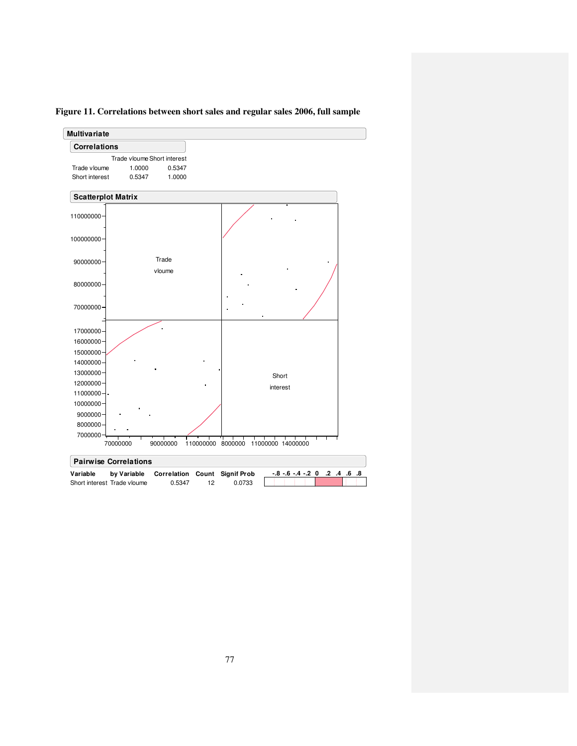**Figure 11. Correlations between short sales and regular sales 2006, full sample**

**Multivariate**

**Correlations**

| | Trade vloume | Short interest |
|---|---|---|
| Trade vloume | 1.0000 | 0.5347 |
| Short interest | 0.5347 | 1.0000 |

**Scatterplot Matrix**

Trade vloume

Short interest

110000000
100000000
90000000
80000000
70000000

17000000
16000000
15000000
14000000
13000000
12000000
11000000
10000000
9000000
8000000
7000000

70000000 90000000 110000000 8000000 11000000 14000000

**Pairwise Correlations**

| Variable | by Variable | Correlation | Count | Signif Prob | -.8 -.6 -.4 -.2 0 .2 .4 .6 .8 |
|---|---|---|---|---|---|
| Short interest | Trade vloume | 0.5347 | 12 | 0.0733 | |